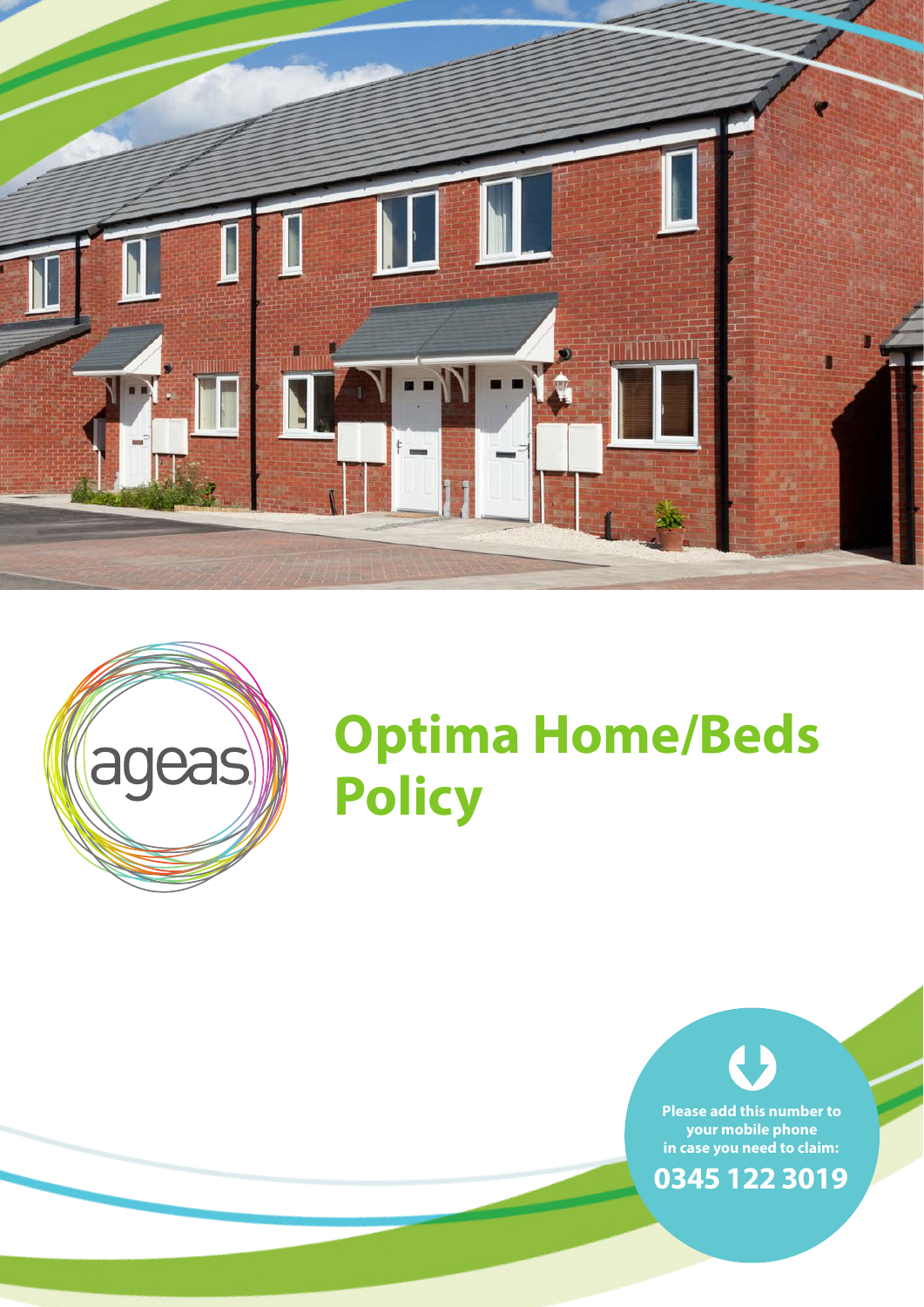ageas

# Optima Home/Beds Policy

**Please add this number to your mobile phone in case you need to claim:**

**0345 122 3019**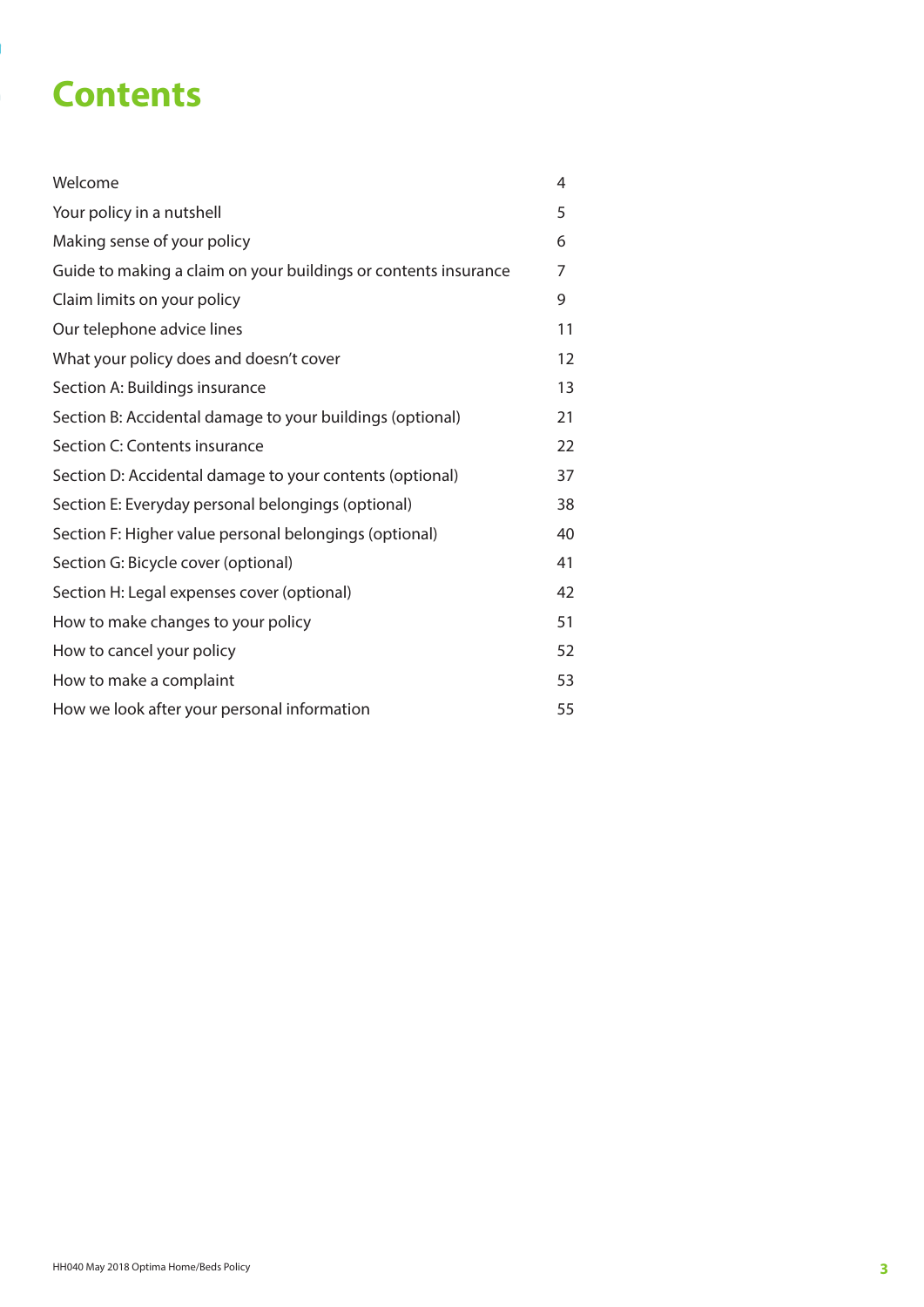# Contents

| | |
|---|---|
| Welcome | 4 |
| Your policy in a nutshell | 5 |
| Making sense of your policy | 6 |
| Guide to making a claim on your buildings or contents insurance | 7 |
| Claim limits on your policy | 9 |
| Our telephone advice lines | 11 |
| What your policy does and doesn't cover | 12 |
| Section A: Buildings insurance | 13 |
| Section B: Accidental damage to your buildings (optional) | 21 |
| Section C: Contents insurance | 22 |
| Section D: Accidental damage to your contents (optional) | 37 |
| Section E: Everyday personal belongings (optional) | 38 |
| Section F: Higher value personal belongings (optional) | 40 |
| Section G: Bicycle cover (optional) | 41 |
| Section H: Legal expenses cover (optional) | 42 |
| How to make changes to your policy | 51 |
| How to cancel your policy | 52 |
| How to make a complaint | 53 |
| How we look after your personal information | 55 |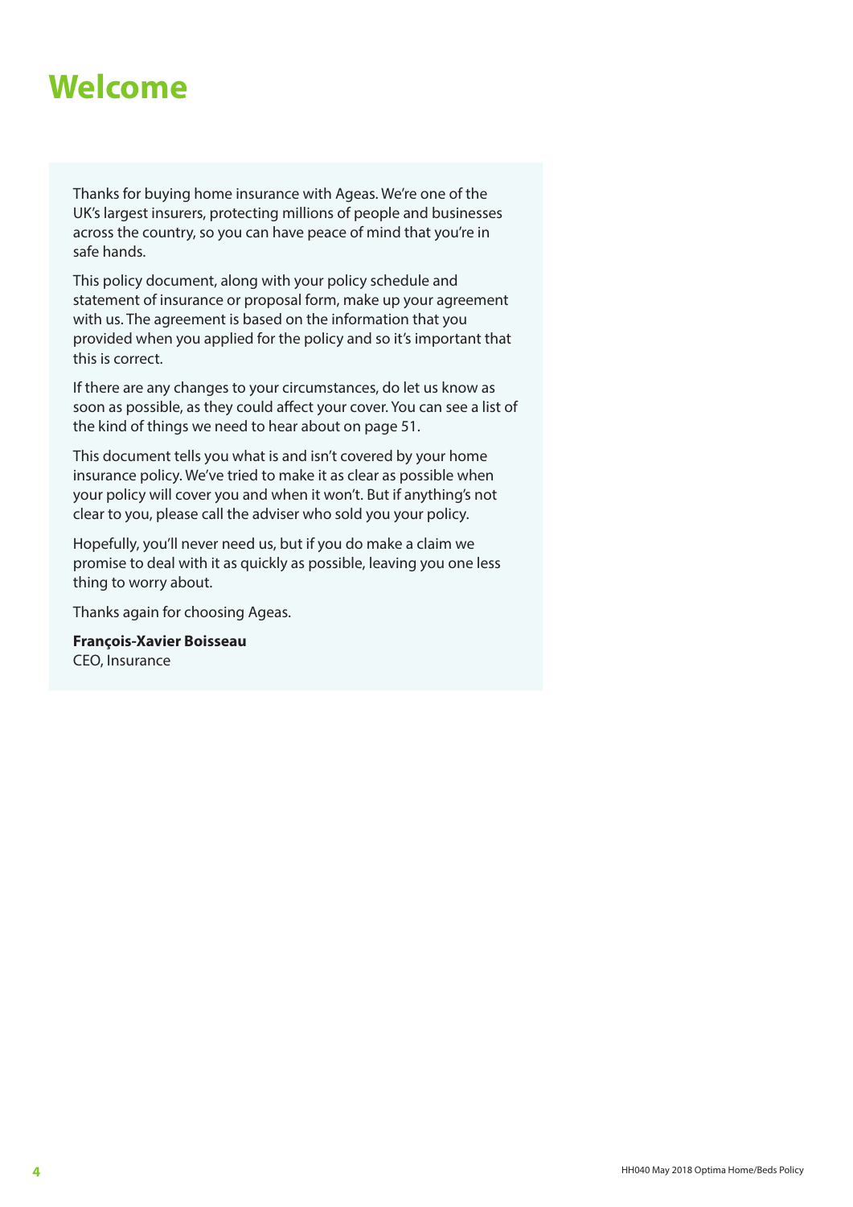# Welcome

Thanks for buying home insurance with Ageas. We're one of the UK's largest insurers, protecting millions of people and businesses across the country, so you can have peace of mind that you're in safe hands.

This policy document, along with your policy schedule and statement of insurance or proposal form, make up your agreement with us. The agreement is based on the information that you provided when you applied for the policy and so it's important that this is correct.

If there are any changes to your circumstances, do let us know as soon as possible, as they could affect your cover. You can see a list of the kind of things we need to hear about on page 51.

This document tells you what is and isn't covered by your home insurance policy. We've tried to make it as clear as possible when your policy will cover you and when it won't. But if anything's not clear to you, please call the adviser who sold you your policy.

Hopefully, you'll never need us, but if you do make a claim we promise to deal with it as quickly as possible, leaving you one less thing to worry about.

Thanks again for choosing Ageas.

**François-Xavier Boisseau**
CEO, Insurance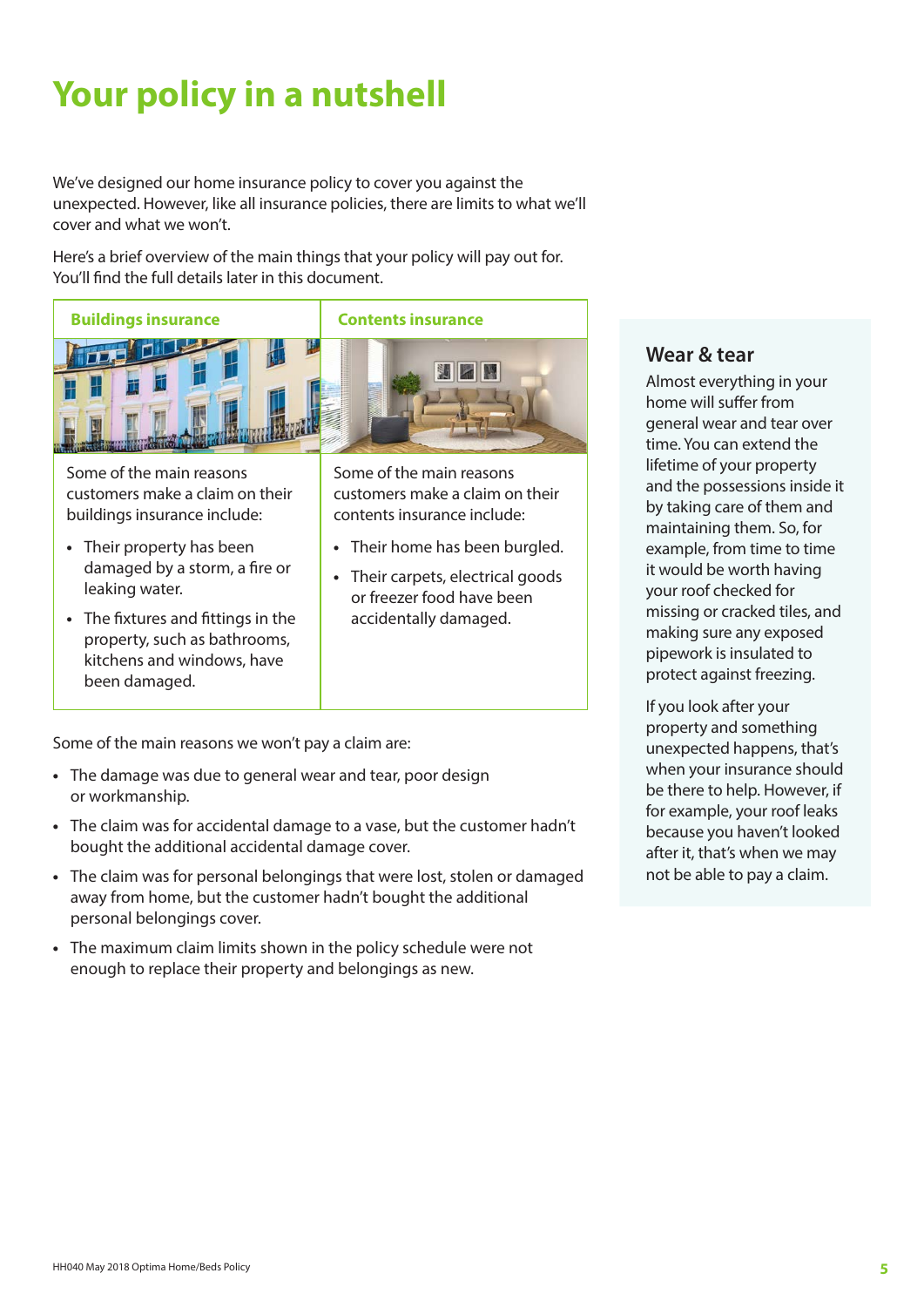# Your policy in a nutshell

We've designed our home insurance policy to cover you against the unexpected. However, like all insurance policies, there are limits to what we'll cover and what we won't.

Here's a brief overview of the main things that your policy will pay out for. You'll find the full details later in this document.

| Buildings insurance | Contents insurance |
| --- | --- |
| Some of the main reasons customers make a claim on their buildings insurance include:<br>• Their property has been damaged by a storm, a fire or leaking water.<br>• The fixtures and fittings in the property, such as bathrooms, kitchens and windows, have been damaged. | Some of the main reasons customers make a claim on their contents insurance include:<br>• Their home has been burgled.<br>• Their carpets, electrical goods or freezer food have been accidentally damaged. |

Some of the main reasons we won't pay a claim are:

- The damage was due to general wear and tear, poor design or workmanship.
- The claim was for accidental damage to a vase, but the customer hadn't bought the additional accidental damage cover.
- The claim was for personal belongings that were lost, stolen or damaged away from home, but the customer hadn't bought the additional personal belongings cover.
- The maximum claim limits shown in the policy schedule were not enough to replace their property and belongings as new.

## Wear & tear

Almost everything in your home will suffer from general wear and tear over time. You can extend the lifetime of your property and the possessions inside it by taking care of them and maintaining them. So, for example, from time to time it would be worth having your roof checked for missing or cracked tiles, and making sure any exposed pipework is insulated to protect against freezing.

If you look after your property and something unexpected happens, that's when your insurance should be there to help. However, if for example, your roof leaks because you haven't looked after it, that's when we may not be able to pay a claim.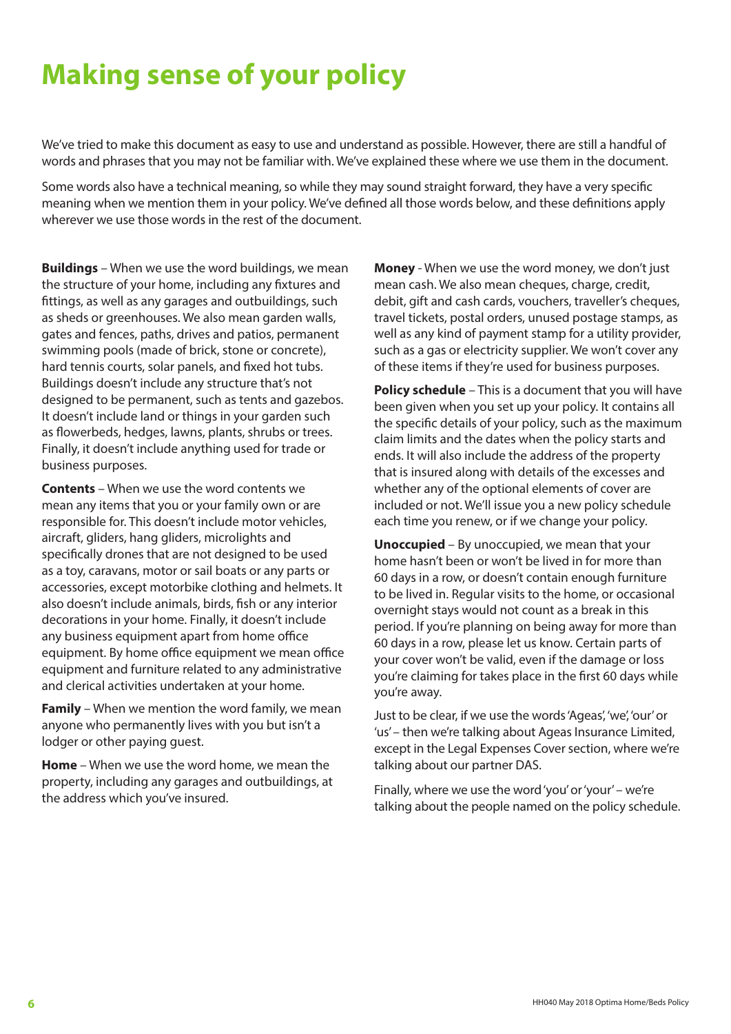# Making sense of your policy

We've tried to make this document as easy to use and understand as possible. However, there are still a handful of words and phrases that you may not be familiar with. We've explained these where we use them in the document.

Some words also have a technical meaning, so while they may sound straight forward, they have a very specific meaning when we mention them in your policy. We've defined all those words below, and these definitions apply wherever we use those words in the rest of the document.

**Buildings** – When we use the word buildings, we mean the structure of your home, including any fixtures and fittings, as well as any garages and outbuildings, such as sheds or greenhouses. We also mean garden walls, gates and fences, paths, drives and patios, permanent swimming pools (made of brick, stone or concrete), hard tennis courts, solar panels, and fixed hot tubs. Buildings doesn't include any structure that's not designed to be permanent, such as tents and gazebos. It doesn't include land or things in your garden such as flowerbeds, hedges, lawns, plants, shrubs or trees. Finally, it doesn't include anything used for trade or business purposes.

**Contents** – When we use the word contents we mean any items that you or your family own or are responsible for. This doesn't include motor vehicles, aircraft, gliders, hang gliders, microlights and specifically drones that are not designed to be used as a toy, caravans, motor or sail boats or any parts or accessories, except motorbike clothing and helmets. It also doesn't include animals, birds, fish or any interior decorations in your home. Finally, it doesn't include any business equipment apart from home office equipment. By home office equipment we mean office equipment and furniture related to any administrative and clerical activities undertaken at your home.

**Family** – When we mention the word family, we mean anyone who permanently lives with you but isn't a lodger or other paying guest.

**Home** – When we use the word home, we mean the property, including any garages and outbuildings, at the address which you've insured.

**Money** - When we use the word money, we don't just mean cash. We also mean cheques, charge, credit, debit, gift and cash cards, vouchers, traveller's cheques, travel tickets, postal orders, unused postage stamps, as well as any kind of payment stamp for a utility provider, such as a gas or electricity supplier. We won't cover any of these items if they're used for business purposes.

**Policy schedule** – This is a document that you will have been given when you set up your policy. It contains all the specific details of your policy, such as the maximum claim limits and the dates when the policy starts and ends. It will also include the address of the property that is insured along with details of the excesses and whether any of the optional elements of cover are included or not. We'll issue you a new policy schedule each time you renew, or if we change your policy.

**Unoccupied** – By unoccupied, we mean that your home hasn't been or won't be lived in for more than 60 days in a row, or doesn't contain enough furniture to be lived in. Regular visits to the home, or occasional overnight stays would not count as a break in this period. If you're planning on being away for more than 60 days in a row, please let us know. Certain parts of your cover won't be valid, even if the damage or loss you're claiming for takes place in the first 60 days while you're away.

Just to be clear, if we use the words 'Ageas', 'we', 'our' or 'us' – then we're talking about Ageas Insurance Limited, except in the Legal Expenses Cover section, where we're talking about our partner DAS.

Finally, where we use the word 'you' or 'your' – we're talking about the people named on the policy schedule.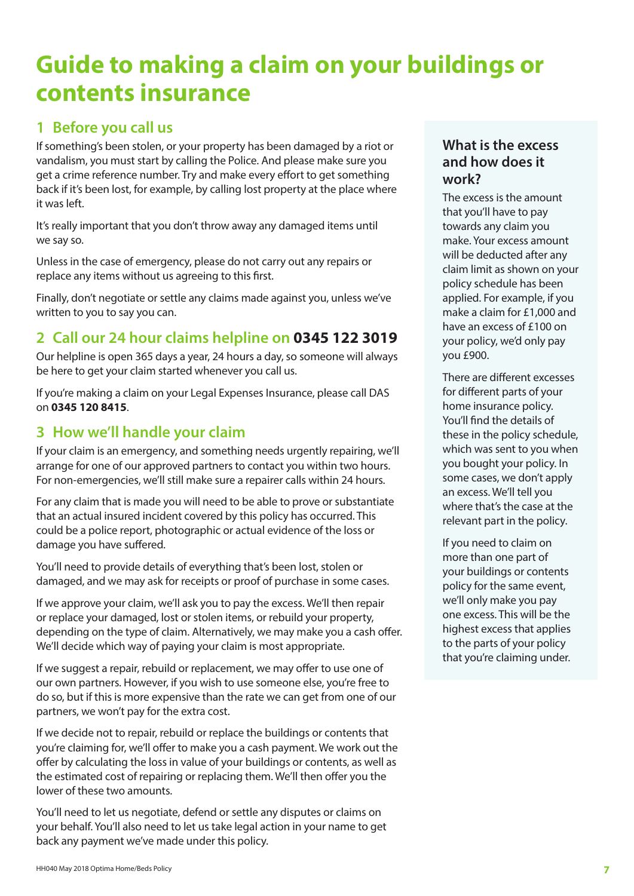# Guide to making a claim on your buildings or contents insurance

## 1 Before you call us

If something's been stolen, or your property has been damaged by a riot or vandalism, you must start by calling the Police. And please make sure you get a crime reference number. Try and make every effort to get something back if it's been lost, for example, by calling lost property at the place where it was left.

It's really important that you don't throw away any damaged items until we say so.

Unless in the case of emergency, please do not carry out any repairs or replace any items without us agreeing to this first.

Finally, don't negotiate or settle any claims made against you, unless we've written to you to say you can.

## 2 Call our 24 hour claims helpline on **0345 122 3019**

Our helpline is open 365 days a year, 24 hours a day, so someone will always be here to get your claim started whenever you call us.

If you're making a claim on your Legal Expenses Insurance, please call DAS on **0345 120 8415**.

## 3 How we'll handle your claim

If your claim is an emergency, and something needs urgently repairing, we'll arrange for one of our approved partners to contact you within two hours. For non-emergencies, we'll still make sure a repairer calls within 24 hours.

For any claim that is made you will need to be able to prove or substantiate that an actual insured incident covered by this policy has occurred. This could be a police report, photographic or actual evidence of the loss or damage you have suffered.

You'll need to provide details of everything that's been lost, stolen or damaged, and we may ask for receipts or proof of purchase in some cases.

If we approve your claim, we'll ask you to pay the excess. We'll then repair or replace your damaged, lost or stolen items, or rebuild your property, depending on the type of claim. Alternatively, we may make you a cash offer. We'll decide which way of paying your claim is most appropriate.

If we suggest a repair, rebuild or replacement, we may offer to use one of our own partners. However, if you wish to use someone else, you're free to do so, but if this is more expensive than the rate we can get from one of our partners, we won't pay for the extra cost.

If we decide not to repair, rebuild or replace the buildings or contents that you're claiming for, we'll offer to make you a cash payment. We work out the offer by calculating the loss in value of your buildings or contents, as well as the estimated cost of repairing or replacing them. We'll then offer you the lower of these two amounts.

You'll need to let us negotiate, defend or settle any disputes or claims on your behalf. You'll also need to let us take legal action in your name to get back any payment we've made under this policy.

### What is the excess and how does it work?

The excess is the amount that you'll have to pay towards any claim you make. Your excess amount will be deducted after any claim limit as shown on your policy schedule has been applied. For example, if you make a claim for £1,000 and have an excess of £100 on your policy, we'd only pay you £900.

There are different excesses for different parts of your home insurance policy. You'll find the details of these in the policy schedule, which was sent to you when you bought your policy. In some cases, we don't apply an excess. We'll tell you where that's the case at the relevant part in the policy.

If you need to claim on more than one part of your buildings or contents policy for the same event, we'll only make you pay one excess. This will be the highest excess that applies to the parts of your policy that you're claiming under.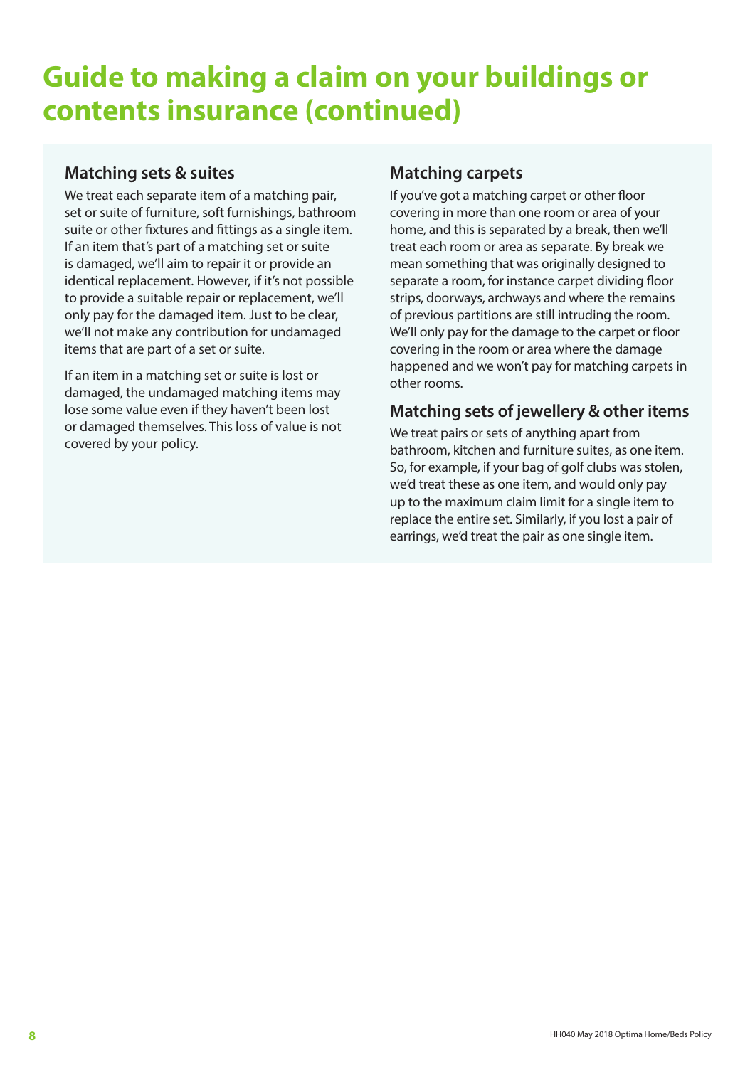# Guide to making a claim on your buildings or contents insurance (continued)

## Matching sets & suites

We treat each separate item of a matching pair, set or suite of furniture, soft furnishings, bathroom suite or other fixtures and fittings as a single item. If an item that's part of a matching set or suite is damaged, we'll aim to repair it or provide an identical replacement. However, if it's not possible to provide a suitable repair or replacement, we'll only pay for the damaged item. Just to be clear, we'll not make any contribution for undamaged items that are part of a set or suite.

If an item in a matching set or suite is lost or damaged, the undamaged matching items may lose some value even if they haven't been lost or damaged themselves. This loss of value is not covered by your policy.

## Matching carpets

If you've got a matching carpet or other floor covering in more than one room or area of your home, and this is separated by a break, then we'll treat each room or area as separate. By break we mean something that was originally designed to separate a room, for instance carpet dividing floor strips, doorways, archways and where the remains of previous partitions are still intruding the room. We'll only pay for the damage to the carpet or floor covering in the room or area where the damage happened and we won't pay for matching carpets in other rooms.

## Matching sets of jewellery & other items

We treat pairs or sets of anything apart from bathroom, kitchen and furniture suites, as one item. So, for example, if your bag of golf clubs was stolen, we'd treat these as one item, and would only pay up to the maximum claim limit for a single item to replace the entire set. Similarly, if you lost a pair of earrings, we'd treat the pair as one single item.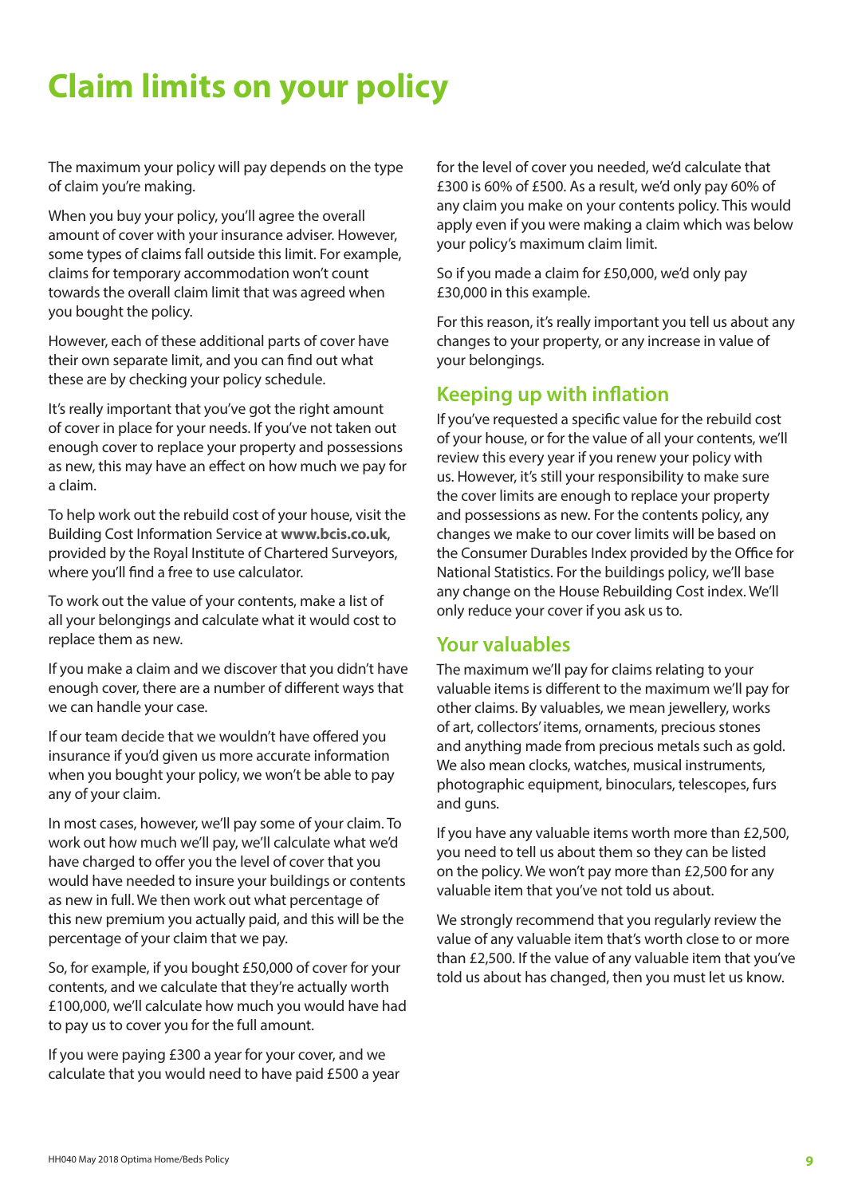# Claim limits on your policy

The maximum your policy will pay depends on the type of claim you're making.

When you buy your policy, you'll agree the overall amount of cover with your insurance adviser. However, some types of claims fall outside this limit. For example, claims for temporary accommodation won't count towards the overall claim limit that was agreed when you bought the policy.

However, each of these additional parts of cover have their own separate limit, and you can find out what these are by checking your policy schedule.

It's really important that you've got the right amount of cover in place for your needs. If you've not taken out enough cover to replace your property and possessions as new, this may have an effect on how much we pay for a claim.

To help work out the rebuild cost of your house, visit the Building Cost Information Service at **www.bcis.co.uk**, provided by the Royal Institute of Chartered Surveyors, where you'll find a free to use calculator.

To work out the value of your contents, make a list of all your belongings and calculate what it would cost to replace them as new.

If you make a claim and we discover that you didn't have enough cover, there are a number of different ways that we can handle your case.

If our team decide that we wouldn't have offered you insurance if you'd given us more accurate information when you bought your policy, we won't be able to pay any of your claim.

In most cases, however, we'll pay some of your claim. To work out how much we'll pay, we'll calculate what we'd have charged to offer you the level of cover that you would have needed to insure your buildings or contents as new in full. We then work out what percentage of this new premium you actually paid, and this will be the percentage of your claim that we pay.

So, for example, if you bought £50,000 of cover for your contents, and we calculate that they're actually worth £100,000, we'll calculate how much you would have had to pay us to cover you for the full amount.

If you were paying £300 a year for your cover, and we calculate that you would need to have paid £500 a year for the level of cover you needed, we'd calculate that £300 is 60% of £500. As a result, we'd only pay 60% of any claim you make on your contents policy. This would apply even if you were making a claim which was below your policy's maximum claim limit.

So if you made a claim for £50,000, we'd only pay £30,000 in this example.

For this reason, it's really important you tell us about any changes to your property, or any increase in value of your belongings.

## Keeping up with inflation

If you've requested a specific value for the rebuild cost of your house, or for the value of all your contents, we'll review this every year if you renew your policy with us. However, it's still your responsibility to make sure the cover limits are enough to replace your property and possessions as new. For the contents policy, any changes we make to our cover limits will be based on the Consumer Durables Index provided by the Office for National Statistics. For the buildings policy, we'll base any change on the House Rebuilding Cost index. We'll only reduce your cover if you ask us to.

## Your valuables

The maximum we'll pay for claims relating to your valuable items is different to the maximum we'll pay for other claims. By valuables, we mean jewellery, works of art, collectors' items, ornaments, precious stones and anything made from precious metals such as gold. We also mean clocks, watches, musical instruments, photographic equipment, binoculars, telescopes, furs and guns.

If you have any valuable items worth more than £2,500, you need to tell us about them so they can be listed on the policy. We won't pay more than £2,500 for any valuable item that you've not told us about.

We strongly recommend that you regularly review the value of any valuable item that's worth close to or more than £2,500. If the value of any valuable item that you've told us about has changed, then you must let us know.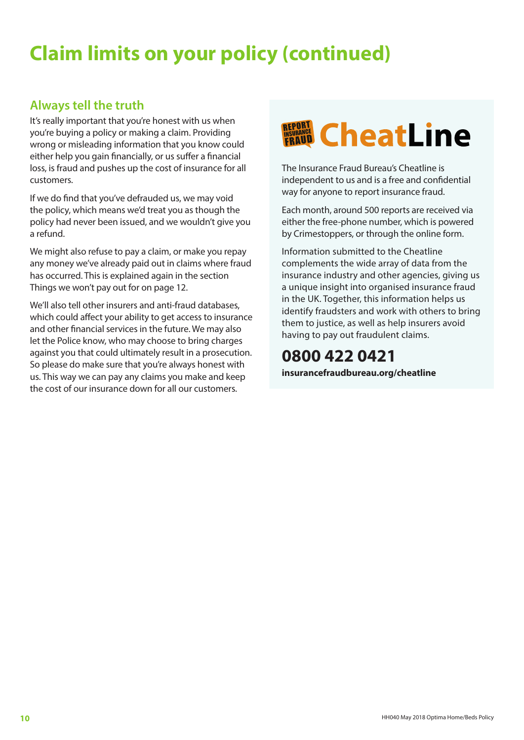# Claim limits on your policy (continued)

## Always tell the truth

It's really important that you're honest with us when you're buying a policy or making a claim. Providing wrong or misleading information that you know could either help you gain financially, or us suffer a financial loss, is fraud and pushes up the cost of insurance for all customers.

If we do find that you've defrauded us, we may void the policy, which means we'd treat you as though the policy had never been issued, and we wouldn't give you a refund.

We might also refuse to pay a claim, or make you repay any money we've already paid out in claims where fraud has occurred. This is explained again in the section Things we won't pay out for on page 12.

We'll also tell other insurers and anti-fraud databases, which could affect your ability to get access to insurance and other financial services in the future. We may also let the Police know, who may choose to bring charges against you that could ultimately result in a prosecution. So please do make sure that you're always honest with us. This way we can pay any claims you make and keep the cost of our insurance down for all our customers.

## REPORT INSURANCE FRAUD CheatLine

The Insurance Fraud Bureau's Cheatline is independent to us and is a free and confidential way for anyone to report insurance fraud.

Each month, around 500 reports are received via either the free-phone number, which is powered by Crimestoppers, or through the online form.

Information submitted to the Cheatline complements the wide array of data from the insurance industry and other agencies, giving us a unique insight into organised insurance fraud in the UK. Together, this information helps us identify fraudsters and work with others to bring them to justice, as well as help insurers avoid having to pay out fraudulent claims.

**0800 422 0421**

**insurancefraudbureau.org/cheatline**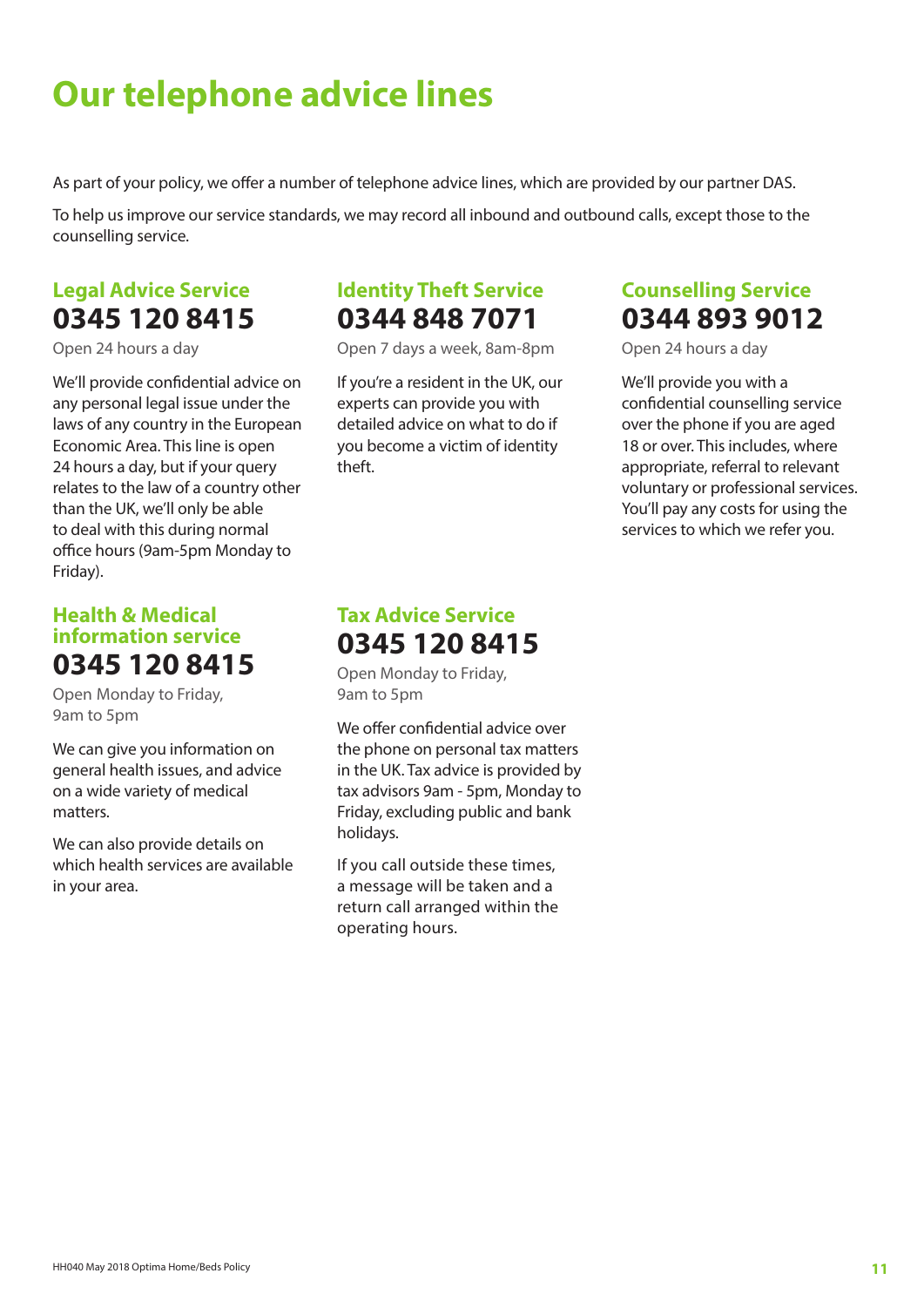# Our telephone advice lines

As part of your policy, we offer a number of telephone advice lines, which are provided by our partner DAS.

To help us improve our service standards, we may record all inbound and outbound calls, except those to the counselling service.

## Legal Advice Service

**0345 120 8415**

Open 24 hours a day

We'll provide confidential advice on any personal legal issue under the laws of any country in the European Economic Area. This line is open 24 hours a day, but if your query relates to the law of a country other than the UK, we'll only be able to deal with this during normal office hours (9am-5pm Monday to Friday).

## Identity Theft Service

**0344 848 7071**

Open 7 days a week, 8am-8pm

If you're a resident in the UK, our experts can provide you with detailed advice on what to do if you become a victim of identity theft.

## Counselling Service

**0344 893 9012**

Open 24 hours a day

We'll provide you with a confidential counselling service over the phone if you are aged 18 or over. This includes, where appropriate, referral to relevant voluntary or professional services. You'll pay any costs for using the services to which we refer you.

## Health & Medical information service

**0345 120 8415**

Open Monday to Friday, 9am to 5pm

We can give you information on general health issues, and advice on a wide variety of medical matters.

We can also provide details on which health services are available in your area.

## Tax Advice Service

**0345 120 8415**

Open Monday to Friday, 9am to 5pm

We offer confidential advice over the phone on personal tax matters in the UK. Tax advice is provided by tax advisors 9am - 5pm, Monday to Friday, excluding public and bank holidays.

If you call outside these times, a message will be taken and a return call arranged within the operating hours.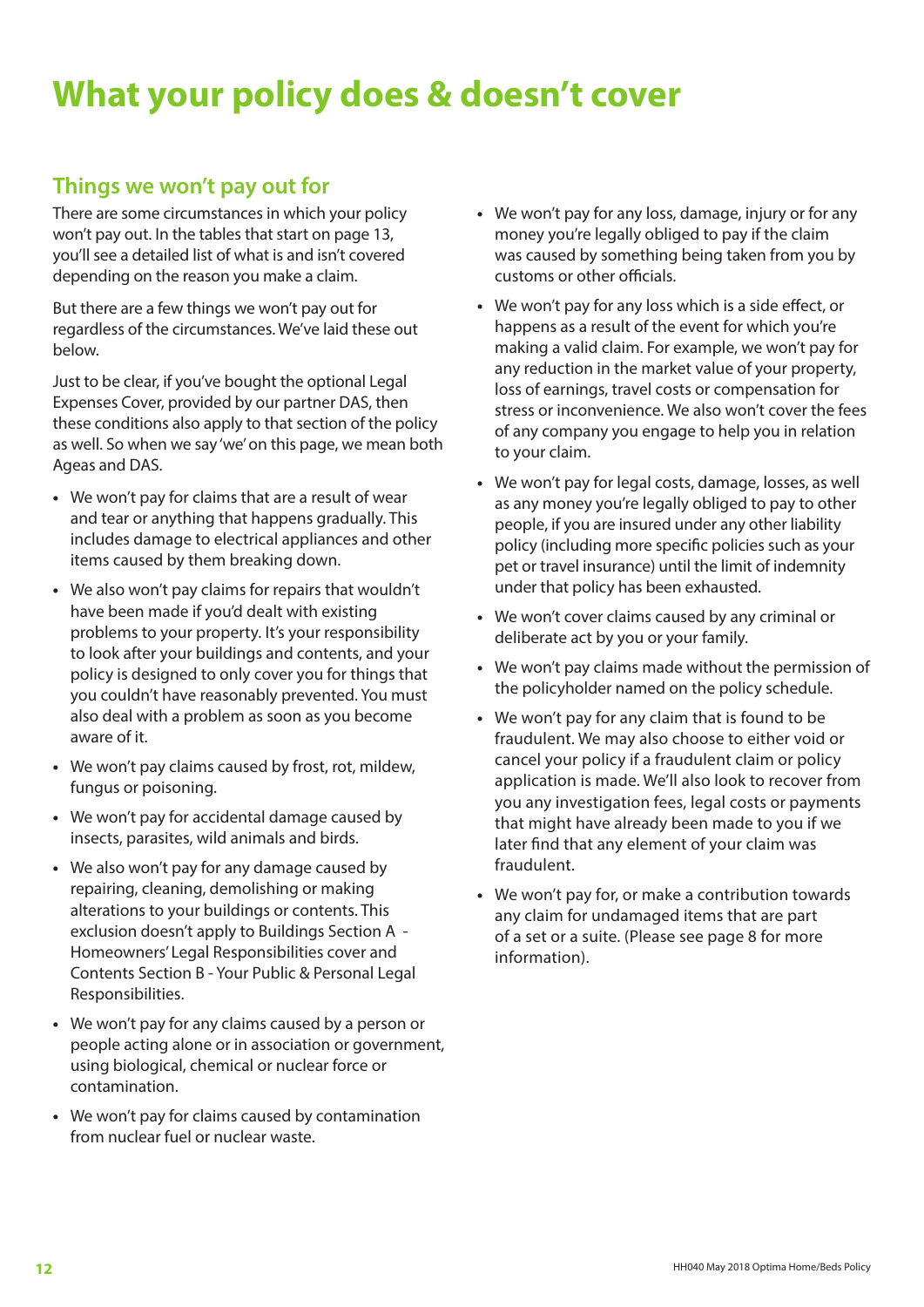# What your policy does & doesn't cover

## Things we won't pay out for

There are some circumstances in which your policy won't pay out. In the tables that start on page 13, you'll see a detailed list of what is and isn't covered depending on the reason you make a claim.

But there are a few things we won't pay out for regardless of the circumstances. We've laid these out below.

Just to be clear, if you've bought the optional Legal Expenses Cover, provided by our partner DAS, then these conditions also apply to that section of the policy as well. So when we say 'we' on this page, we mean both Ageas and DAS.

- We won't pay for claims that are a result of wear and tear or anything that happens gradually. This includes damage to electrical appliances and other items caused by them breaking down.
- We also won't pay claims for repairs that wouldn't have been made if you'd dealt with existing problems to your property. It's your responsibility to look after your buildings and contents, and your policy is designed to only cover you for things that you couldn't have reasonably prevented. You must also deal with a problem as soon as you become aware of it.
- We won't pay claims caused by frost, rot, mildew, fungus or poisoning.
- We won't pay for accidental damage caused by insects, parasites, wild animals and birds.
- We also won't pay for any damage caused by repairing, cleaning, demolishing or making alterations to your buildings or contents. This exclusion doesn't apply to Buildings Section A - Homeowners' Legal Responsibilities cover and Contents Section B - Your Public & Personal Legal Responsibilities.
- We won't pay for any claims caused by a person or people acting alone or in association or government, using biological, chemical or nuclear force or contamination.
- We won't pay for claims caused by contamination from nuclear fuel or nuclear waste.
- We won't pay for any loss, damage, injury or for any money you're legally obliged to pay if the claim was caused by something being taken from you by customs or other officials.
- We won't pay for any loss which is a side effect, or happens as a result of the event for which you're making a valid claim. For example, we won't pay for any reduction in the market value of your property, loss of earnings, travel costs or compensation for stress or inconvenience. We also won't cover the fees of any company you engage to help you in relation to your claim.
- We won't pay for legal costs, damage, losses, as well as any money you're legally obliged to pay to other people, if you are insured under any other liability policy (including more specific policies such as your pet or travel insurance) until the limit of indemnity under that policy has been exhausted.
- We won't cover claims caused by any criminal or deliberate act by you or your family.
- We won't pay claims made without the permission of the policyholder named on the policy schedule.
- We won't pay for any claim that is found to be fraudulent. We may also choose to either void or cancel your policy if a fraudulent claim or policy application is made. We'll also look to recover from you any investigation fees, legal costs or payments that might have already been made to you if we later find that any element of your claim was fraudulent.
- We won't pay for, or make a contribution towards any claim for undamaged items that are part of a set or a suite. (Please see page 8 for more information).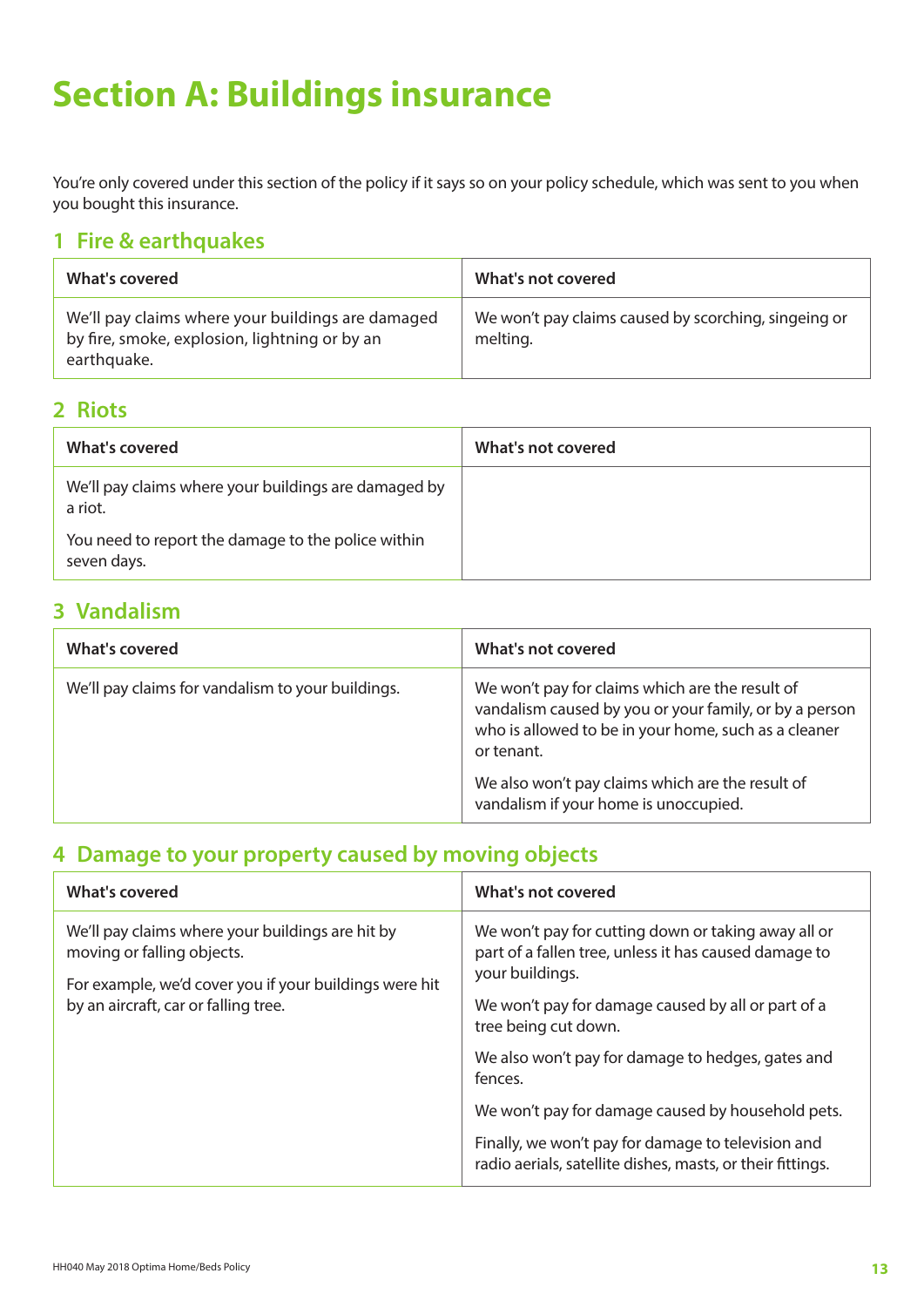# Section A: Buildings insurance

You're only covered under this section of the policy if it says so on your policy schedule, which was sent to you when you bought this insurance.

## 1 Fire & earthquakes

| What's covered | What's not covered |
|---|---|
| We'll pay claims where your buildings are damaged by fire, smoke, explosion, lightning or by an earthquake. | We won't pay claims caused by scorching, singeing or melting. |

## 2 Riots

| What's covered | What's not covered |
|---|---|
| We'll pay claims where your buildings are damaged by a riot.<br><br>You need to report the damage to the police within seven days. | |

## 3 Vandalism

| What's covered | What's not covered |
|---|---|
| We'll pay claims for vandalism to your buildings. | We won't pay for claims which are the result of vandalism caused by you or your family, or by a person who is allowed to be in your home, such as a cleaner or tenant.<br><br>We also won't pay claims which are the result of vandalism if your home is unoccupied. |

## 4 Damage to your property caused by moving objects

| What's covered | What's not covered |
|---|---|
| We'll pay claims where your buildings are hit by moving or falling objects.<br><br>For example, we'd cover you if your buildings were hit by an aircraft, car or falling tree. | We won't pay for cutting down or taking away all or part of a fallen tree, unless it has caused damage to your buildings.<br><br>We won't pay for damage caused by all or part of a tree being cut down.<br><br>We also won't pay for damage to hedges, gates and fences.<br><br>We won't pay for damage caused by household pets.<br><br>Finally, we won't pay for damage to television and radio aerials, satellite dishes, masts, or their fittings. |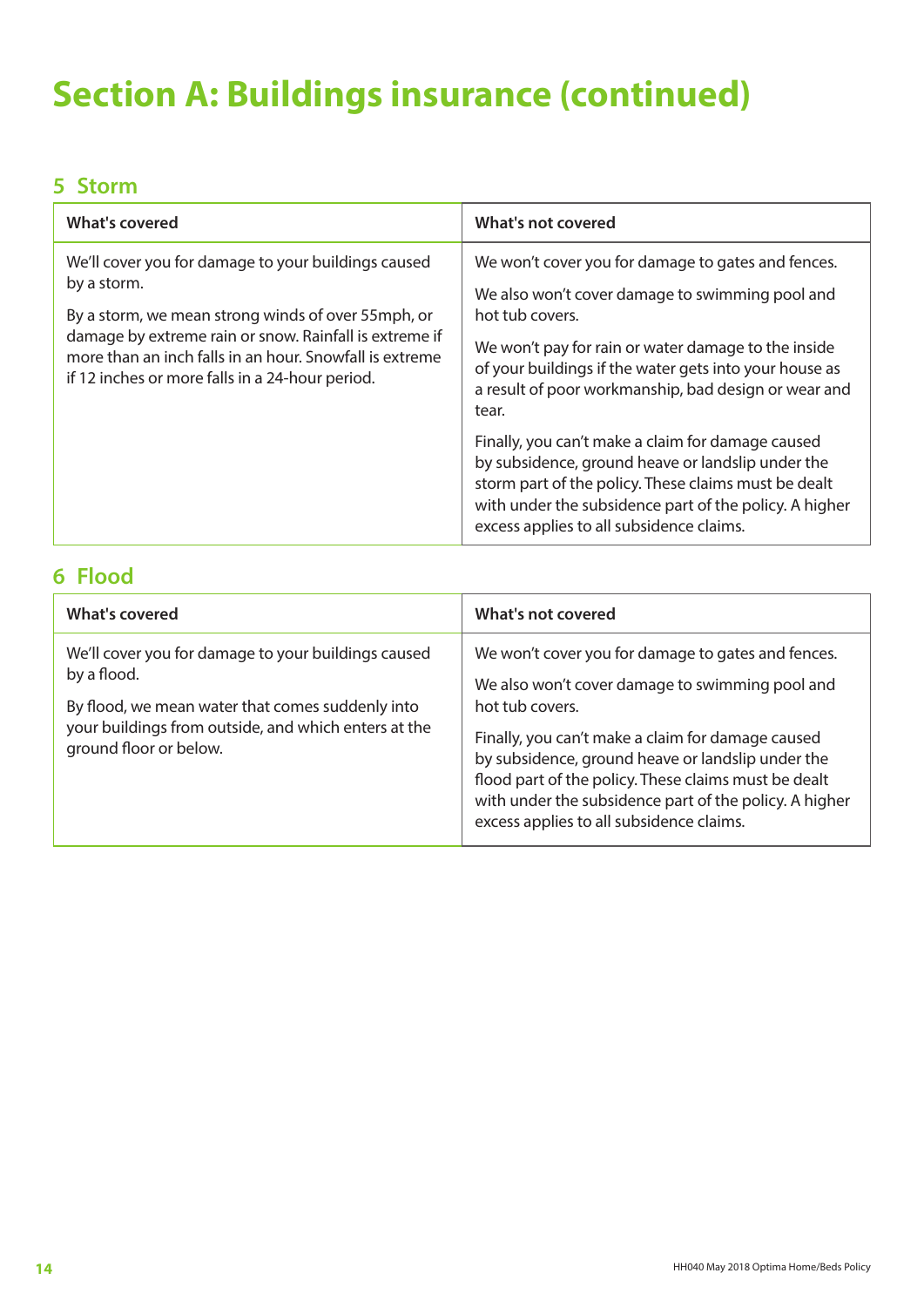# Section A: Buildings insurance (continued)

## 5 Storm

| What's covered | What's not covered |
|---|---|
| We'll cover you for damage to your buildings caused by a storm.<br><br>By a storm, we mean strong winds of over 55mph, or damage by extreme rain or snow. Rainfall is extreme if more than an inch falls in an hour. Snowfall is extreme if 12 inches or more falls in a 24-hour period. | We won't cover you for damage to gates and fences.<br><br>We also won't cover damage to swimming pool and hot tub covers.<br><br>We won't pay for rain or water damage to the inside of your buildings if the water gets into your house as a result of poor workmanship, bad design or wear and tear.<br><br>Finally, you can't make a claim for damage caused by subsidence, ground heave or landslip under the storm part of the policy. These claims must be dealt with under the subsidence part of the policy. A higher excess applies to all subsidence claims. |

## 6 Flood

| What's covered | What's not covered |
|---|---|
| We'll cover you for damage to your buildings caused by a flood.<br><br>By flood, we mean water that comes suddenly into your buildings from outside, and which enters at the ground floor or below. | We won't cover you for damage to gates and fences.<br><br>We also won't cover damage to swimming pool and hot tub covers.<br><br>Finally, you can't make a claim for damage caused by subsidence, ground heave or landslip under the flood part of the policy. These claims must be dealt with under the subsidence part of the policy. A higher excess applies to all subsidence claims. |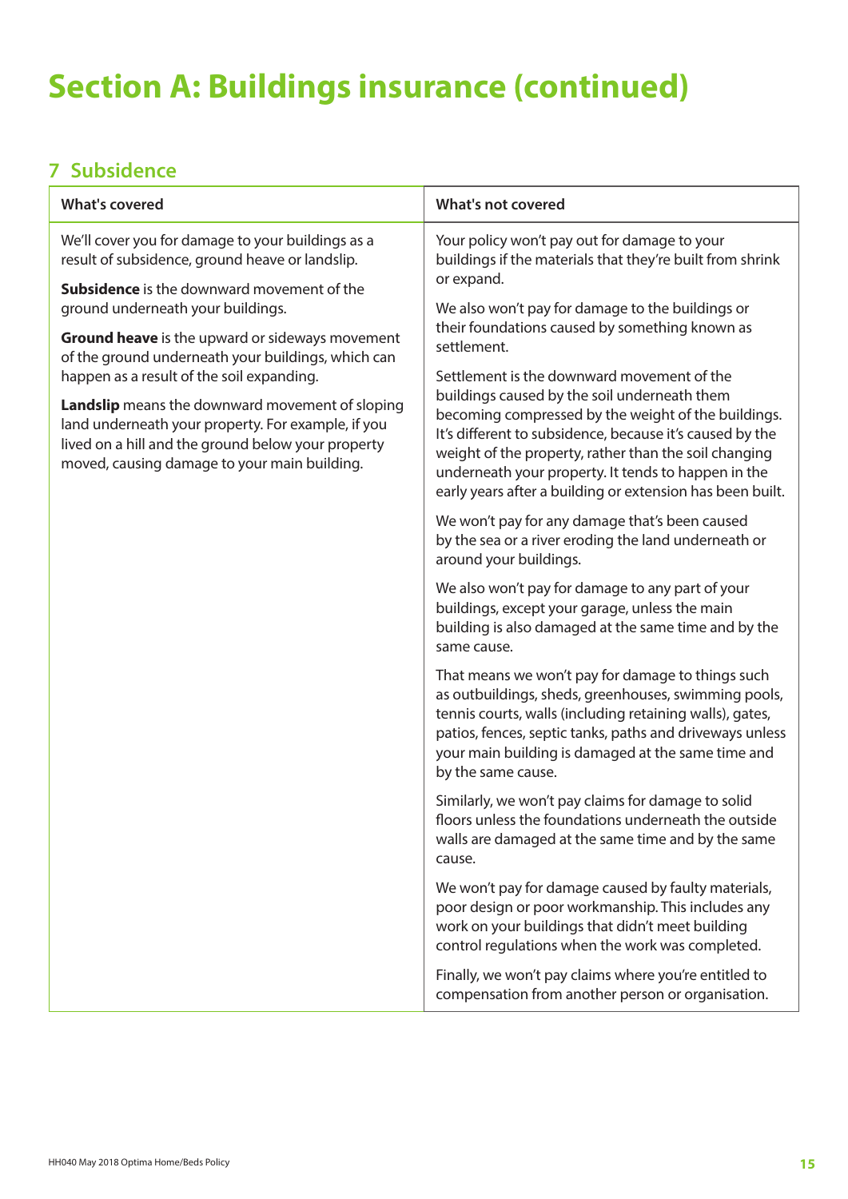# Section A: Buildings insurance (continued)

## 7 Subsidence

| What's covered | What's not covered |
|---|---|
| We'll cover you for damage to your buildings as a result of subsidence, ground heave or landslip.<br><br>**Subsidence** is the downward movement of the ground underneath your buildings.<br><br>**Ground heave** is the upward or sideways movement of the ground underneath your buildings, which can happen as a result of the soil expanding.<br><br>**Landslip** means the downward movement of sloping land underneath your property. For example, if you lived on a hill and the ground below your property moved, causing damage to your main building. | Your policy won't pay out for damage to your buildings if the materials that they're built from shrink or expand.<br><br>We also won't pay for damage to the buildings or their foundations caused by something known as settlement.<br><br>Settlement is the downward movement of the buildings caused by the soil underneath them becoming compressed by the weight of the buildings. It's different to subsidence, because it's caused by the weight of the property, rather than the soil changing underneath your property. It tends to happen in the early years after a building or extension has been built.<br><br>We won't pay for any damage that's been caused by the sea or a river eroding the land underneath or around your buildings.<br><br>We also won't pay for damage to any part of your buildings, except your garage, unless the main building is also damaged at the same time and by the same cause.<br><br>That means we won't pay for damage to things such as outbuildings, sheds, greenhouses, swimming pools, tennis courts, walls (including retaining walls), gates, patios, fences, septic tanks, paths and driveways unless your main building is damaged at the same time and by the same cause.<br><br>Similarly, we won't pay claims for damage to solid floors unless the foundations underneath the outside walls are damaged at the same time and by the same cause.<br><br>We won't pay for damage caused by faulty materials, poor design or poor workmanship. This includes any work on your buildings that didn't meet building control regulations when the work was completed.<br><br>Finally, we won't pay claims where you're entitled to compensation from another person or organisation. |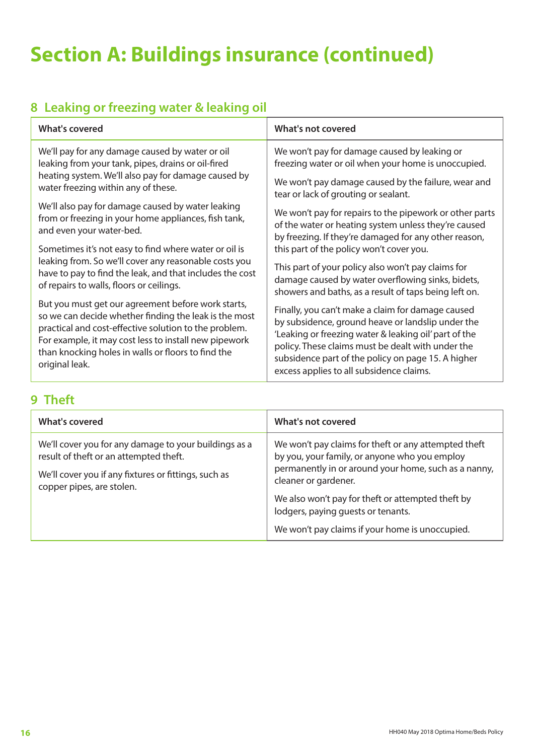# Section A: Buildings insurance (continued)

## 8 Leaking or freezing water & leaking oil

| What's covered | What's not covered |
|---|---|
| We'll pay for any damage caused by water or oil leaking from your tank, pipes, drains or oil-fired heating system. We'll also pay for damage caused by water freezing within any of these.<br><br>We'll also pay for damage caused by water leaking from or freezing in your home appliances, fish tank, and even your water-bed.<br><br>Sometimes it's not easy to find where water or oil is leaking from. So we'll cover any reasonable costs you have to pay to find the leak, and that includes the cost of repairs to walls, floors or ceilings.<br><br>But you must get our agreement before work starts, so we can decide whether finding the leak is the most practical and cost-effective solution to the problem. For example, it may cost less to install new pipework than knocking holes in walls or floors to find the original leak. | We won't pay for damage caused by leaking or freezing water or oil when your home is unoccupied.<br><br>We won't pay damage caused by the failure, wear and tear or lack of grouting or sealant.<br><br>We won't pay for repairs to the pipework or other parts of the water or heating system unless they're caused by freezing. If they're damaged for any other reason, this part of the policy won't cover you.<br><br>This part of your policy also won't pay claims for damage caused by water overflowing sinks, bidets, showers and baths, as a result of taps being left on.<br><br>Finally, you can't make a claim for damage caused by subsidence, ground heave or landslip under the 'Leaking or freezing water & leaking oil' part of the policy. These claims must be dealt with under the subsidence part of the policy on page 15. A higher excess applies to all subsidence claims. |

## 9 Theft

| What's covered | What's not covered |
|---|---|
| We'll cover you for any damage to your buildings as a result of theft or an attempted theft.<br><br>We'll cover you if any fixtures or fittings, such as copper pipes, are stolen. | We won't pay claims for theft or any attempted theft by you, your family, or anyone who you employ permanently in or around your home, such as a nanny, cleaner or gardener.<br><br>We also won't pay for theft or attempted theft by lodgers, paying guests or tenants.<br><br>We won't pay claims if your home is unoccupied. |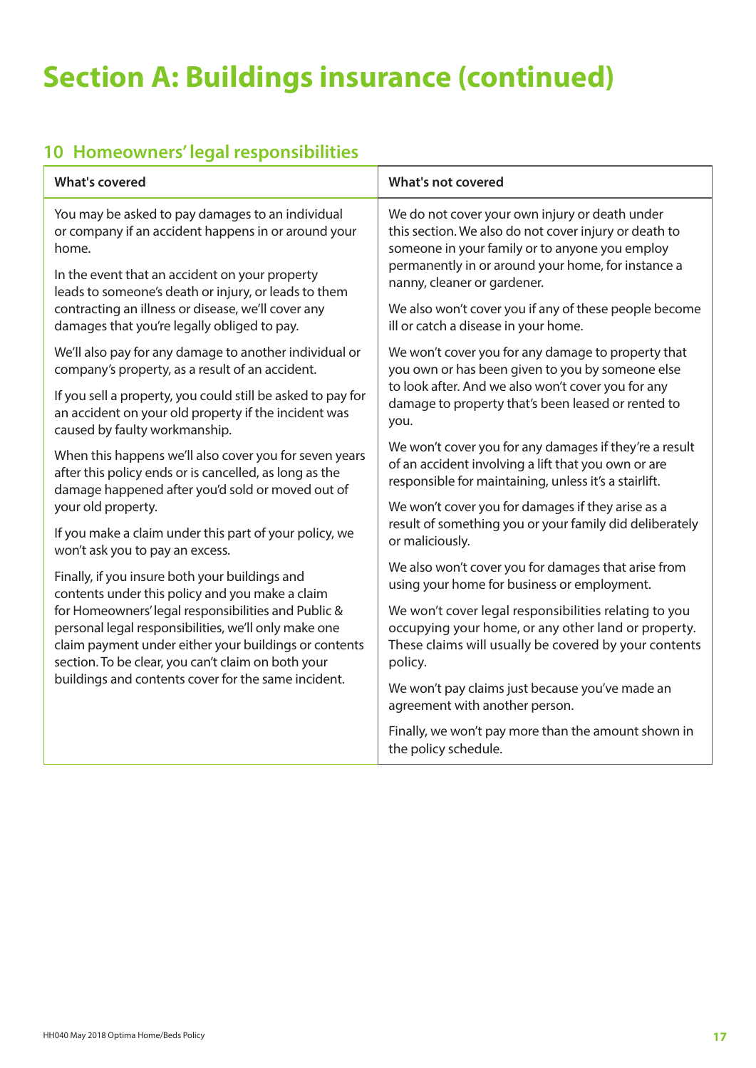# Section A: Buildings insurance (continued)

## 10 Homeowners' legal responsibilities

| What's covered | What's not covered |
|---|---|
| You may be asked to pay damages to an individual or company if an accident happens in or around your home.<br><br>In the event that an accident on your property leads to someone's death or injury, or leads to them contracting an illness or disease, we'll cover any damages that you're legally obliged to pay.<br><br>We'll also pay for any damage to another individual or company's property, as a result of an accident.<br><br>If you sell a property, you could still be asked to pay for an accident on your old property if the incident was caused by faulty workmanship.<br><br>When this happens we'll also cover you for seven years after this policy ends or is cancelled, as long as the damage happened after you'd sold or moved out of your old property.<br><br>If you make a claim under this part of your policy, we won't ask you to pay an excess.<br><br>Finally, if you insure both your buildings and contents under this policy and you make a claim for Homeowners' legal responsibilities and Public & personal legal responsibilities, we'll only make one claim payment under either your buildings or contents section. To be clear, you can't claim on both your buildings and contents cover for the same incident. | We do not cover your own injury or death under this section. We also do not cover injury or death to someone in your family or to anyone you employ permanently in or around your home, for instance a nanny, cleaner or gardener.<br><br>We also won't cover you if any of these people become ill or catch a disease in your home.<br><br>We won't cover you for any damage to property that you own or has been given to you by someone else to look after. And we also won't cover you for any damage to property that's been leased or rented to you.<br><br>We won't cover you for any damages if they're a result of an accident involving a lift that you own or are responsible for maintaining, unless it's a stairlift.<br><br>We won't cover you for damages if they arise as a result of something you or your family did deliberately or maliciously.<br><br>We also won't cover you for damages that arise from using your home for business or employment.<br><br>We won't cover legal responsibilities relating to you occupying your home, or any other land or property. These claims will usually be covered by your contents policy.<br><br>We won't pay claims just because you've made an agreement with another person.<br><br>Finally, we won't pay more than the amount shown in the policy schedule. |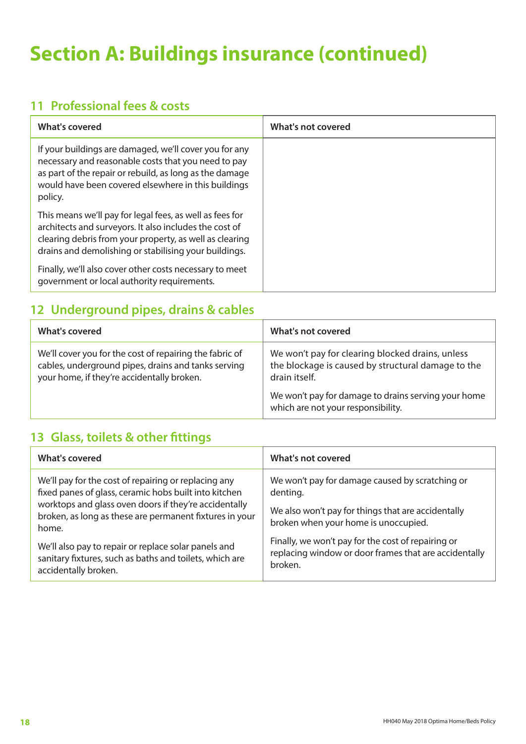# Section A: Buildings insurance (continued)

## 11 Professional fees & costs

| What's covered | What's not covered |
| --- | --- |
| If your buildings are damaged, we'll cover you for any necessary and reasonable costs that you need to pay as part of the repair or rebuild, as long as the damage would have been covered elsewhere in this buildings policy.<br><br>This means we'll pay for legal fees, as well as fees for architects and surveyors. It also includes the cost of clearing debris from your property, as well as clearing drains and demolishing or stabilising your buildings.<br><br>Finally, we'll also cover other costs necessary to meet government or local authority requirements. | |

## 12 Underground pipes, drains & cables

| What's covered | What's not covered |
| --- | --- |
| We'll cover you for the cost of repairing the fabric of cables, underground pipes, drains and tanks serving your home, if they're accidentally broken. | We won't pay for clearing blocked drains, unless the blockage is caused by structural damage to the drain itself.<br><br>We won't pay for damage to drains serving your home which are not your responsibility. |

## 13 Glass, toilets & other fittings

| What's covered | What's not covered |
| --- | --- |
| We'll pay for the cost of repairing or replacing any fixed panes of glass, ceramic hobs built into kitchen worktops and glass oven doors if they're accidentally broken, as long as these are permanent fixtures in your home.<br><br>We'll also pay to repair or replace solar panels and sanitary fixtures, such as baths and toilets, which are accidentally broken. | We won't pay for damage caused by scratching or denting.<br><br>We also won't pay for things that are accidentally broken when your home is unoccupied.<br><br>Finally, we won't pay for the cost of repairing or replacing window or door frames that are accidentally broken. |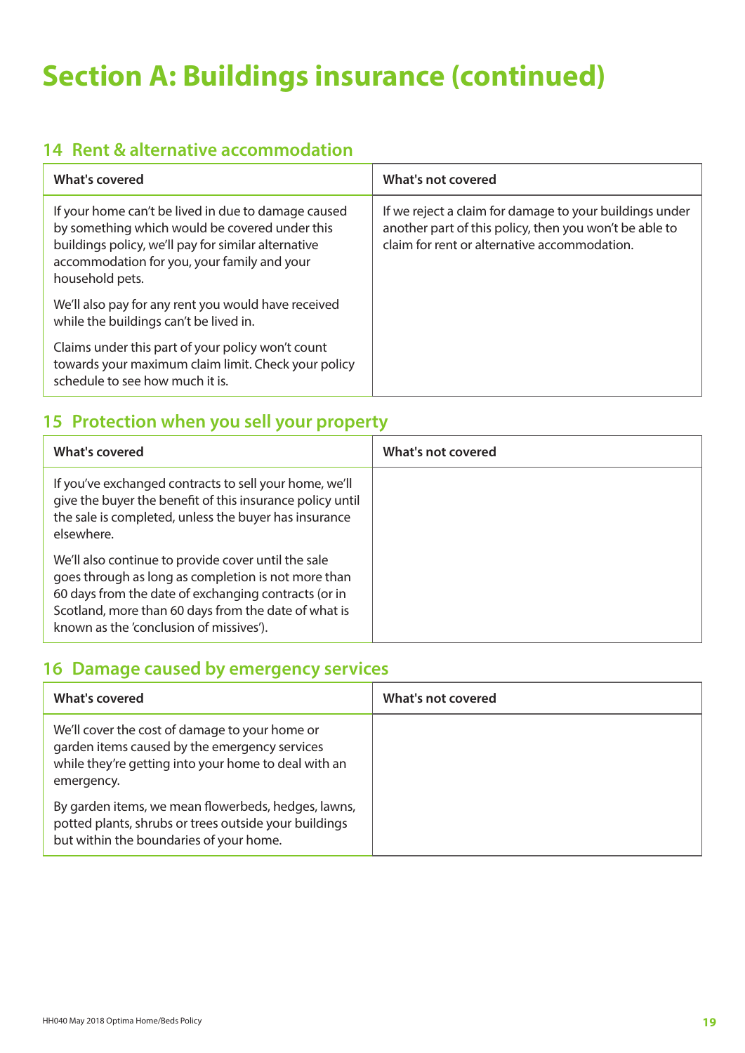# Section A: Buildings insurance (continued)

## 14 Rent & alternative accommodation

| What's covered | What's not covered |
|---|---|
| If your home can't be lived in due to damage caused by something which would be covered under this buildings policy, we'll pay for similar alternative accommodation for you, your family and your household pets.<br><br>We'll also pay for any rent you would have received while the buildings can't be lived in.<br><br>Claims under this part of your policy won't count towards your maximum claim limit. Check your policy schedule to see how much it is. | If we reject a claim for damage to your buildings under another part of this policy, then you won't be able to claim for rent or alternative accommodation. |

## 15 Protection when you sell your property

| What's covered | What's not covered |
|---|---|
| If you've exchanged contracts to sell your home, we'll give the buyer the benefit of this insurance policy until the sale is completed, unless the buyer has insurance elsewhere.<br><br>We'll also continue to provide cover until the sale goes through as long as completion is not more than 60 days from the date of exchanging contracts (or in Scotland, more than 60 days from the date of what is known as the 'conclusion of missives'). | |

## 16 Damage caused by emergency services

| What's covered | What's not covered |
|---|---|
| We'll cover the cost of damage to your home or garden items caused by the emergency services while they're getting into your home to deal with an emergency.<br><br>By garden items, we mean flowerbeds, hedges, lawns, potted plants, shrubs or trees outside your buildings but within the boundaries of your home. | |

HH040 May 2018 Optima Home/Beds Policy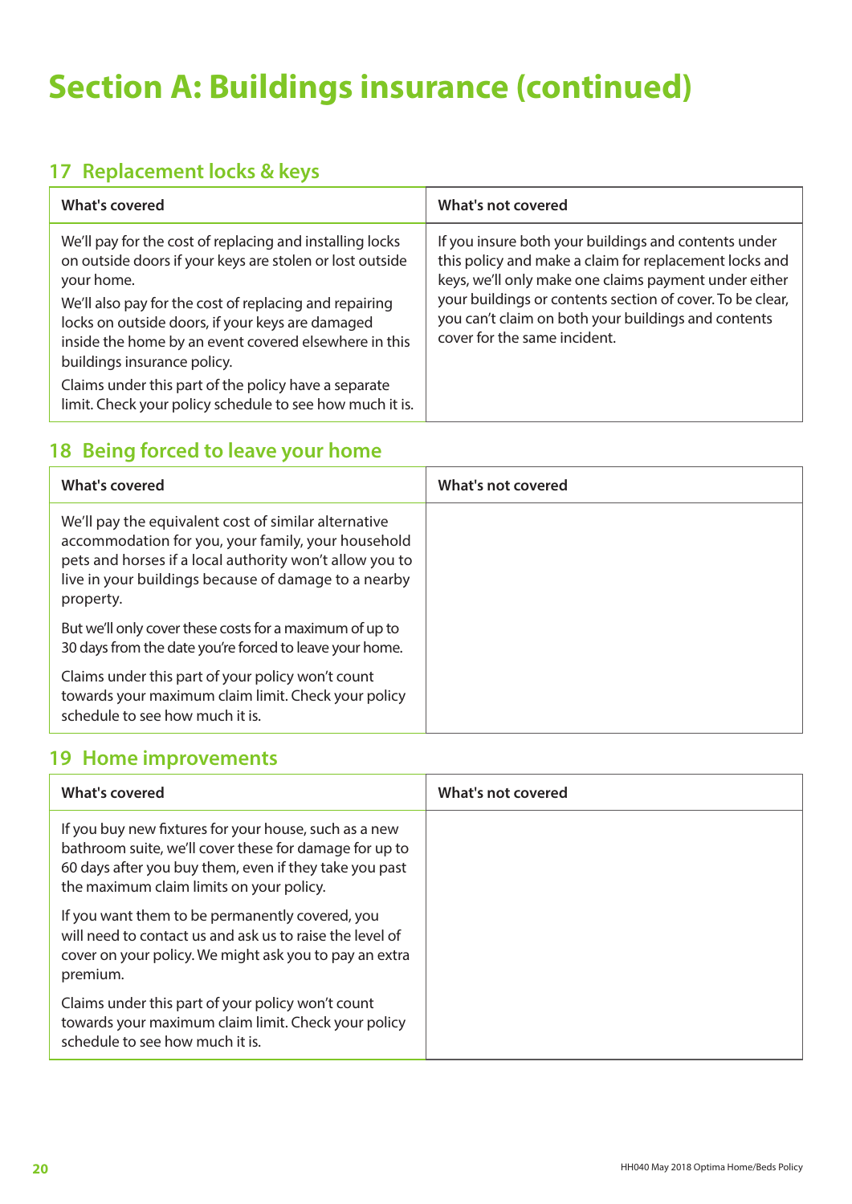# Section A: Buildings insurance (continued)

## 17 Replacement locks & keys

| What's covered | What's not covered |
|---|---|
| We'll pay for the cost of replacing and installing locks on outside doors if your keys are stolen or lost outside your home.<br><br>We'll also pay for the cost of replacing and repairing locks on outside doors, if your keys are damaged inside the home by an event covered elsewhere in this buildings insurance policy.<br><br>Claims under this part of the policy have a separate limit. Check your policy schedule to see how much it is. | If you insure both your buildings and contents under this policy and make a claim for replacement locks and keys, we'll only make one claims payment under either your buildings or contents section of cover. To be clear, you can't claim on both your buildings and contents cover for the same incident. |

## 18 Being forced to leave your home

| What's covered | What's not covered |
|---|---|
| We'll pay the equivalent cost of similar alternative accommodation for you, your family, your household pets and horses if a local authority won't allow you to live in your buildings because of damage to a nearby property.<br><br>But we'll only cover these costs for a maximum of up to 30 days from the date you're forced to leave your home.<br><br>Claims under this part of your policy won't count towards your maximum claim limit. Check your policy schedule to see how much it is. | |

## 19 Home improvements

| What's covered | What's not covered |
|---|---|
| If you buy new fixtures for your house, such as a new bathroom suite, we'll cover these for damage for up to 60 days after you buy them, even if they take you past the maximum claim limits on your policy.<br><br>If you want them to be permanently covered, you will need to contact us and ask us to raise the level of cover on your policy. We might ask you to pay an extra premium.<br><br>Claims under this part of your policy won't count towards your maximum claim limit. Check your policy schedule to see how much it is. | |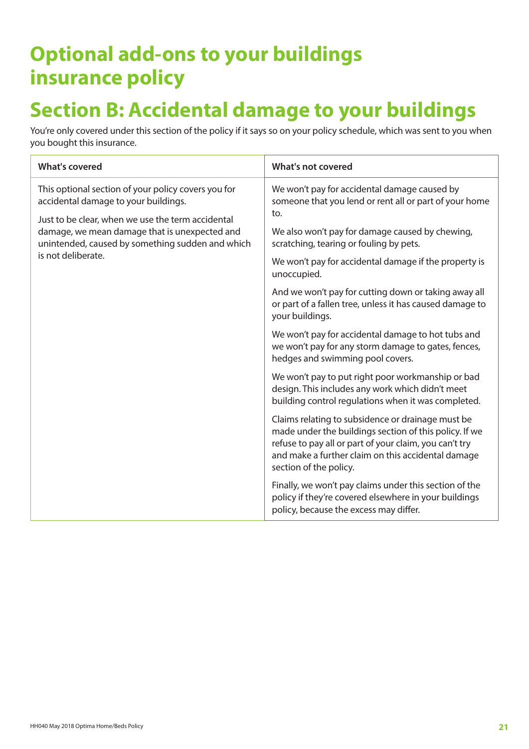# Optional add-ons to your buildings insurance policy

# Section B: Accidental damage to your buildings

You're only covered under this section of the policy if it says so on your policy schedule, which was sent to you when you bought this insurance.

| What's covered | What's not covered |
|---|---|
| This optional section of your policy covers you for accidental damage to your buildings.<br><br>Just to be clear, when we use the term accidental damage, we mean damage that is unexpected and unintended, caused by something sudden and which is not deliberate. | We won't pay for accidental damage caused by someone that you lend or rent all or part of your home to.<br><br>We also won't pay for damage caused by chewing, scratching, tearing or fouling by pets.<br><br>We won't pay for accidental damage if the property is unoccupied.<br><br>And we won't pay for cutting down or taking away all or part of a fallen tree, unless it has caused damage to your buildings.<br><br>We won't pay for accidental damage to hot tubs and we won't pay for any storm damage to gates, fences, hedges and swimming pool covers.<br><br>We won't pay to put right poor workmanship or bad design. This includes any work which didn't meet building control regulations when it was completed.<br><br>Claims relating to subsidence or drainage must be made under the buildings section of this policy. If we refuse to pay all or part of your claim, you can't try and make a further claim on this accidental damage section of the policy.<br><br>Finally, we won't pay claims under this section of the policy if they're covered elsewhere in your buildings policy, because the excess may differ. |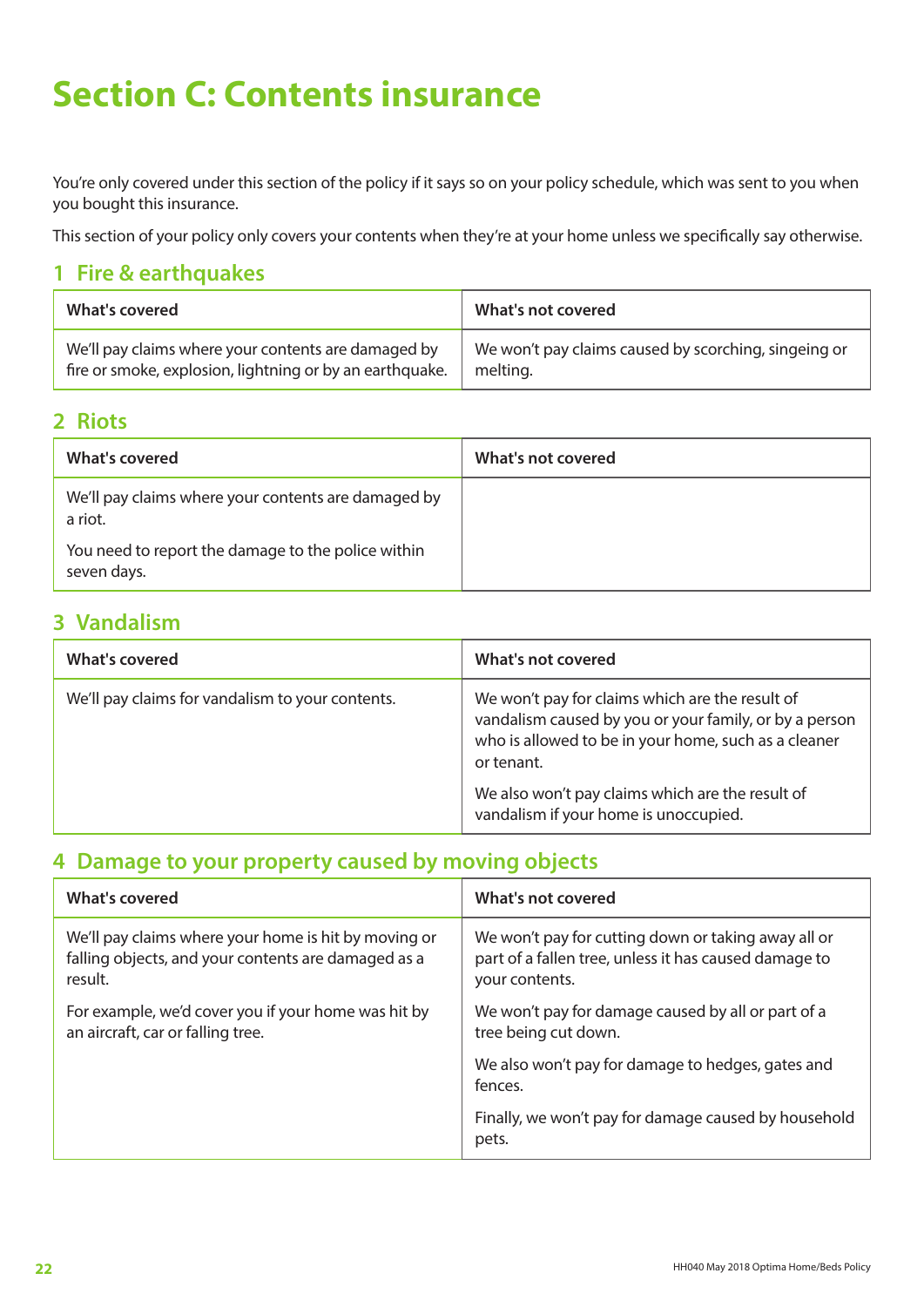# Section C: Contents insurance

You're only covered under this section of the policy if it says so on your policy schedule, which was sent to you when you bought this insurance.

This section of your policy only covers your contents when they're at your home unless we specifically say otherwise.

## 1 Fire & earthquakes

| What's covered | What's not covered |
|---|---|
| We'll pay claims where your contents are damaged by fire or smoke, explosion, lightning or by an earthquake. | We won't pay claims caused by scorching, singeing or melting. |

## 2 Riots

| What's covered | What's not covered |
|---|---|
| We'll pay claims where your contents are damaged by a riot.<br><br>You need to report the damage to the police within seven days. | |

## 3 Vandalism

| What's covered | What's not covered |
|---|---|
| We'll pay claims for vandalism to your contents. | We won't pay for claims which are the result of vandalism caused by you or your family, or by a person who is allowed to be in your home, such as a cleaner or tenant.<br><br>We also won't pay claims which are the result of vandalism if your home is unoccupied. |

## 4 Damage to your property caused by moving objects

| What's covered | What's not covered |
|---|---|
| We'll pay claims where your home is hit by moving or falling objects, and your contents are damaged as a result.<br><br>For example, we'd cover you if your home was hit by an aircraft, car or falling tree. | We won't pay for cutting down or taking away all or part of a fallen tree, unless it has caused damage to your contents.<br><br>We won't pay for damage caused by all or part of a tree being cut down.<br><br>We also won't pay for damage to hedges, gates and fences.<br><br>Finally, we won't pay for damage caused by household pets. |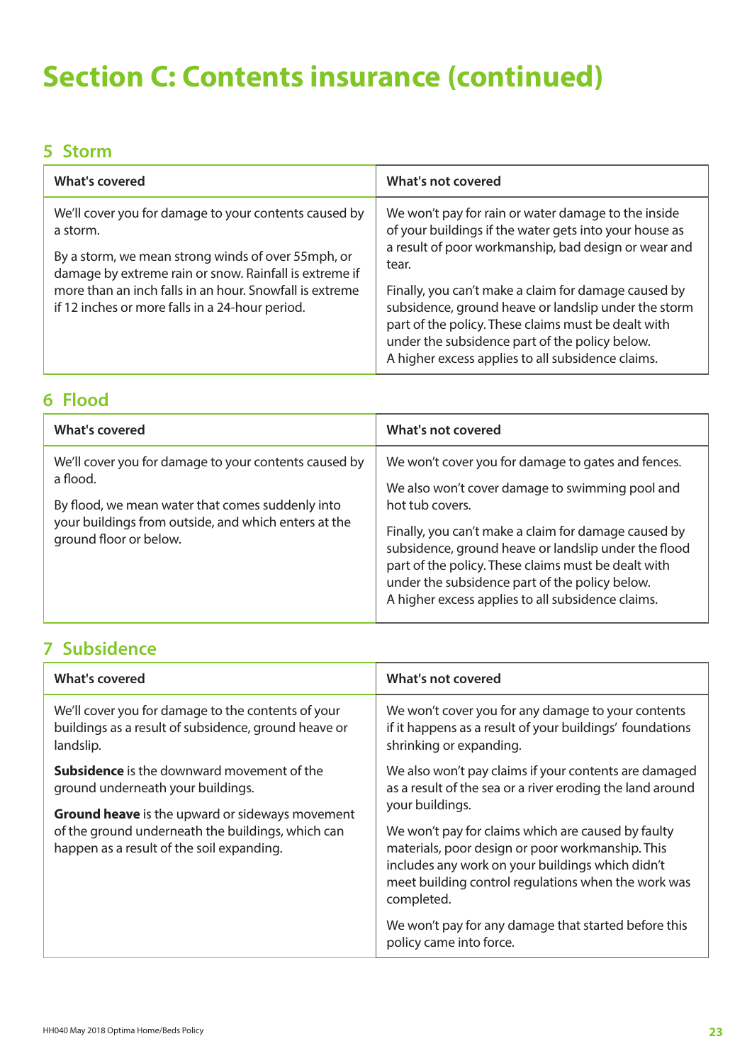# Section C: Contents insurance (continued)

## 5 Storm

| What's covered | What's not covered |
|---|---|
| We'll cover you for damage to your contents caused by a storm.<br><br>By a storm, we mean strong winds of over 55mph, or damage by extreme rain or snow. Rainfall is extreme if more than an inch falls in an hour. Snowfall is extreme if 12 inches or more falls in a 24-hour period. | We won't pay for rain or water damage to the inside of your buildings if the water gets into your house as a result of poor workmanship, bad design or wear and tear.<br><br>Finally, you can't make a claim for damage caused by subsidence, ground heave or landslip under the storm part of the policy. These claims must be dealt with under the subsidence part of the policy below. A higher excess applies to all subsidence claims. |

## 6 Flood

| What's covered | What's not covered |
|---|---|
| We'll cover you for damage to your contents caused by a flood.<br><br>By flood, we mean water that comes suddenly into your buildings from outside, and which enters at the ground floor or below. | We won't cover you for damage to gates and fences.<br><br>We also won't cover damage to swimming pool and hot tub covers.<br><br>Finally, you can't make a claim for damage caused by subsidence, ground heave or landslip under the flood part of the policy. These claims must be dealt with under the subsidence part of the policy below. A higher excess applies to all subsidence claims. |

## 7 Subsidence

| What's covered | What's not covered |
|---|---|
| We'll cover you for damage to the contents of your buildings as a result of subsidence, ground heave or landslip.<br><br>**Subsidence** is the downward movement of the ground underneath your buildings.<br><br>**Ground heave** is the upward or sideways movement of the ground underneath the buildings, which can happen as a result of the soil expanding. | We won't cover you for any damage to your contents if it happens as a result of your buildings' foundations shrinking or expanding.<br><br>We also won't pay claims if your contents are damaged as a result of the sea or a river eroding the land around your buildings.<br><br>We won't pay for claims which are caused by faulty materials, poor design or poor workmanship. This includes any work on your buildings which didn't meet building control regulations when the work was completed.<br><br>We won't pay for any damage that started before this policy came into force. |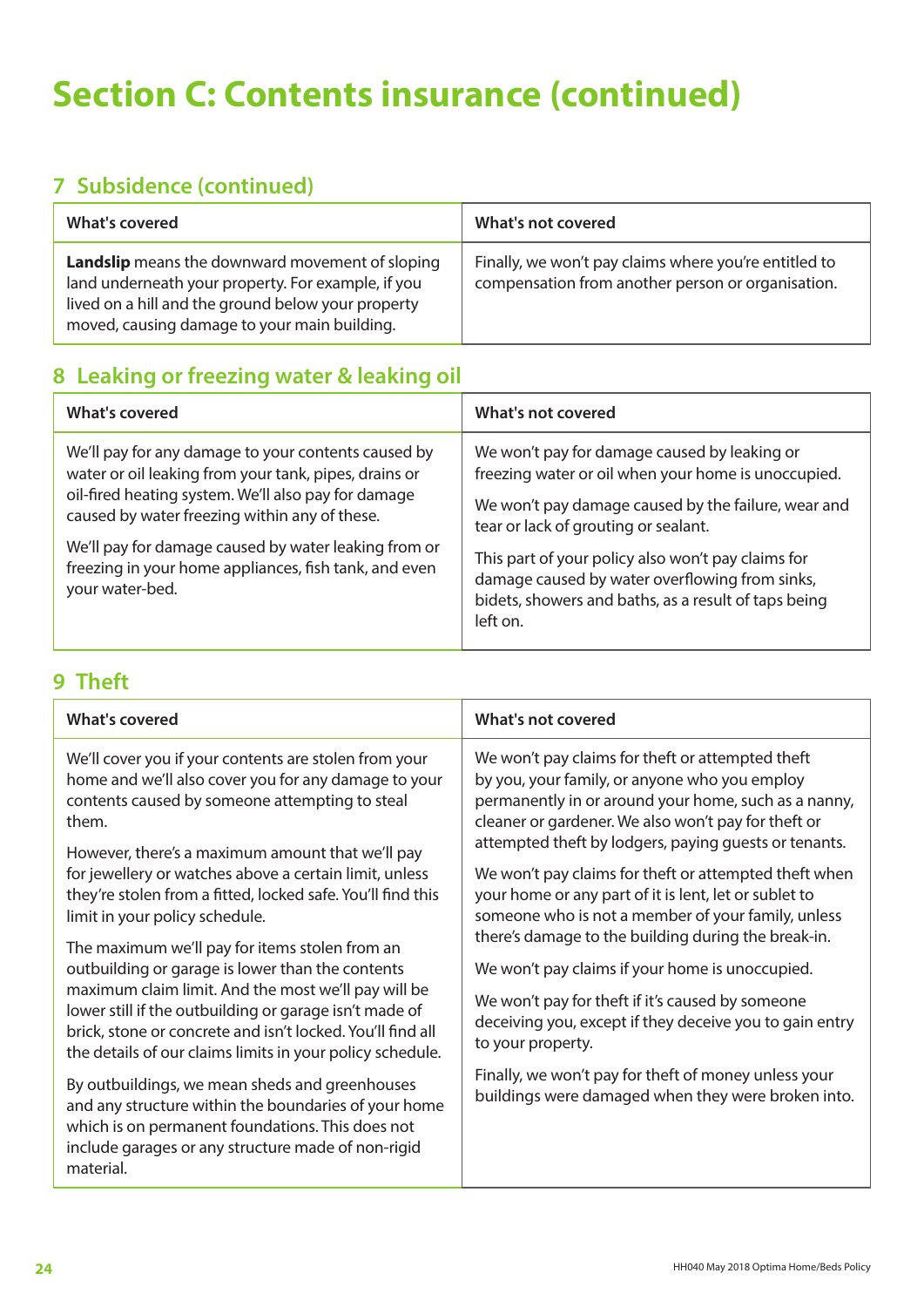# Section C: Contents insurance (continued)

## 7 Subsidence (continued)

| What's covered | What's not covered |
|---|---|
| **Landslip** means the downward movement of sloping land underneath your property. For example, if you lived on a hill and the ground below your property moved, causing damage to your main building. | Finally, we won't pay claims where you're entitled to compensation from another person or organisation. |

## 8 Leaking or freezing water & leaking oil

| What's covered | What's not covered |
|---|---|
| We'll pay for any damage to your contents caused by water or oil leaking from your tank, pipes, drains or oil-fired heating system. We'll also pay for damage caused by water freezing within any of these.<br><br>We'll pay for damage caused by water leaking from or freezing in your home appliances, fish tank, and even your water-bed. | We won't pay for damage caused by leaking or freezing water or oil when your home is unoccupied.<br><br>We won't pay damage caused by the failure, wear and tear or lack of grouting or sealant.<br><br>This part of your policy also won't pay claims for damage caused by water overflowing from sinks, bidets, showers and baths, as a result of taps being left on. |

## 9 Theft

| What's covered | What's not covered |
|---|---|
| We'll cover you if your contents are stolen from your home and we'll also cover you for any damage to your contents caused by someone attempting to steal them.<br><br>However, there's a maximum amount that we'll pay for jewellery or watches above a certain limit, unless they're stolen from a fitted, locked safe. You'll find this limit in your policy schedule.<br><br>The maximum we'll pay for items stolen from an outbuilding or garage is lower than the contents maximum claim limit. And the most we'll pay will be lower still if the outbuilding or garage isn't made of brick, stone or concrete and isn't locked. You'll find all the details of our claims limits in your policy schedule.<br><br>By outbuildings, we mean sheds and greenhouses and any structure within the boundaries of your home which is on permanent foundations. This does not include garages or any structure made of non-rigid material. | We won't pay claims for theft or attempted theft by you, your family, or anyone who you employ permanently in or around your home, such as a nanny, cleaner or gardener. We also won't pay for theft or attempted theft by lodgers, paying guests or tenants.<br><br>We won't pay claims for theft or attempted theft when your home or any part of it is lent, let or sublet to someone who is not a member of your family, unless there's damage to the building during the break-in.<br><br>We won't pay claims if your home is unoccupied.<br><br>We won't pay for theft if it's caused by someone deceiving you, except if they deceive you to gain entry to your property.<br><br>Finally, we won't pay for theft of money unless your buildings were damaged when they were broken into. |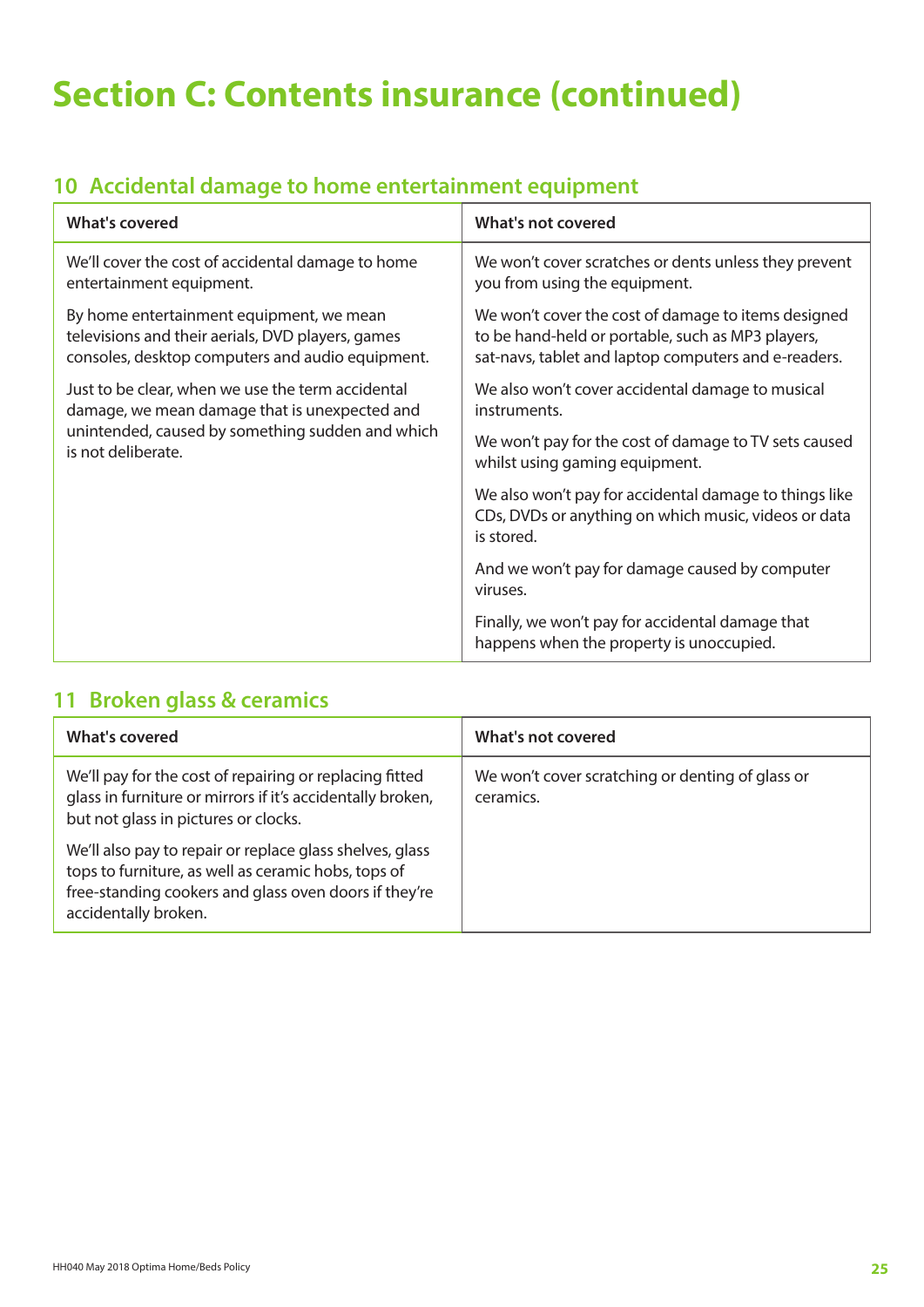# Section C: Contents insurance (continued)

## 10 Accidental damage to home entertainment equipment

| What's covered | What's not covered |
| --- | --- |
| We'll cover the cost of accidental damage to home entertainment equipment.<br><br>By home entertainment equipment, we mean televisions and their aerials, DVD players, games consoles, desktop computers and audio equipment.<br><br>Just to be clear, when we use the term accidental damage, we mean damage that is unexpected and unintended, caused by something sudden and which is not deliberate. | We won't cover scratches or dents unless they prevent you from using the equipment.<br><br>We won't cover the cost of damage to items designed to be hand-held or portable, such as MP3 players, sat-navs, tablet and laptop computers and e-readers.<br><br>We also won't cover accidental damage to musical instruments.<br><br>We won't pay for the cost of damage to TV sets caused whilst using gaming equipment.<br><br>We also won't pay for accidental damage to things like CDs, DVDs or anything on which music, videos or data is stored.<br><br>And we won't pay for damage caused by computer viruses.<br><br>Finally, we won't pay for accidental damage that happens when the property is unoccupied. |

## 11 Broken glass & ceramics

| What's covered | What's not covered |
| --- | --- |
| We'll pay for the cost of repairing or replacing fitted glass in furniture or mirrors if it's accidentally broken, but not glass in pictures or clocks.<br><br>We'll also pay to repair or replace glass shelves, glass tops to furniture, as well as ceramic hobs, tops of free-standing cookers and glass oven doors if they're accidentally broken. | We won't cover scratching or denting of glass or ceramics. |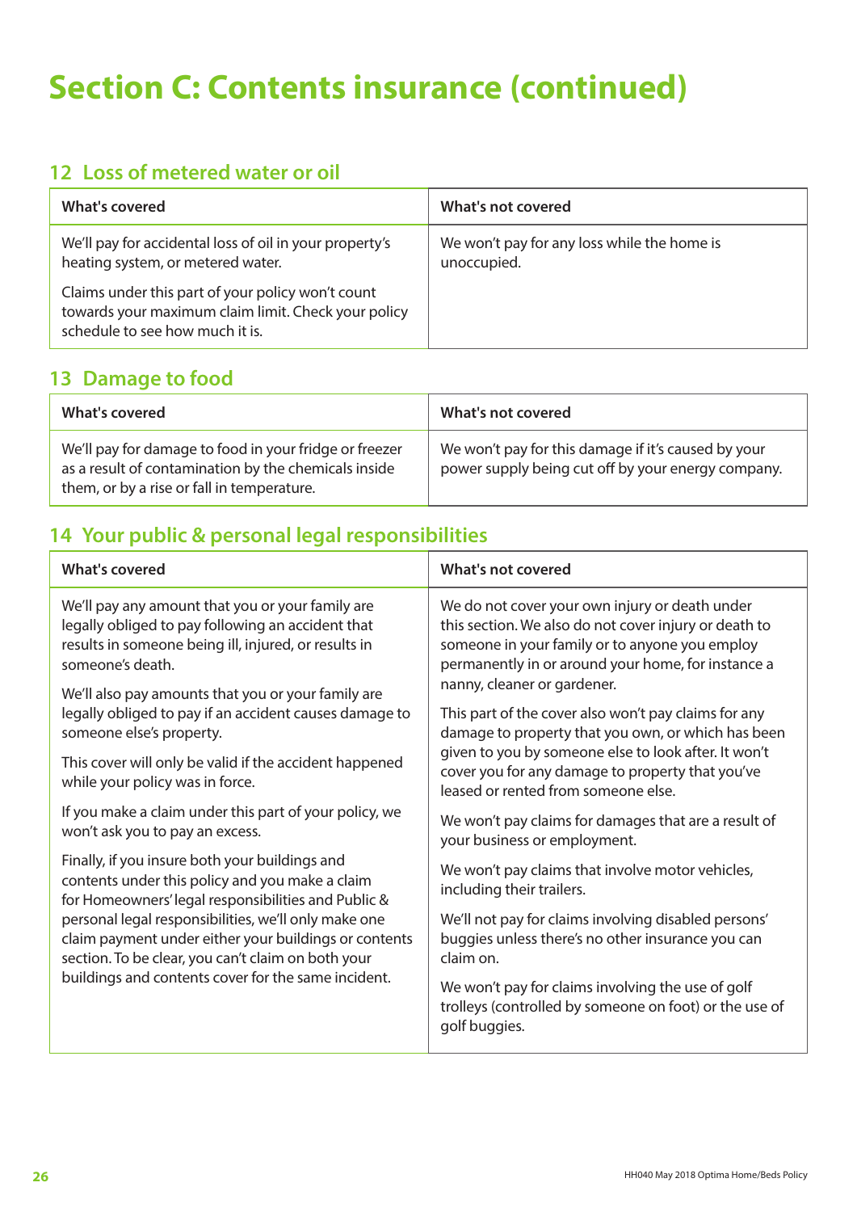# Section C: Contents insurance (continued)

## 12 Loss of metered water or oil

| What's covered | What's not covered |
| --- | --- |
| We'll pay for accidental loss of oil in your property's heating system, or metered water.<br><br>Claims under this part of your policy won't count towards your maximum claim limit. Check your policy schedule to see how much it is. | We won't pay for any loss while the home is unoccupied. |

## 13 Damage to food

| What's covered | What's not covered |
| --- | --- |
| We'll pay for damage to food in your fridge or freezer as a result of contamination by the chemicals inside them, or by a rise or fall in temperature. | We won't pay for this damage if it's caused by your power supply being cut off by your energy company. |

## 14 Your public & personal legal responsibilities

| What's covered | What's not covered |
| --- | --- |
| We'll pay any amount that you or your family are legally obliged to pay following an accident that results in someone being ill, injured, or results in someone's death.<br><br>We'll also pay amounts that you or your family are legally obliged to pay if an accident causes damage to someone else's property.<br><br>This cover will only be valid if the accident happened while your policy was in force.<br><br>If you make a claim under this part of your policy, we won't ask you to pay an excess.<br><br>Finally, if you insure both your buildings and contents under this policy and you make a claim for Homeowners' legal responsibilities and Public & personal legal responsibilities, we'll only make one claim payment under either your buildings or contents section. To be clear, you can't claim on both your buildings and contents cover for the same incident. | We do not cover your own injury or death under this section. We also do not cover injury or death to someone in your family or to anyone you employ permanently in or around your home, for instance a nanny, cleaner or gardener.<br><br>This part of the cover also won't pay claims for any damage to property that you own, or which has been given to you by someone else to look after. It won't cover you for any damage to property that you've leased or rented from someone else.<br><br>We won't pay claims for damages that are a result of your business or employment.<br><br>We won't pay claims that involve motor vehicles, including their trailers.<br><br>We'll not pay for claims involving disabled persons' buggies unless there's no other insurance you can claim on.<br><br>We won't pay for claims involving the use of golf trolleys (controlled by someone on foot) or the use of golf buggies. |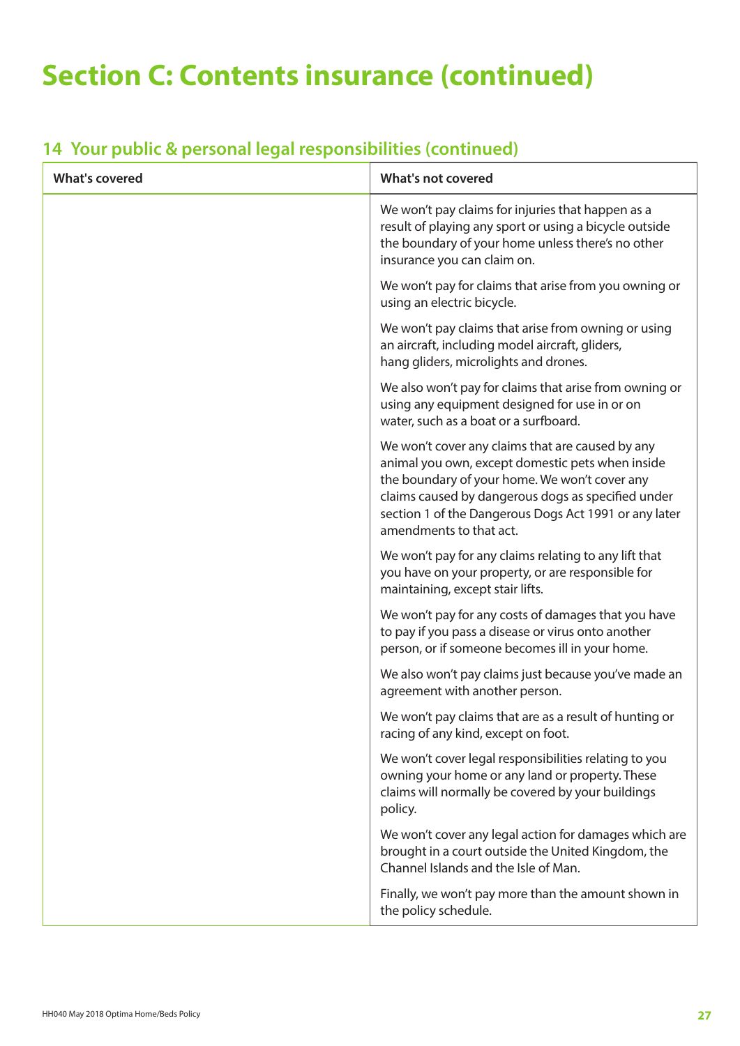# Section C: Contents insurance (continued)

## 14 Your public & personal legal responsibilities (continued)

| What's covered | What's not covered |
|---|---|
| | We won't pay claims for injuries that happen as a result of playing any sport or using a bicycle outside the boundary of your home unless there's no other insurance you can claim on. |
| | We won't pay for claims that arise from you owning or using an electric bicycle. |
| | We won't pay claims that arise from owning or using an aircraft, including model aircraft, gliders, hang gliders, microlights and drones. |
| | We also won't pay for claims that arise from owning or using any equipment designed for use in or on water, such as a boat or a surfboard. |
| | We won't cover any claims that are caused by any animal you own, except domestic pets when inside the boundary of your home. We won't cover any claims caused by dangerous dogs as specified under section 1 of the Dangerous Dogs Act 1991 or any later amendments to that act. |
| | We won't pay for any claims relating to any lift that you have on your property, or are responsible for maintaining, except stair lifts. |
| | We won't pay for any costs of damages that you have to pay if you pass a disease or virus onto another person, or if someone becomes ill in your home. |
| | We also won't pay claims just because you've made an agreement with another person. |
| | We won't pay claims that are as a result of hunting or racing of any kind, except on foot. |
| | We won't cover legal responsibilities relating to you owning your home or any land or property. These claims will normally be covered by your buildings policy. |
| | We won't cover any legal action for damages which are brought in a court outside the United Kingdom, the Channel Islands and the Isle of Man. |
| | Finally, we won't pay more than the amount shown in the policy schedule. |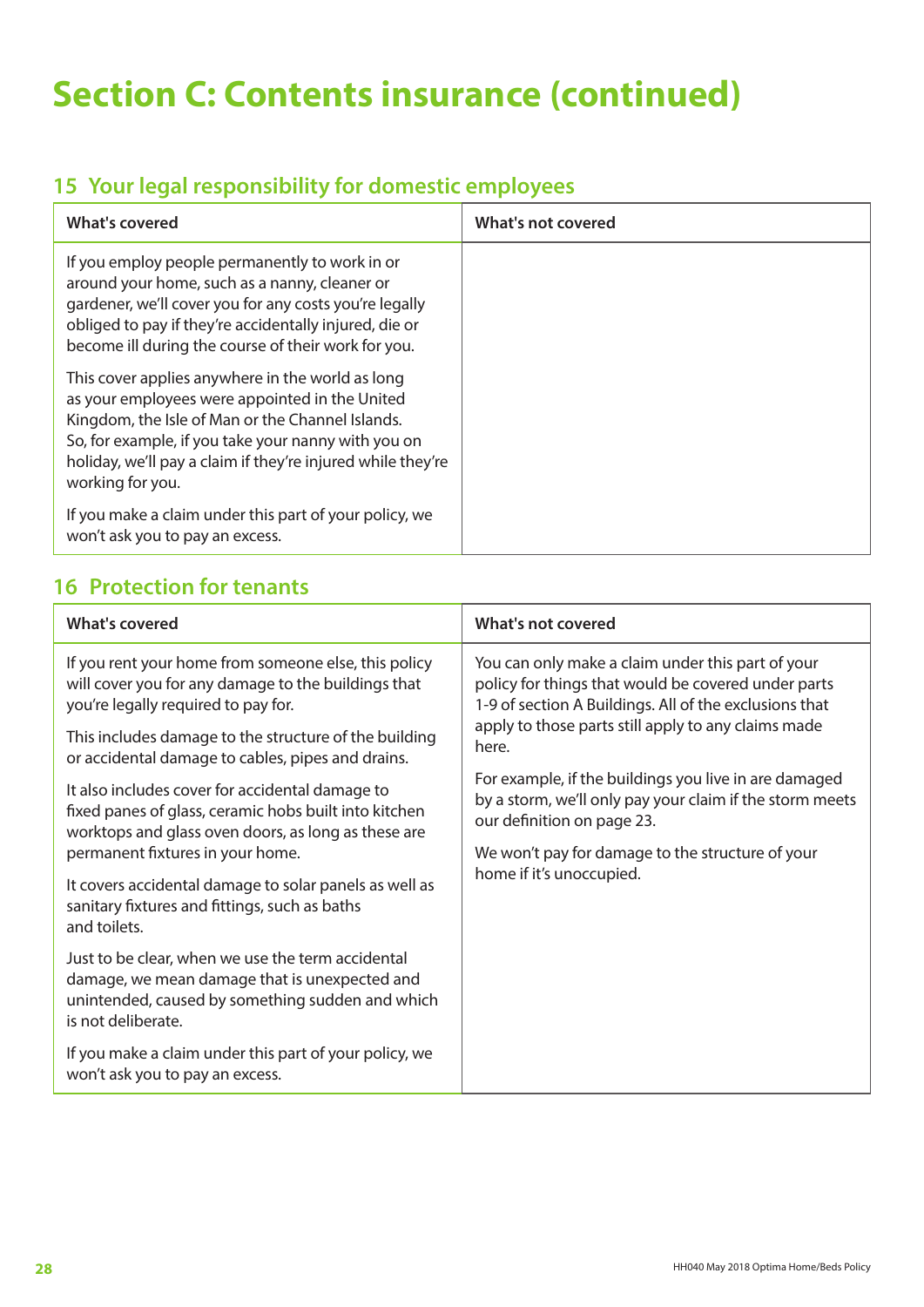# Section C: Contents insurance (continued)

## 15 Your legal responsibility for domestic employees

| What's covered | What's not covered |
|---|---|
| If you employ people permanently to work in or around your home, such as a nanny, cleaner or gardener, we'll cover you for any costs you're legally obliged to pay if they're accidentally injured, die or become ill during the course of their work for you.<br><br>This cover applies anywhere in the world as long as your employees were appointed in the United Kingdom, the Isle of Man or the Channel Islands. So, for example, if you take your nanny with you on holiday, we'll pay a claim if they're injured while they're working for you.<br><br>If you make a claim under this part of your policy, we won't ask you to pay an excess. | |

## 16 Protection for tenants

| What's covered | What's not covered |
|---|---|
| If you rent your home from someone else, this policy will cover you for any damage to the buildings that you're legally required to pay for.<br><br>This includes damage to the structure of the building or accidental damage to cables, pipes and drains.<br><br>It also includes cover for accidental damage to fixed panes of glass, ceramic hobs built into kitchen worktops and glass oven doors, as long as these are permanent fixtures in your home.<br><br>It covers accidental damage to solar panels as well as sanitary fixtures and fittings, such as baths and toilets.<br><br>Just to be clear, when we use the term accidental damage, we mean damage that is unexpected and unintended, caused by something sudden and which is not deliberate.<br><br>If you make a claim under this part of your policy, we won't ask you to pay an excess. | You can only make a claim under this part of your policy for things that would be covered under parts 1-9 of section A Buildings. All of the exclusions that apply to those parts still apply to any claims made here.<br><br>For example, if the buildings you live in are damaged by a storm, we'll only pay your claim if the storm meets our definition on page 23.<br><br>We won't pay for damage to the structure of your home if it's unoccupied. |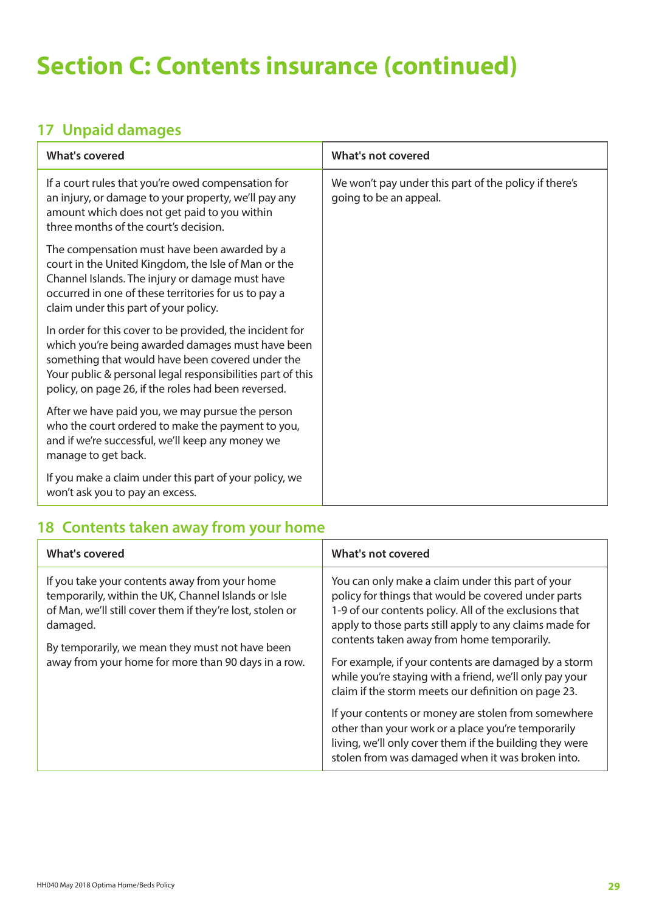# Section C: Contents insurance (continued)

## 17 Unpaid damages

| What's covered | What's not covered |
| --- | --- |
| If a court rules that you're owed compensation for an injury, or damage to your property, we'll pay any amount which does not get paid to you within three months of the court's decision.<br><br>The compensation must have been awarded by a court in the United Kingdom, the Isle of Man or the Channel Islands. The injury or damage must have occurred in one of these territories for us to pay a claim under this part of your policy.<br><br>In order for this cover to be provided, the incident for which you're being awarded damages must have been something that would have been covered under the Your public & personal legal responsibilities part of this policy, on page 26, if the roles had been reversed.<br><br>After we have paid you, we may pursue the person who the court ordered to make the payment to you, and if we're successful, we'll keep any money we manage to get back.<br><br>If you make a claim under this part of your policy, we won't ask you to pay an excess. | We won't pay under this part of the policy if there's going to be an appeal. |

## 18 Contents taken away from your home

| What's covered | What's not covered |
| --- | --- |
| If you take your contents away from your home temporarily, within the UK, Channel Islands or Isle of Man, we'll still cover them if they're lost, stolen or damaged.<br><br>By temporarily, we mean they must not have been away from your home for more than 90 days in a row. | You can only make a claim under this part of your policy for things that would be covered under parts 1-9 of our contents policy. All of the exclusions that apply to those parts still apply to any claims made for contents taken away from home temporarily.<br><br>For example, if your contents are damaged by a storm while you're staying with a friend, we'll only pay your claim if the storm meets our definition on page 23.<br><br>If your contents or money are stolen from somewhere other than your work or a place you're temporarily living, we'll only cover them if the building they were stolen from was damaged when it was broken into. |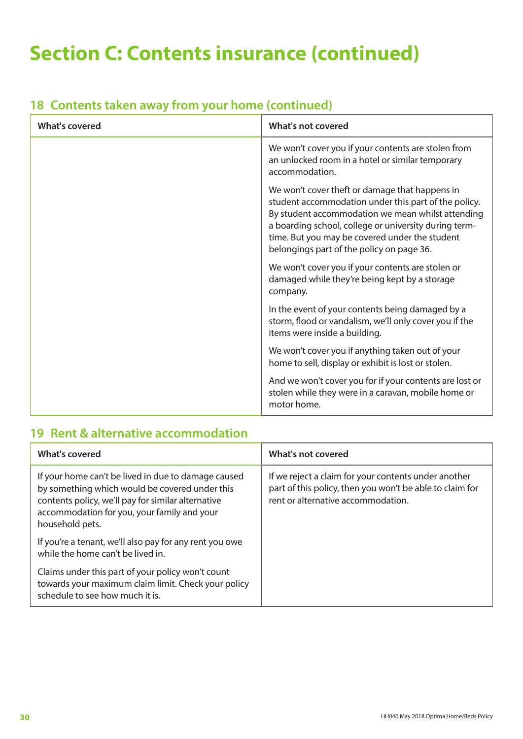# Section C: Contents insurance (continued)

## 18 Contents taken away from your home (continued)

| What's covered | What's not covered |
|---|---|
| | We won't cover you if your contents are stolen from an unlocked room in a hotel or similar temporary accommodation. |
| | We won't cover theft or damage that happens in student accommodation under this part of the policy. By student accommodation we mean whilst attending a boarding school, college or university during term-time. But you may be covered under the student belongings part of the policy on page 36. |
| | We won't cover you if your contents are stolen or damaged while they're being kept by a storage company. |
| | In the event of your contents being damaged by a storm, flood or vandalism, we'll only cover you if the items were inside a building. |
| | We won't cover you if anything taken out of your home to sell, display or exhibit is lost or stolen. |
| | And we won't cover you for if your contents are lost or stolen while they were in a caravan, mobile home or motor home. |

## 19 Rent & alternative accommodation

| What's covered | What's not covered |
|---|---|
| If your home can't be lived in due to damage caused by something which would be covered under this contents policy, we'll pay for similar alternative accommodation for you, your family and your household pets. | If we reject a claim for your contents under another part of this policy, then you won't be able to claim for rent or alternative accommodation. |
| If you're a tenant, we'll also pay for any rent you owe while the home can't be lived in. | |
| Claims under this part of your policy won't count towards your maximum claim limit. Check your policy schedule to see how much it is. | |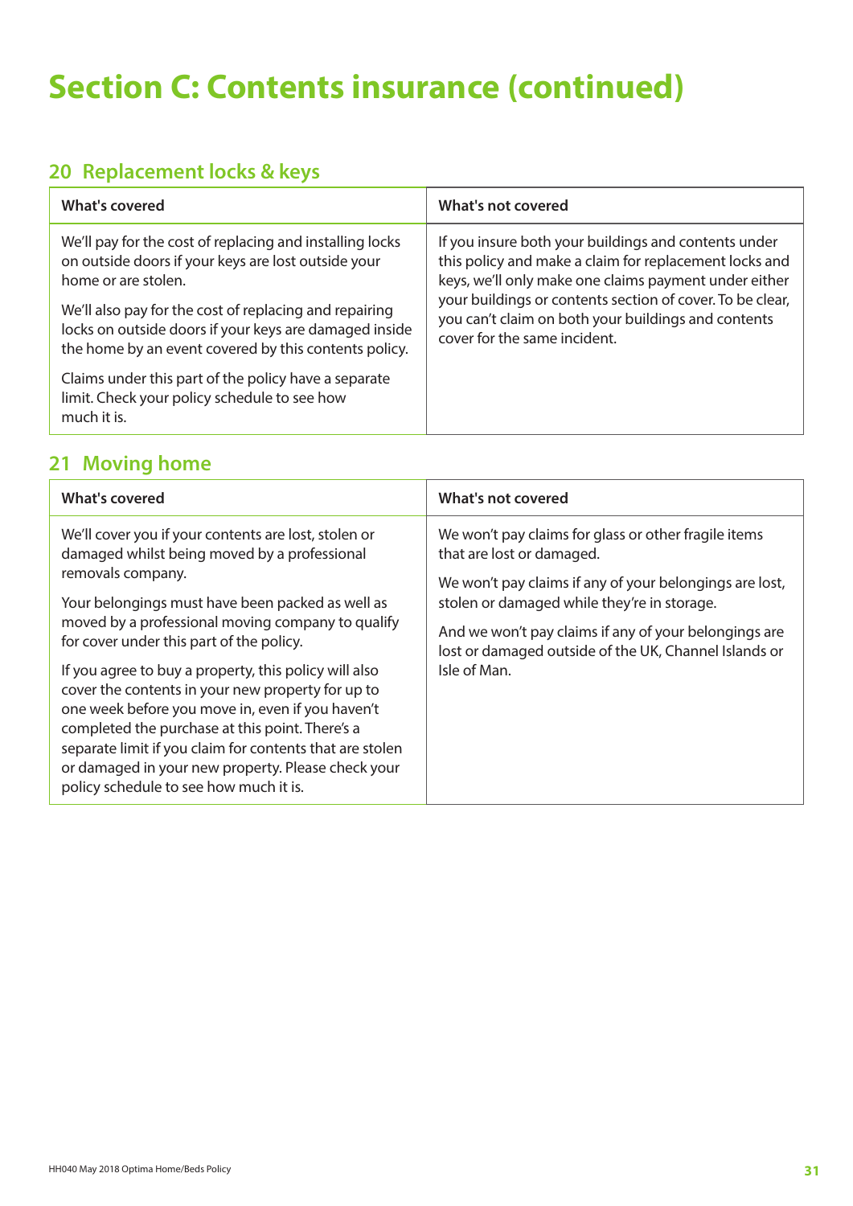# Section C: Contents insurance (continued)

## 20 Replacement locks & keys

| What's covered | What's not covered |
|---|---|
| We'll pay for the cost of replacing and installing locks on outside doors if your keys are lost outside your home or are stolen.<br><br>We'll also pay for the cost of replacing and repairing locks on outside doors if your keys are damaged inside the home by an event covered by this contents policy.<br><br>Claims under this part of the policy have a separate limit. Check your policy schedule to see how much it is. | If you insure both your buildings and contents under this policy and make a claim for replacement locks and keys, we'll only make one claims payment under either your buildings or contents section of cover. To be clear, you can't claim on both your buildings and contents cover for the same incident. |

## 21 Moving home

| What's covered | What's not covered |
|---|---|
| We'll cover you if your contents are lost, stolen or damaged whilst being moved by a professional removals company.<br><br>Your belongings must have been packed as well as moved by a professional moving company to qualify for cover under this part of the policy.<br><br>If you agree to buy a property, this policy will also cover the contents in your new property for up to one week before you move in, even if you haven't completed the purchase at this point. There's a separate limit if you claim for contents that are stolen or damaged in your new property. Please check your policy schedule to see how much it is. | We won't pay claims for glass or other fragile items that are lost or damaged.<br><br>We won't pay claims if any of your belongings are lost, stolen or damaged while they're in storage.<br><br>And we won't pay claims if any of your belongings are lost or damaged outside of the UK, Channel Islands or Isle of Man. |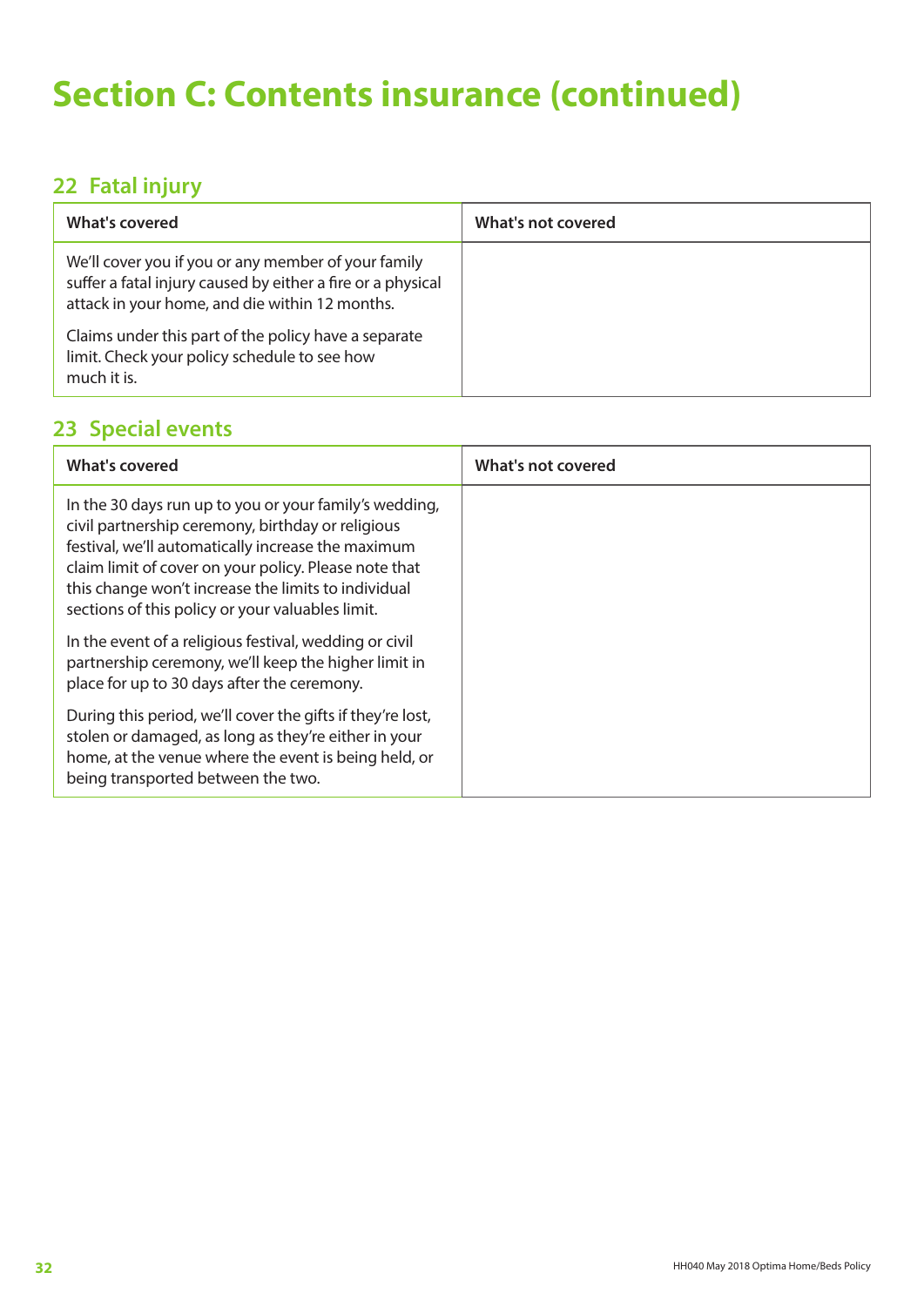# Section C: Contents insurance (continued)

## 22 Fatal injury

| What's covered | What's not covered |
|---|---|
| We'll cover you if you or any member of your family suffer a fatal injury caused by either a fire or a physical attack in your home, and die within 12 months.<br><br>Claims under this part of the policy have a separate limit. Check your policy schedule to see how much it is. | |

## 23 Special events

| What's covered | What's not covered |
|---|---|
| In the 30 days run up to you or your family's wedding, civil partnership ceremony, birthday or religious festival, we'll automatically increase the maximum claim limit of cover on your policy. Please note that this change won't increase the limits to individual sections of this policy or your valuables limit.<br><br>In the event of a religious festival, wedding or civil partnership ceremony, we'll keep the higher limit in place for up to 30 days after the ceremony.<br><br>During this period, we'll cover the gifts if they're lost, stolen or damaged, as long as they're either in your home, at the venue where the event is being held, or being transported between the two. | |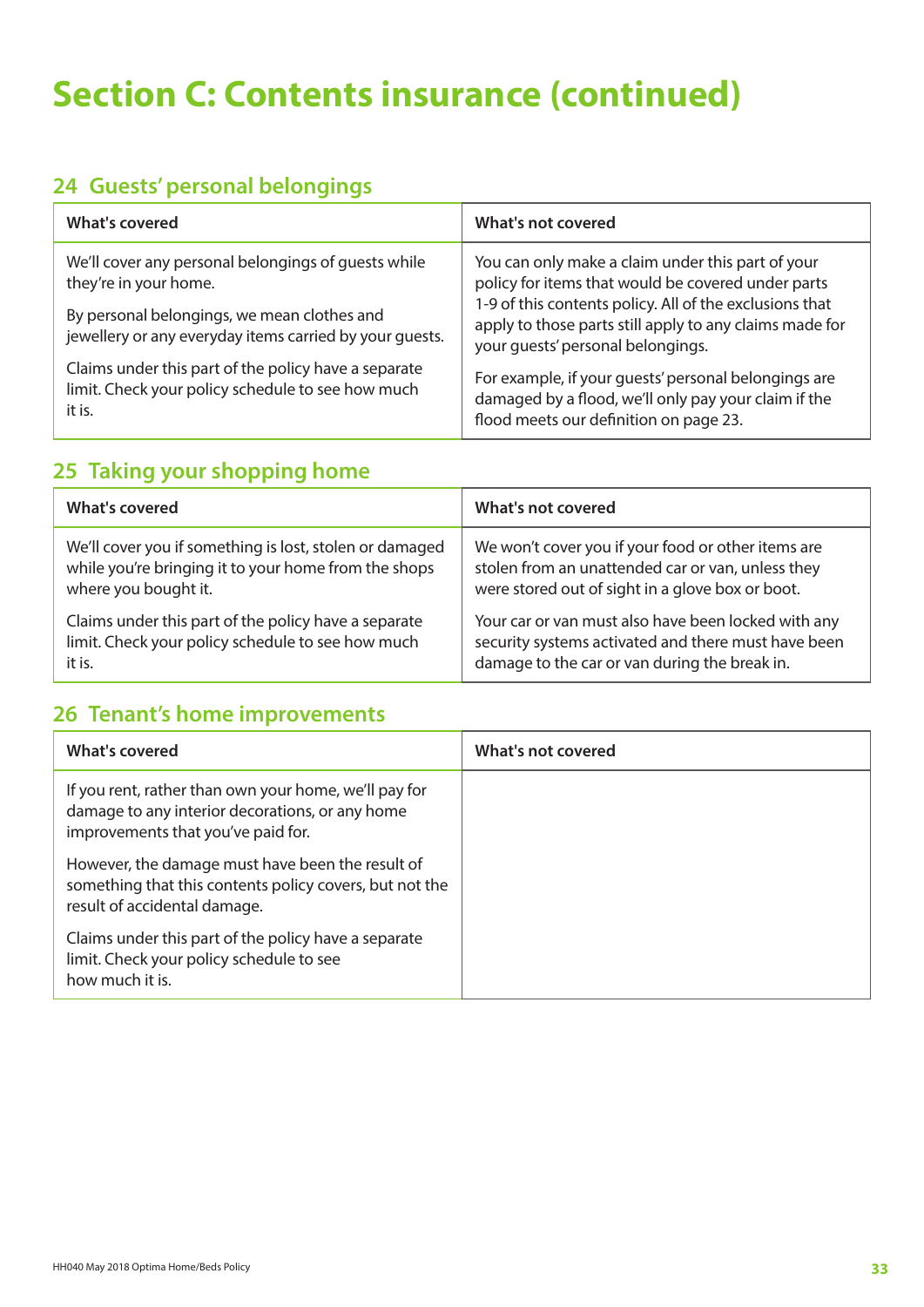# Section C: Contents insurance (continued)

## 24 Guests' personal belongings

| What's covered | What's not covered |
| --- | --- |
| We'll cover any personal belongings of guests while they're in your home.<br><br>By personal belongings, we mean clothes and jewellery or any everyday items carried by your guests.<br><br>Claims under this part of the policy have a separate limit. Check your policy schedule to see how much it is. | You can only make a claim under this part of your policy for items that would be covered under parts 1-9 of this contents policy. All of the exclusions that apply to those parts still apply to any claims made for your guests' personal belongings.<br><br>For example, if your guests' personal belongings are damaged by a flood, we'll only pay your claim if the flood meets our definition on page 23. |

## 25 Taking your shopping home

| What's covered | What's not covered |
| --- | --- |
| We'll cover you if something is lost, stolen or damaged while you're bringing it to your home from the shops where you bought it.<br><br>Claims under this part of the policy have a separate limit. Check your policy schedule to see how much it is. | We won't cover you if your food or other items are stolen from an unattended car or van, unless they were stored out of sight in a glove box or boot.<br><br>Your car or van must also have been locked with any security systems activated and there must have been damage to the car or van during the break in. |

## 26 Tenant's home improvements

| What's covered | What's not covered |
| --- | --- |
| If you rent, rather than own your home, we'll pay for damage to any interior decorations, or any home improvements that you've paid for.<br><br>However, the damage must have been the result of something that this contents policy covers, but not the result of accidental damage.<br><br>Claims under this part of the policy have a separate limit. Check your policy schedule to see how much it is. | |

HH040 May 2018 Optima Home/Beds Policy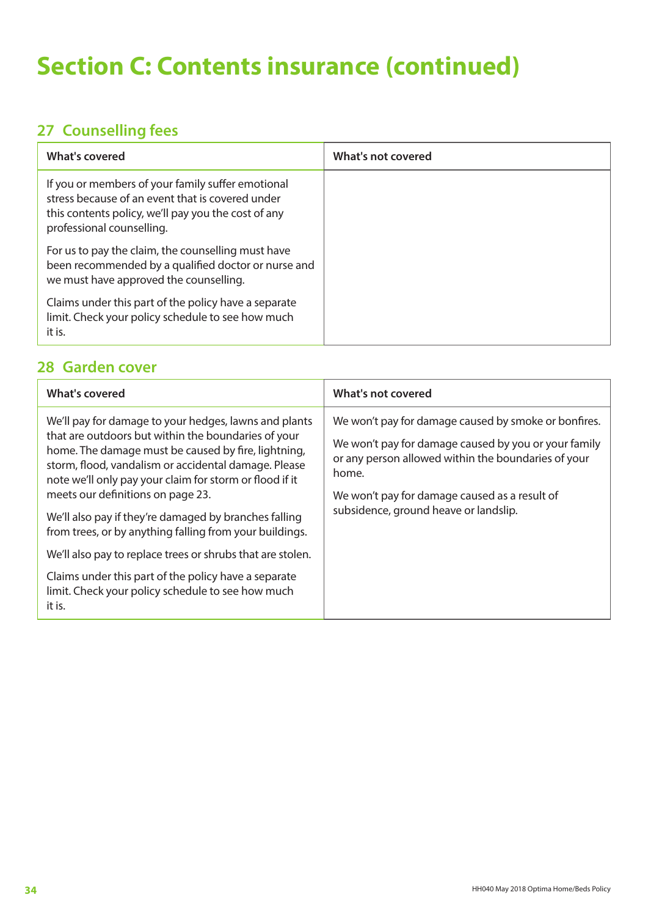# Section C: Contents insurance (continued)

## 27 Counselling fees

| What's covered | What's not covered |
|---|---|
| If you or members of your family suffer emotional stress because of an event that is covered under this contents policy, we'll pay you the cost of any professional counselling.<br><br>For us to pay the claim, the counselling must have been recommended by a qualified doctor or nurse and we must have approved the counselling.<br><br>Claims under this part of the policy have a separate limit. Check your policy schedule to see how much it is. | |

## 28 Garden cover

| What's covered | What's not covered |
|---|---|
| We'll pay for damage to your hedges, lawns and plants that are outdoors but within the boundaries of your home. The damage must be caused by fire, lightning, storm, flood, vandalism or accidental damage. Please note we'll only pay your claim for storm or flood if it meets our definitions on page 23.<br><br>We'll also pay if they're damaged by branches falling from trees, or by anything falling from your buildings.<br><br>We'll also pay to replace trees or shrubs that are stolen.<br><br>Claims under this part of the policy have a separate limit. Check your policy schedule to see how much it is. | We won't pay for damage caused by smoke or bonfires.<br><br>We won't pay for damage caused by you or your family or any person allowed within the boundaries of your home.<br><br>We won't pay for damage caused as a result of subsidence, ground heave or landslip. |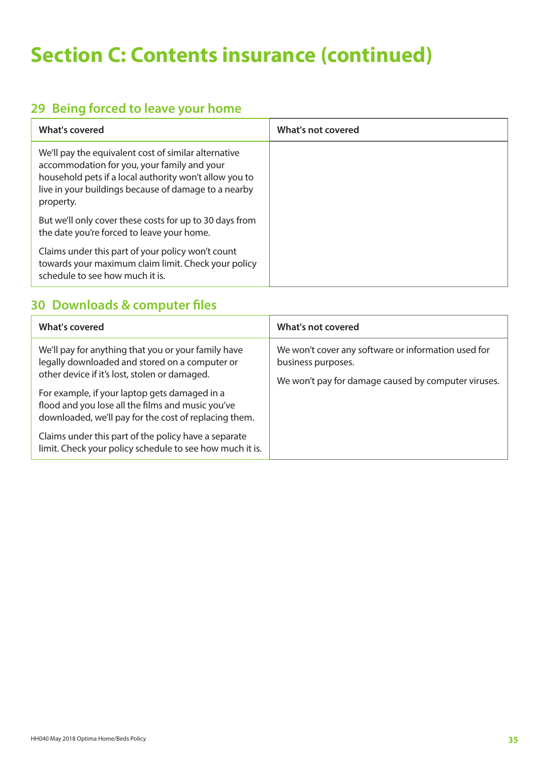# Section C: Contents insurance (continued)

## 29 Being forced to leave your home

| What's covered | What's not covered |
|---|---|
| We'll pay the equivalent cost of similar alternative accommodation for you, your family and your household pets if a local authority won't allow you to live in your buildings because of damage to a nearby property.<br><br>But we'll only cover these costs for up to 30 days from the date you're forced to leave your home.<br><br>Claims under this part of your policy won't count towards your maximum claim limit. Check your policy schedule to see how much it is. | |

## 30 Downloads & computer files

| What's covered | What's not covered |
|---|---|
| We'll pay for anything that you or your family have legally downloaded and stored on a computer or other device if it's lost, stolen or damaged.<br><br>For example, if your laptop gets damaged in a flood and you lose all the films and music you've downloaded, we'll pay for the cost of replacing them.<br><br>Claims under this part of the policy have a separate limit. Check your policy schedule to see how much it is. | We won't cover any software or information used for business purposes.<br><br>We won't pay for damage caused by computer viruses. |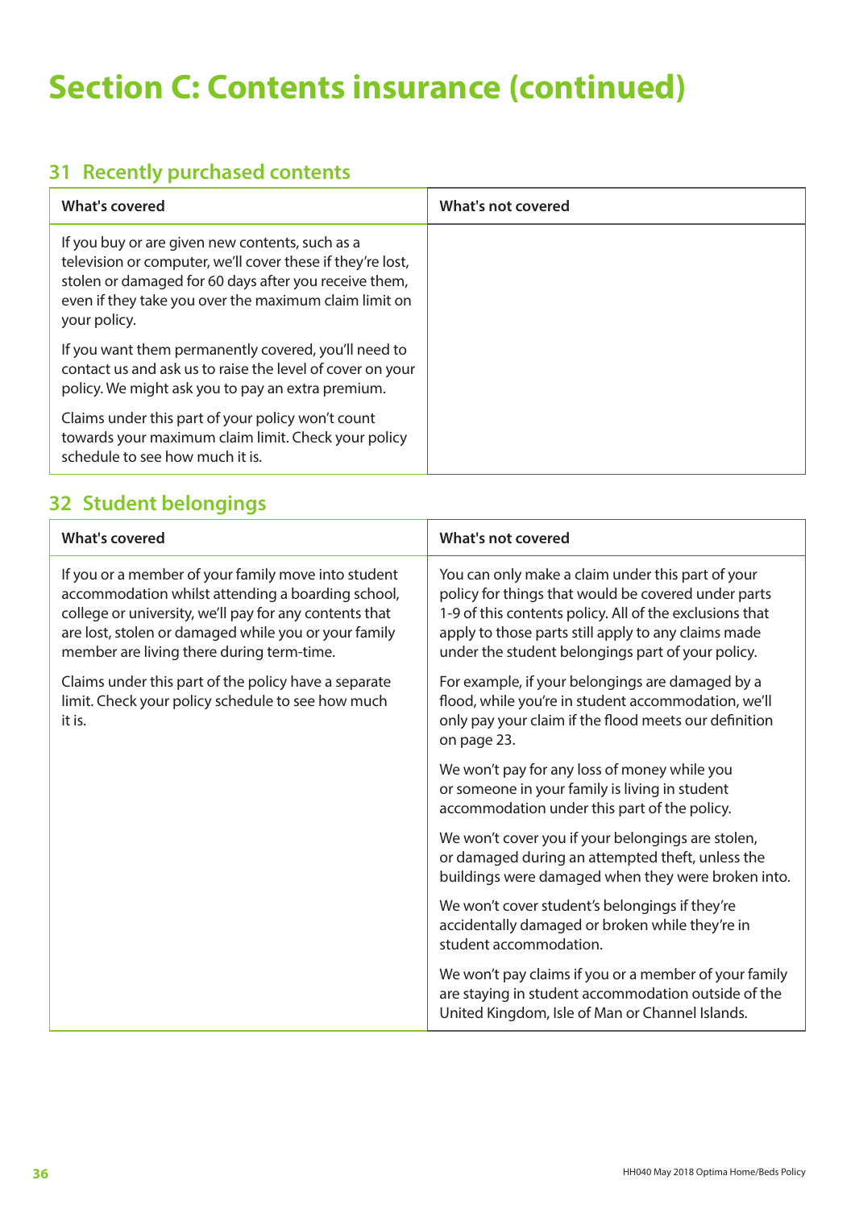# Section C: Contents insurance (continued)

## 31 Recently purchased contents

| What's covered | What's not covered |
|---|---|
| If you buy or are given new contents, such as a television or computer, we'll cover these if they're lost, stolen or damaged for 60 days after you receive them, even if they take you over the maximum claim limit on your policy.<br><br>If you want them permanently covered, you'll need to contact us and ask us to raise the level of cover on your policy. We might ask you to pay an extra premium.<br><br>Claims under this part of your policy won't count towards your maximum claim limit. Check your policy schedule to see how much it is. | |

## 32 Student belongings

| What's covered | What's not covered |
|---|---|
| If you or a member of your family move into student accommodation whilst attending a boarding school, college or university, we'll pay for any contents that are lost, stolen or damaged while you or your family member are living there during term-time.<br><br>Claims under this part of the policy have a separate limit. Check your policy schedule to see how much it is. | You can only make a claim under this part of your policy for things that would be covered under parts 1-9 of this contents policy. All of the exclusions that apply to those parts still apply to any claims made under the student belongings part of your policy.<br><br>For example, if your belongings are damaged by a flood, while you're in student accommodation, we'll only pay your claim if the flood meets our definition on page 23.<br><br>We won't pay for any loss of money while you or someone in your family is living in student accommodation under this part of the policy.<br><br>We won't cover you if your belongings are stolen, or damaged during an attempted theft, unless the buildings were damaged when they were broken into.<br><br>We won't cover student's belongings if they're accidentally damaged or broken while they're in student accommodation.<br><br>We won't pay claims if you or a member of your family are staying in student accommodation outside of the United Kingdom, Isle of Man or Channel Islands. |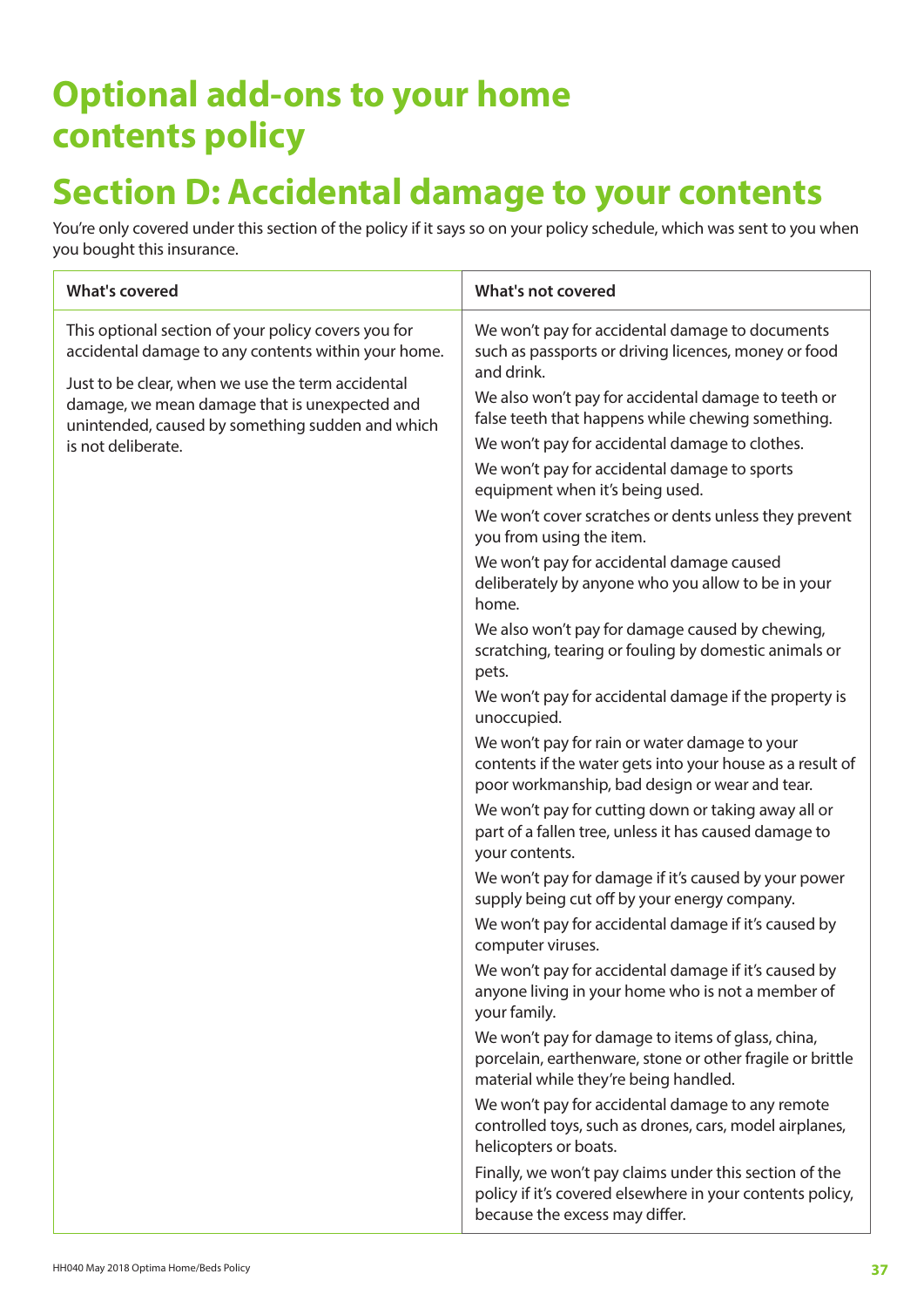# Optional add-ons to your home contents policy

## Section D: Accidental damage to your contents

You're only covered under this section of the policy if it says so on your policy schedule, which was sent to you when you bought this insurance.

| What's covered | What's not covered |
|---|---|
| This optional section of your policy covers you for accidental damage to any contents within your home.<br><br>Just to be clear, when we use the term accidental damage, we mean damage that is unexpected and unintended, caused by something sudden and which is not deliberate. | We won't pay for accidental damage to documents such as passports or driving licences, money or food and drink.<br><br>We also won't pay for accidental damage to teeth or false teeth that happens while chewing something.<br><br>We won't pay for accidental damage to clothes.<br><br>We won't pay for accidental damage to sports equipment when it's being used.<br><br>We won't cover scratches or dents unless they prevent you from using the item.<br><br>We won't pay for accidental damage caused deliberately by anyone who you allow to be in your home.<br><br>We also won't pay for damage caused by chewing, scratching, tearing or fouling by domestic animals or pets.<br><br>We won't pay for accidental damage if the property is unoccupied.<br><br>We won't pay for rain or water damage to your contents if the water gets into your house as a result of poor workmanship, bad design or wear and tear.<br><br>We won't pay for cutting down or taking away all or part of a fallen tree, unless it has caused damage to your contents.<br><br>We won't pay for damage if it's caused by your power supply being cut off by your energy company.<br><br>We won't pay for accidental damage if it's caused by computer viruses.<br><br>We won't pay for accidental damage if it's caused by anyone living in your home who is not a member of your family.<br><br>We won't pay for damage to items of glass, china, porcelain, earthenware, stone or other fragile or brittle material while they're being handled.<br><br>We won't pay for accidental damage to any remote controlled toys, such as drones, cars, model airplanes, helicopters or boats.<br><br>Finally, we won't pay claims under this section of the policy if it's covered elsewhere in your contents policy, because the excess may differ. |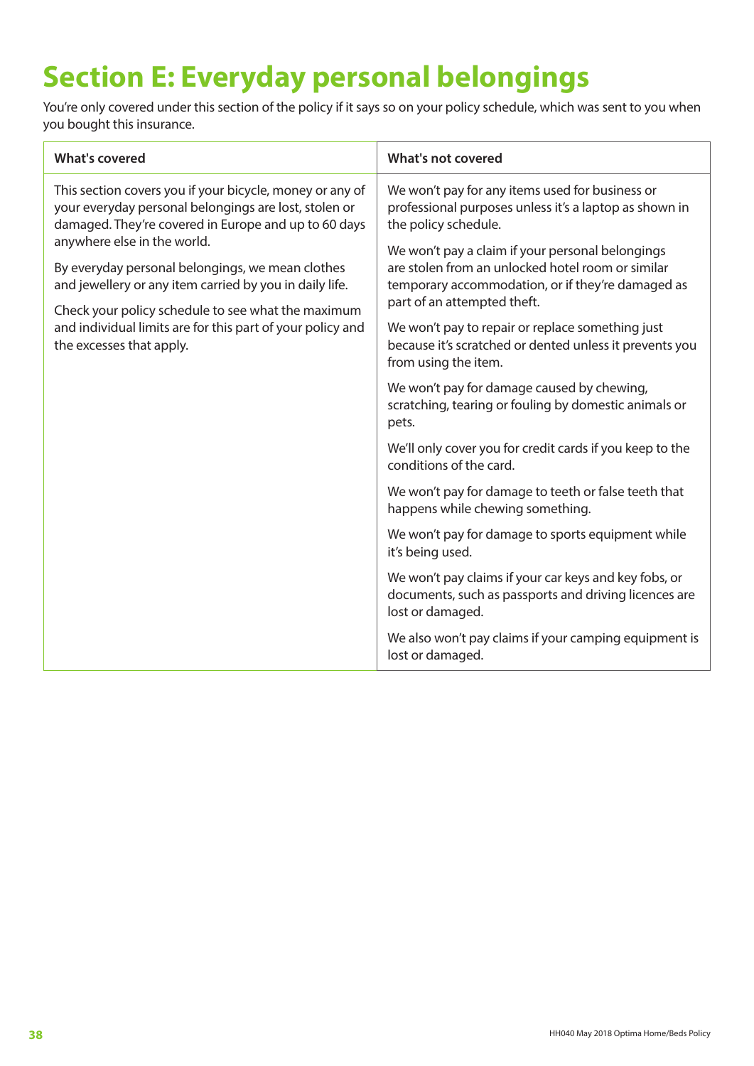# Section E: Everyday personal belongings

You're only covered under this section of the policy if it says so on your policy schedule, which was sent to you when you bought this insurance.

| What's covered | What's not covered |
| --- | --- |
| This section covers you if your bicycle, money or any of your everyday personal belongings are lost, stolen or damaged. They're covered in Europe and up to 60 days anywhere else in the world.<br><br>By everyday personal belongings, we mean clothes and jewellery or any item carried by you in daily life.<br><br>Check your policy schedule to see what the maximum and individual limits are for this part of your policy and the excesses that apply. | We won't pay for any items used for business or professional purposes unless it's a laptop as shown in the policy schedule.<br><br>We won't pay a claim if your personal belongings are stolen from an unlocked hotel room or similar temporary accommodation, or if they're damaged as part of an attempted theft.<br><br>We won't pay to repair or replace something just because it's scratched or dented unless it prevents you from using the item.<br><br>We won't pay for damage caused by chewing, scratching, tearing or fouling by domestic animals or pets.<br><br>We'll only cover you for credit cards if you keep to the conditions of the card.<br><br>We won't pay for damage to teeth or false teeth that happens while chewing something.<br><br>We won't pay for damage to sports equipment while it's being used.<br><br>We won't pay claims if your car keys and key fobs, or documents, such as passports and driving licences are lost or damaged.<br><br>We also won't pay claims if your camping equipment is lost or damaged. |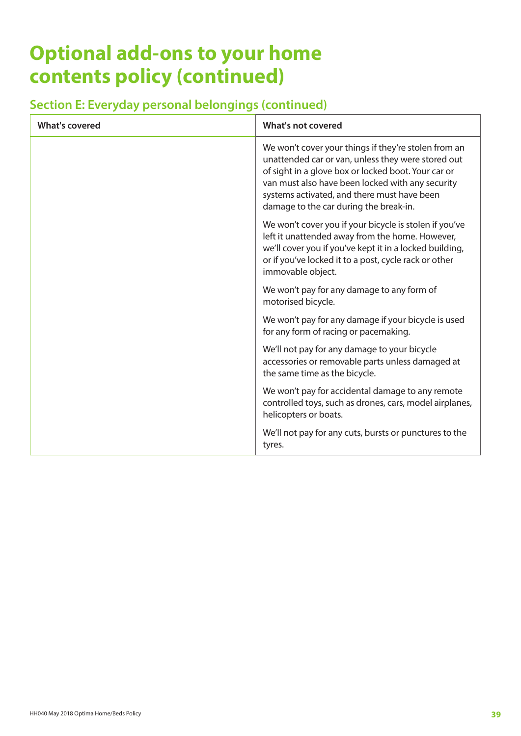# Optional add-ons to your home contents policy (continued)

## Section E: Everyday personal belongings (continued)

| What's covered | What's not covered |
|---|---|
| | We won't cover your things if they're stolen from an unattended car or van, unless they were stored out of sight in a glove box or locked boot. Your car or van must also have been locked with any security systems activated, and there must have been damage to the car during the break-in. |
| | We won't cover you if your bicycle is stolen if you've left it unattended away from the home. However, we'll cover you if you've kept it in a locked building, or if you've locked it to a post, cycle rack or other immovable object. |
| | We won't pay for any damage to any form of motorised bicycle. |
| | We won't pay for any damage if your bicycle is used for any form of racing or pacemaking. |
| | We'll not pay for any damage to your bicycle accessories or removable parts unless damaged at the same time as the bicycle. |
| | We won't pay for accidental damage to any remote controlled toys, such as drones, cars, model airplanes, helicopters or boats. |
| | We'll not pay for any cuts, bursts or punctures to the tyres. |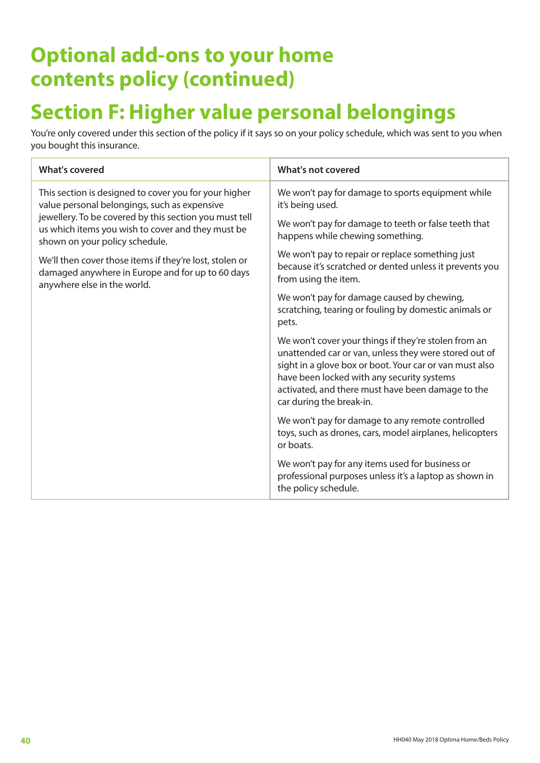# Optional add-ons to your home contents policy (continued)

# Section F: Higher value personal belongings

You're only covered under this section of the policy if it says so on your policy schedule, which was sent to you when you bought this insurance.

| What's covered | What's not covered |
|---|---|
| This section is designed to cover you for your higher value personal belongings, such as expensive jewellery. To be covered by this section you must tell us which items you wish to cover and they must be shown on your policy schedule.<br><br>We'll then cover those items if they're lost, stolen or damaged anywhere in Europe and for up to 60 days anywhere else in the world. | We won't pay for damage to sports equipment while it's being used.<br><br>We won't pay for damage to teeth or false teeth that happens while chewing something.<br><br>We won't pay to repair or replace something just because it's scratched or dented unless it prevents you from using the item.<br><br>We won't pay for damage caused by chewing, scratching, tearing or fouling by domestic animals or pets.<br><br>We won't cover your things if they're stolen from an unattended car or van, unless they were stored out of sight in a glove box or boot. Your car or van must also have been locked with any security systems activated, and there must have been damage to the car during the break-in.<br><br>We won't pay for damage to any remote controlled toys, such as drones, cars, model airplanes, helicopters or boats.<br><br>We won't pay for any items used for business or professional purposes unless it's a laptop as shown in the policy schedule. |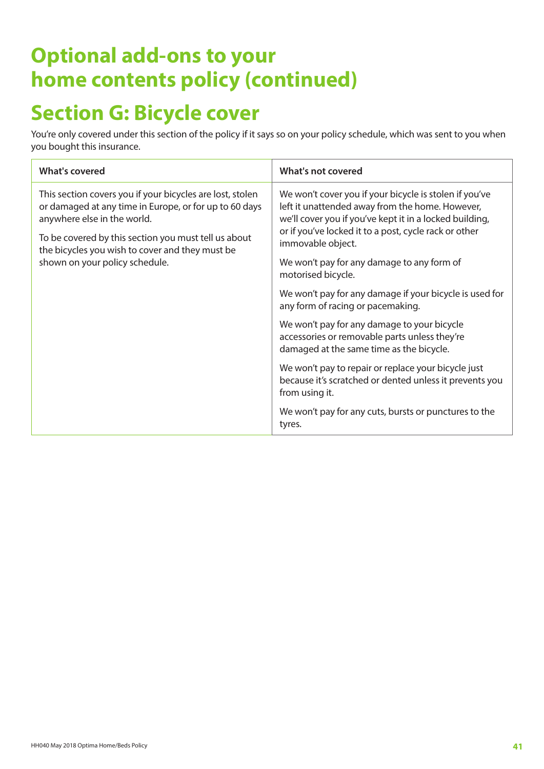# Optional add-ons to your home contents policy (continued)

## Section G: Bicycle cover

You're only covered under this section of the policy if it says so on your policy schedule, which was sent to you when you bought this insurance.

| What's covered | What's not covered |
|---|---|
| This section covers you if your bicycles are lost, stolen or damaged at any time in Europe, or for up to 60 days anywhere else in the world.<br><br>To be covered by this section you must tell us about the bicycles you wish to cover and they must be shown on your policy schedule. | We won't cover you if your bicycle is stolen if you've left it unattended away from the home. However, we'll cover you if you've kept it in a locked building, or if you've locked it to a post, cycle rack or other immovable object.<br><br>We won't pay for any damage to any form of motorised bicycle.<br><br>We won't pay for any damage if your bicycle is used for any form of racing or pacemaking.<br><br>We won't pay for any damage to your bicycle accessories or removable parts unless they're damaged at the same time as the bicycle.<br><br>We won't pay to repair or replace your bicycle just because it's scratched or dented unless it prevents you from using it.<br><br>We won't pay for any cuts, bursts or punctures to the tyres. |

HH040 May 2018 Optima Home/Beds Policy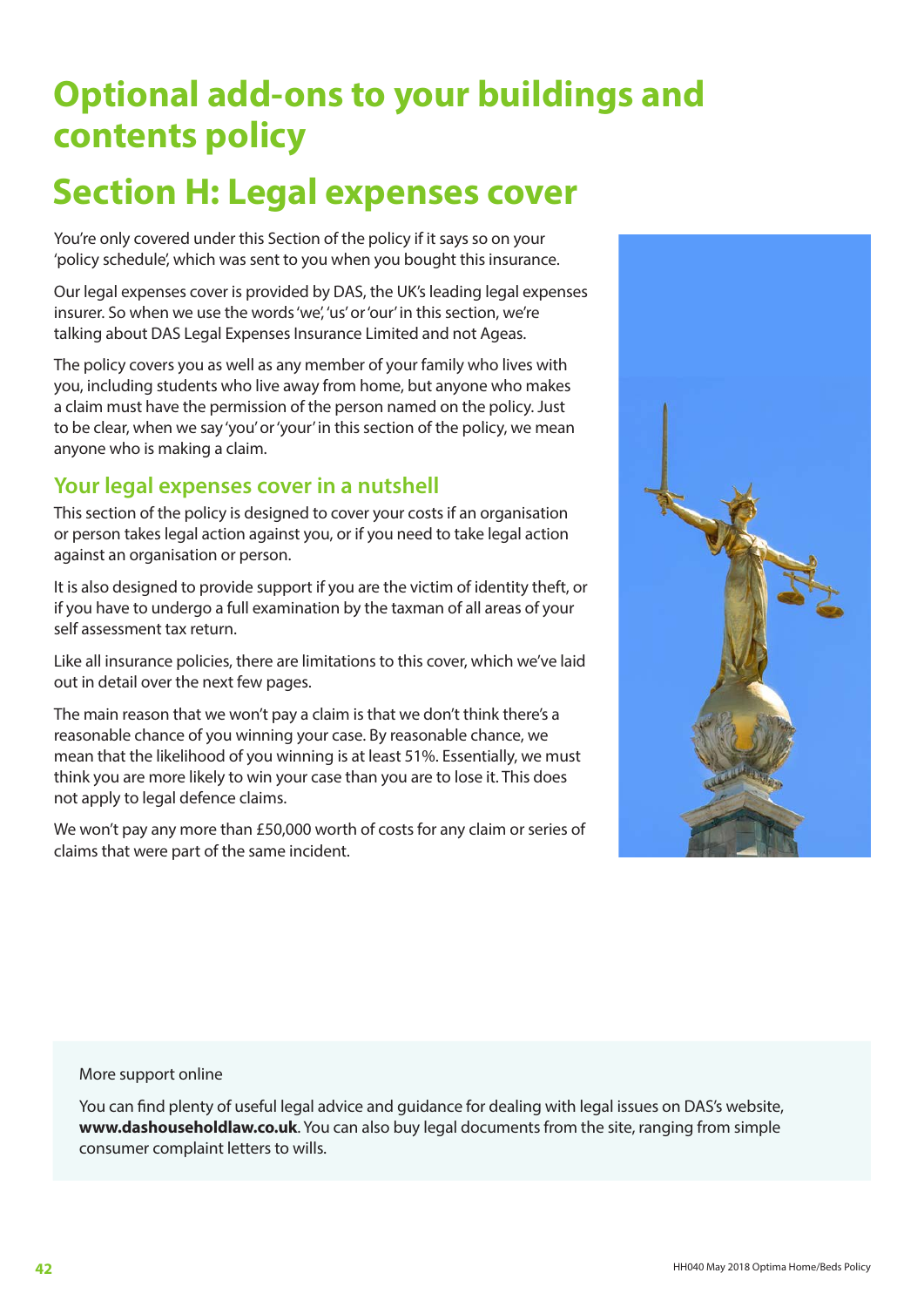# Optional add-ons to your buildings and contents policy

# Section H: Legal expenses cover

You're only covered under this Section of the policy if it says so on your 'policy schedule', which was sent to you when you bought this insurance.

Our legal expenses cover is provided by DAS, the UK's leading legal expenses insurer. So when we use the words 'we', 'us' or 'our' in this section, we're talking about DAS Legal Expenses Insurance Limited and not Ageas.

The policy covers you as well as any member of your family who lives with you, including students who live away from home, but anyone who makes a claim must have the permission of the person named on the policy. Just to be clear, when we say 'you' or 'your' in this section of the policy, we mean anyone who is making a claim.

## Your legal expenses cover in a nutshell

This section of the policy is designed to cover your costs if an organisation or person takes legal action against you, or if you need to take legal action against an organisation or person.

It is also designed to provide support if you are the victim of identity theft, or if you have to undergo a full examination by the taxman of all areas of your self assessment tax return.

Like all insurance policies, there are limitations to this cover, which we've laid out in detail over the next few pages.

The main reason that we won't pay a claim is that we don't think there's a reasonable chance of you winning your case. By reasonable chance, we mean that the likelihood of you winning is at least 51%. Essentially, we must think you are more likely to win your case than you are to lose it. This does not apply to legal defence claims.

We won't pay any more than £50,000 worth of costs for any claim or series of claims that were part of the same incident.

More support online

You can find plenty of useful legal advice and guidance for dealing with legal issues on DAS's website, **www.dashouseholdlaw.co.uk**. You can also buy legal documents from the site, ranging from simple consumer complaint letters to wills.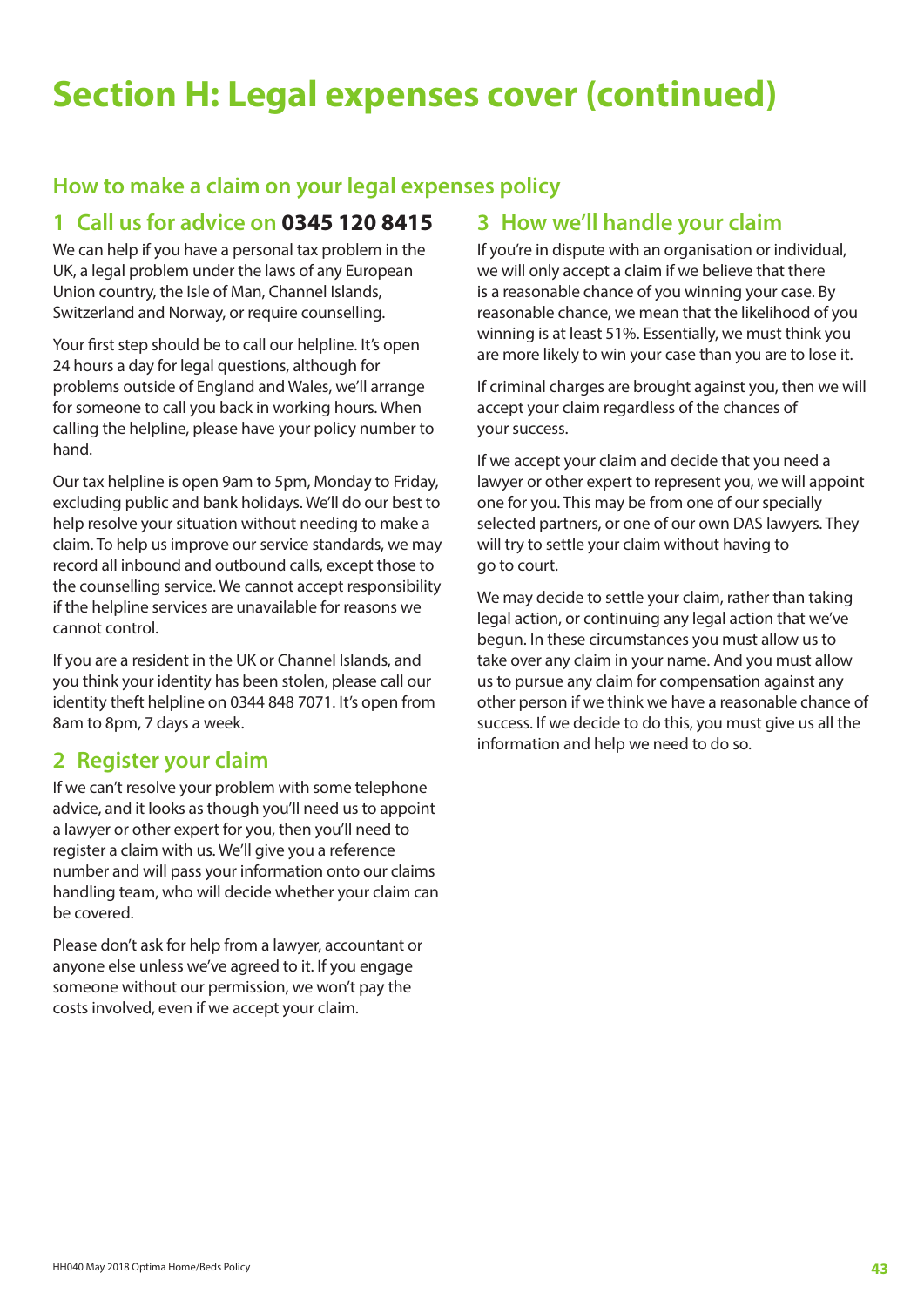# Section H: Legal expenses cover (continued)

## How to make a claim on your legal expenses policy

### 1 Call us for advice on **0345 120 8415**

We can help if you have a personal tax problem in the UK, a legal problem under the laws of any European Union country, the Isle of Man, Channel Islands, Switzerland and Norway, or require counselling.

Your first step should be to call our helpline. It's open 24 hours a day for legal questions, although for problems outside of England and Wales, we'll arrange for someone to call you back in working hours. When calling the helpline, please have your policy number to hand.

Our tax helpline is open 9am to 5pm, Monday to Friday, excluding public and bank holidays. We'll do our best to help resolve your situation without needing to make a claim. To help us improve our service standards, we may record all inbound and outbound calls, except those to the counselling service. We cannot accept responsibility if the helpline services are unavailable for reasons we cannot control.

If you are a resident in the UK or Channel Islands, and you think your identity has been stolen, please call our identity theft helpline on 0344 848 7071. It's open from 8am to 8pm, 7 days a week.

### 2 Register your claim

If we can't resolve your problem with some telephone advice, and it looks as though you'll need us to appoint a lawyer or other expert for you, then you'll need to register a claim with us. We'll give you a reference number and will pass your information onto our claims handling team, who will decide whether your claim can be covered.

Please don't ask for help from a lawyer, accountant or anyone else unless we've agreed to it. If you engage someone without our permission, we won't pay the costs involved, even if we accept your claim.

### 3 How we'll handle your claim

If you're in dispute with an organisation or individual, we will only accept a claim if we believe that there is a reasonable chance of you winning your case. By reasonable chance, we mean that the likelihood of you winning is at least 51%. Essentially, we must think you are more likely to win your case than you are to lose it.

If criminal charges are brought against you, then we will accept your claim regardless of the chances of your success.

If we accept your claim and decide that you need a lawyer or other expert to represent you, we will appoint one for you. This may be from one of our specially selected partners, or one of our own DAS lawyers. They will try to settle your claim without having to go to court.

We may decide to settle your claim, rather than taking legal action, or continuing any legal action that we've begun. In these circumstances you must allow us to take over any claim in your name. And you must allow us to pursue any claim for compensation against any other person if we think we have a reasonable chance of success. If we decide to do this, you must give us all the information and help we need to do so.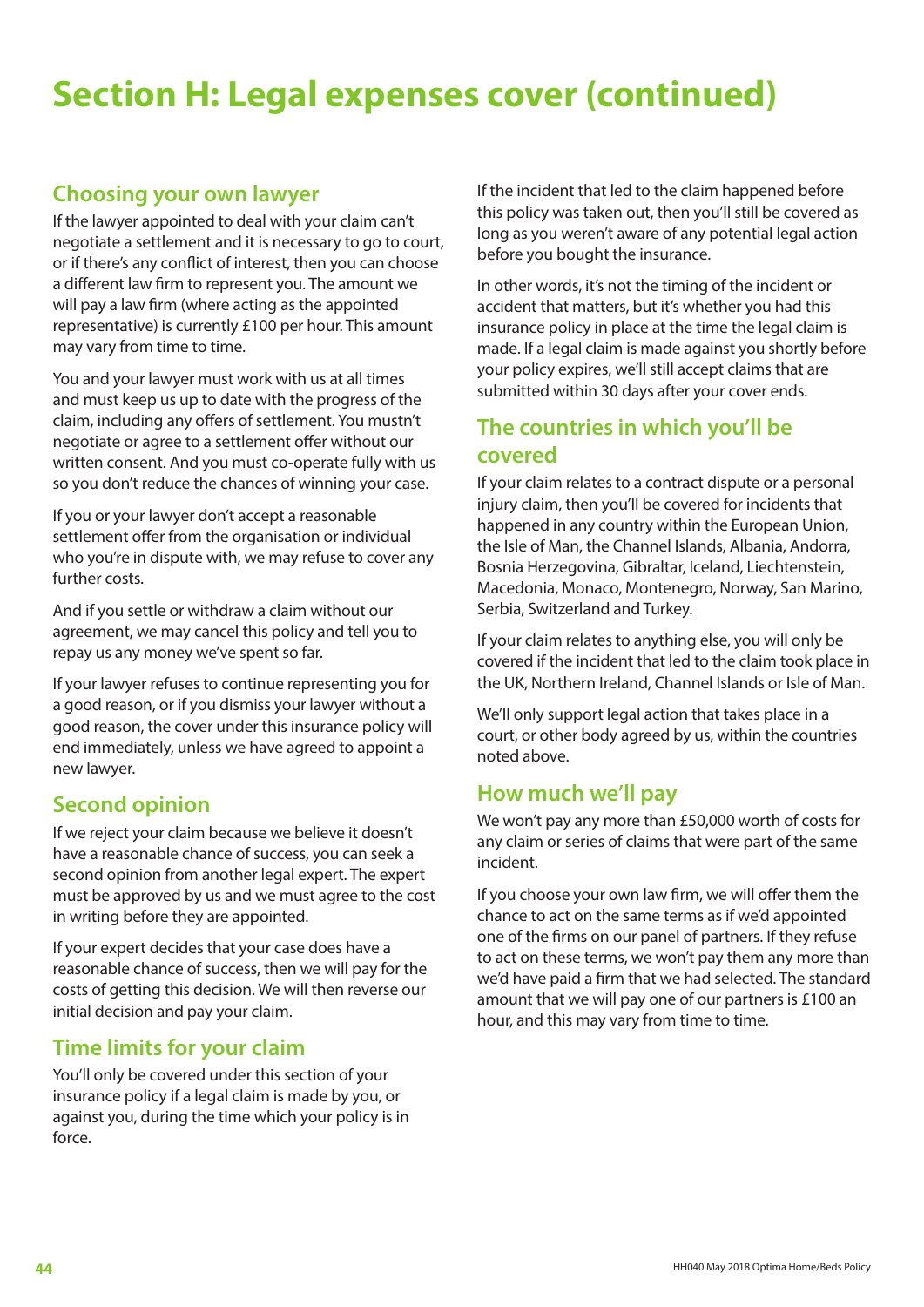# Section H: Legal expenses cover (continued)

## Choosing your own lawyer

If the lawyer appointed to deal with your claim can't negotiate a settlement and it is necessary to go to court, or if there's any conflict of interest, then you can choose a different law firm to represent you. The amount we will pay a law firm (where acting as the appointed representative) is currently £100 per hour. This amount may vary from time to time.

You and your lawyer must work with us at all times and must keep us up to date with the progress of the claim, including any offers of settlement. You mustn't negotiate or agree to a settlement offer without our written consent. And you must co-operate fully with us so you don't reduce the chances of winning your case.

If you or your lawyer don't accept a reasonable settlement offer from the organisation or individual who you're in dispute with, we may refuse to cover any further costs.

And if you settle or withdraw a claim without our agreement, we may cancel this policy and tell you to repay us any money we've spent so far.

If your lawyer refuses to continue representing you for a good reason, or if you dismiss your lawyer without a good reason, the cover under this insurance policy will end immediately, unless we have agreed to appoint a new lawyer.

## Second opinion

If we reject your claim because we believe it doesn't have a reasonable chance of success, you can seek a second opinion from another legal expert. The expert must be approved by us and we must agree to the cost in writing before they are appointed.

If your expert decides that your case does have a reasonable chance of success, then we will pay for the costs of getting this decision. We will then reverse our initial decision and pay your claim.

## Time limits for your claim

You'll only be covered under this section of your insurance policy if a legal claim is made by you, or against you, during the time which your policy is in force.

If the incident that led to the claim happened before this policy was taken out, then you'll still be covered as long as you weren't aware of any potential legal action before you bought the insurance.

In other words, it's not the timing of the incident or accident that matters, but it's whether you had this insurance policy in place at the time the legal claim is made. If a legal claim is made against you shortly before your policy expires, we'll still accept claims that are submitted within 30 days after your cover ends.

## The countries in which you'll be covered

If your claim relates to a contract dispute or a personal injury claim, then you'll be covered for incidents that happened in any country within the European Union, the Isle of Man, the Channel Islands, Albania, Andorra, Bosnia Herzegovina, Gibraltar, Iceland, Liechtenstein, Macedonia, Monaco, Montenegro, Norway, San Marino, Serbia, Switzerland and Turkey.

If your claim relates to anything else, you will only be covered if the incident that led to the claim took place in the UK, Northern Ireland, Channel Islands or Isle of Man.

We'll only support legal action that takes place in a court, or other body agreed by us, within the countries noted above.

## How much we'll pay

We won't pay any more than £50,000 worth of costs for any claim or series of claims that were part of the same incident.

If you choose your own law firm, we will offer them the chance to act on the same terms as if we'd appointed one of the firms on our panel of partners. If they refuse to act on these terms, we won't pay them any more than we'd have paid a firm that we had selected. The standard amount that we will pay one of our partners is £100 an hour, and this may vary from time to time.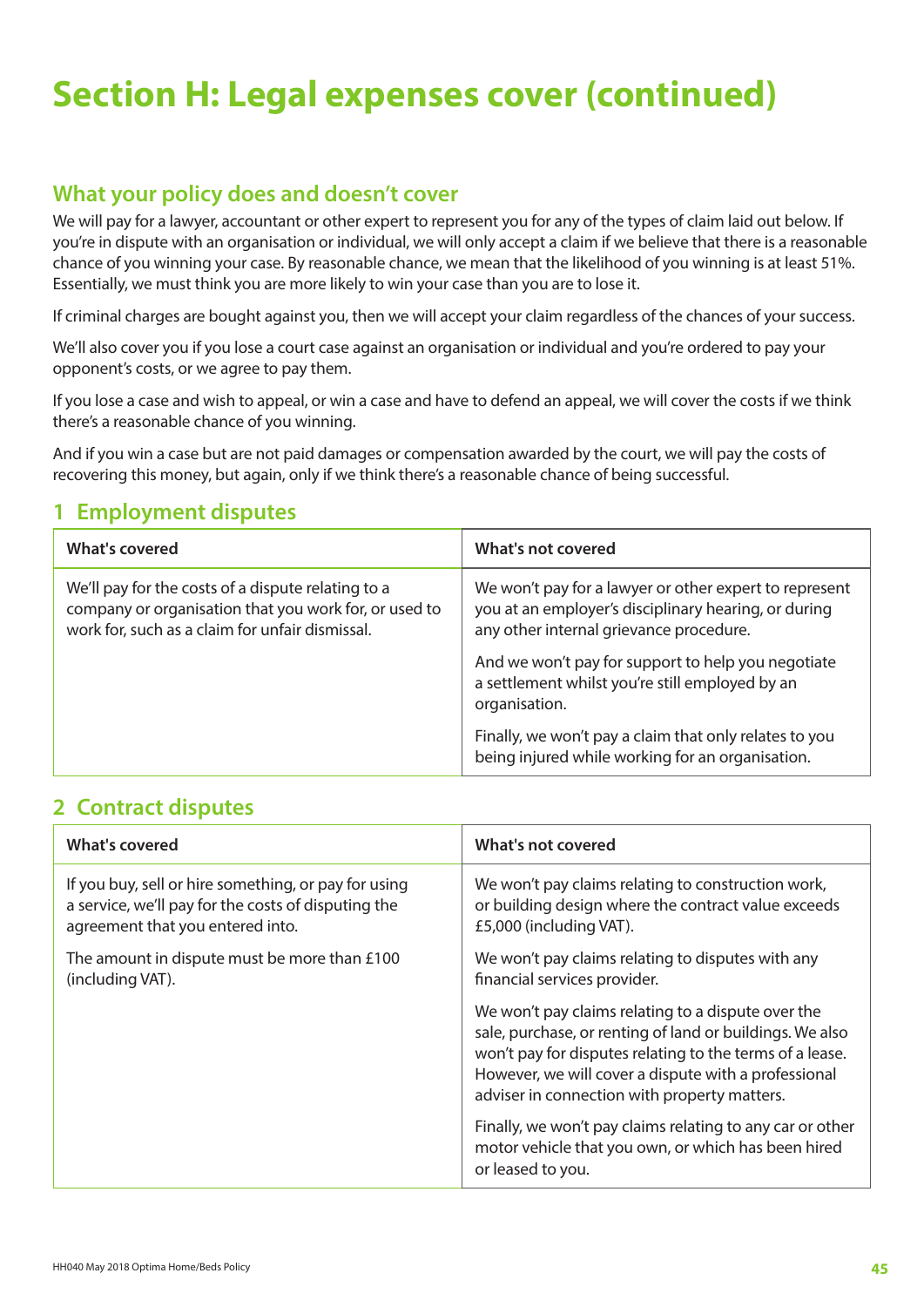# Section H: Legal expenses cover (continued)

## What your policy does and doesn't cover

We will pay for a lawyer, accountant or other expert to represent you for any of the types of claim laid out below. If you're in dispute with an organisation or individual, we will only accept a claim if we believe that there is a reasonable chance of you winning your case. By reasonable chance, we mean that the likelihood of you winning is at least 51%. Essentially, we must think you are more likely to win your case than you are to lose it.

If criminal charges are bought against you, then we will accept your claim regardless of the chances of your success.

We'll also cover you if you lose a court case against an organisation or individual and you're ordered to pay your opponent's costs, or we agree to pay them.

If you lose a case and wish to appeal, or win a case and have to defend an appeal, we will cover the costs if we think there's a reasonable chance of you winning.

And if you win a case but are not paid damages or compensation awarded by the court, we will pay the costs of recovering this money, but again, only if we think there's a reasonable chance of being successful.

## 1 Employment disputes

| What's covered | What's not covered |
|---|---|
| We'll pay for the costs of a dispute relating to a company or organisation that you work for, or used to work for, such as a claim for unfair dismissal. | We won't pay for a lawyer or other expert to represent you at an employer's disciplinary hearing, or during any other internal grievance procedure.<br><br>And we won't pay for support to help you negotiate a settlement whilst you're still employed by an organisation.<br><br>Finally, we won't pay a claim that only relates to you being injured while working for an organisation. |

## 2 Contract disputes

| What's covered | What's not covered |
|---|---|
| If you buy, sell or hire something, or pay for using a service, we'll pay for the costs of disputing the agreement that you entered into.<br><br>The amount in dispute must be more than £100 (including VAT). | We won't pay claims relating to construction work, or building design where the contract value exceeds £5,000 (including VAT).<br><br>We won't pay claims relating to disputes with any financial services provider.<br><br>We won't pay claims relating to a dispute over the sale, purchase, or renting of land or buildings. We also won't pay for disputes relating to the terms of a lease. However, we will cover a dispute with a professional adviser in connection with property matters.<br><br>Finally, we won't pay claims relating to any car or other motor vehicle that you own, or which has been hired or leased to you. |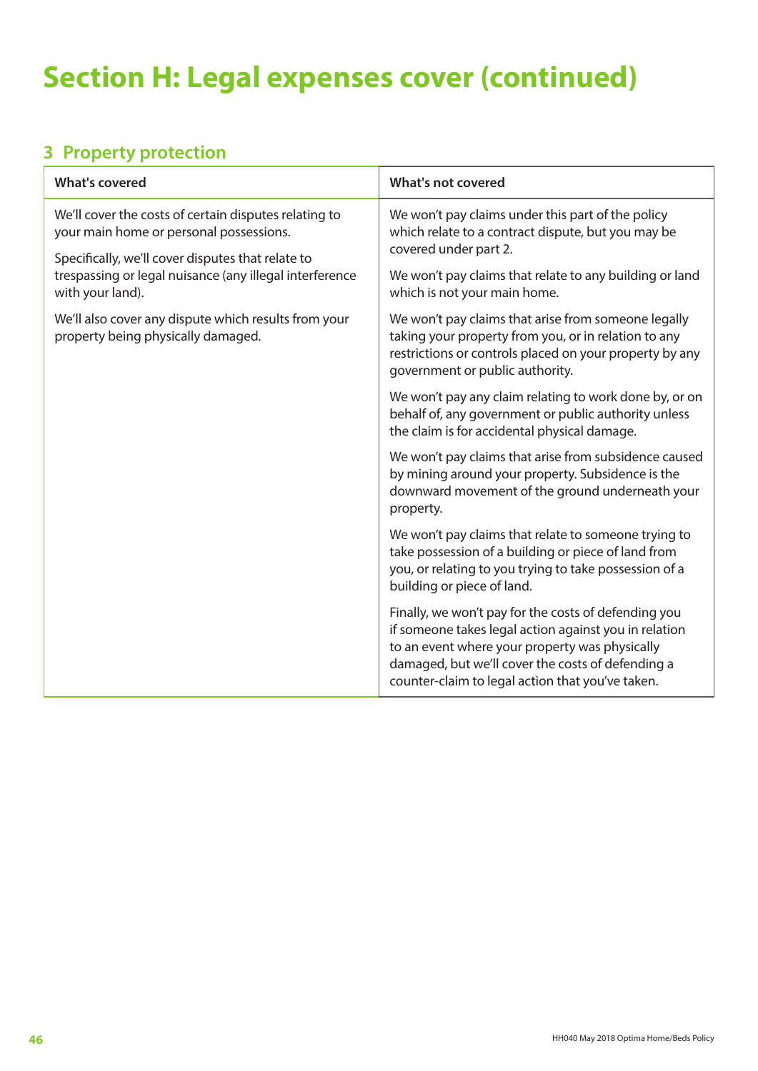# Section H: Legal expenses cover (continued)

## 3 Property protection

| What's covered | What's not covered |
|---|---|
| We'll cover the costs of certain disputes relating to your main home or personal possessions.<br><br>Specifically, we'll cover disputes that relate to trespassing or legal nuisance (any illegal interference with your land).<br><br>We'll also cover any dispute which results from your property being physically damaged. | We won't pay claims under this part of the policy which relate to a contract dispute, but you may be covered under part 2.<br><br>We won't pay claims that relate to any building or land which is not your main home.<br><br>We won't pay claims that arise from someone legally taking your property from you, or in relation to any restrictions or controls placed on your property by any government or public authority.<br><br>We won't pay any claim relating to work done by, or on behalf of, any government or public authority unless the claim is for accidental physical damage.<br><br>We won't pay claims that arise from subsidence caused by mining around your property. Subsidence is the downward movement of the ground underneath your property.<br><br>We won't pay claims that relate to someone trying to take possession of a building or piece of land from you, or relating to you trying to take possession of a building or piece of land.<br><br>Finally, we won't pay for the costs of defending you if someone takes legal action against you in relation to an event where your property was physically damaged, but we'll cover the costs of defending a counter-claim to legal action that you've taken. |

HH040 May 2018 Optima Home/Beds Policy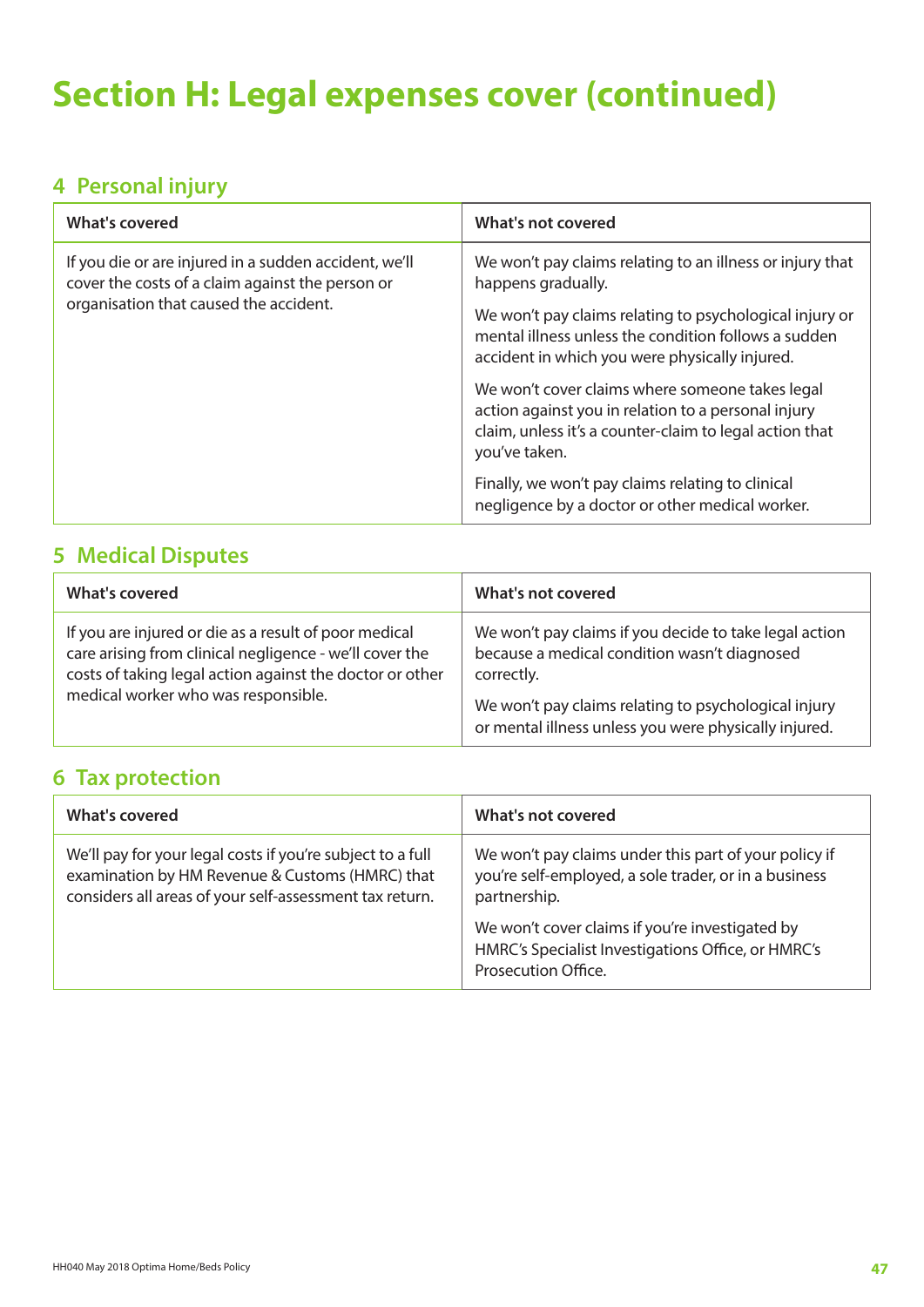# Section H: Legal expenses cover (continued)

## 4 Personal injury

| What's covered | What's not covered |
|---|---|
| If you die or are injured in a sudden accident, we'll cover the costs of a claim against the person or organisation that caused the accident. | We won't pay claims relating to an illness or injury that happens gradually.<br><br>We won't pay claims relating to psychological injury or mental illness unless the condition follows a sudden accident in which you were physically injured.<br><br>We won't cover claims where someone takes legal action against you in relation to a personal injury claim, unless it's a counter-claim to legal action that you've taken.<br><br>Finally, we won't pay claims relating to clinical negligence by a doctor or other medical worker. |

## 5 Medical Disputes

| What's covered | What's not covered |
|---|---|
| If you are injured or die as a result of poor medical care arising from clinical negligence - we'll cover the costs of taking legal action against the doctor or other medical worker who was responsible. | We won't pay claims if you decide to take legal action because a medical condition wasn't diagnosed correctly.<br><br>We won't pay claims relating to psychological injury or mental illness unless you were physically injured. |

## 6 Tax protection

| What's covered | What's not covered |
|---|---|
| We'll pay for your legal costs if you're subject to a full examination by HM Revenue & Customs (HMRC) that considers all areas of your self-assessment tax return. | We won't pay claims under this part of your policy if you're self-employed, a sole trader, or in a business partnership.<br><br>We won't cover claims if you're investigated by HMRC's Specialist Investigations Office, or HMRC's Prosecution Office. |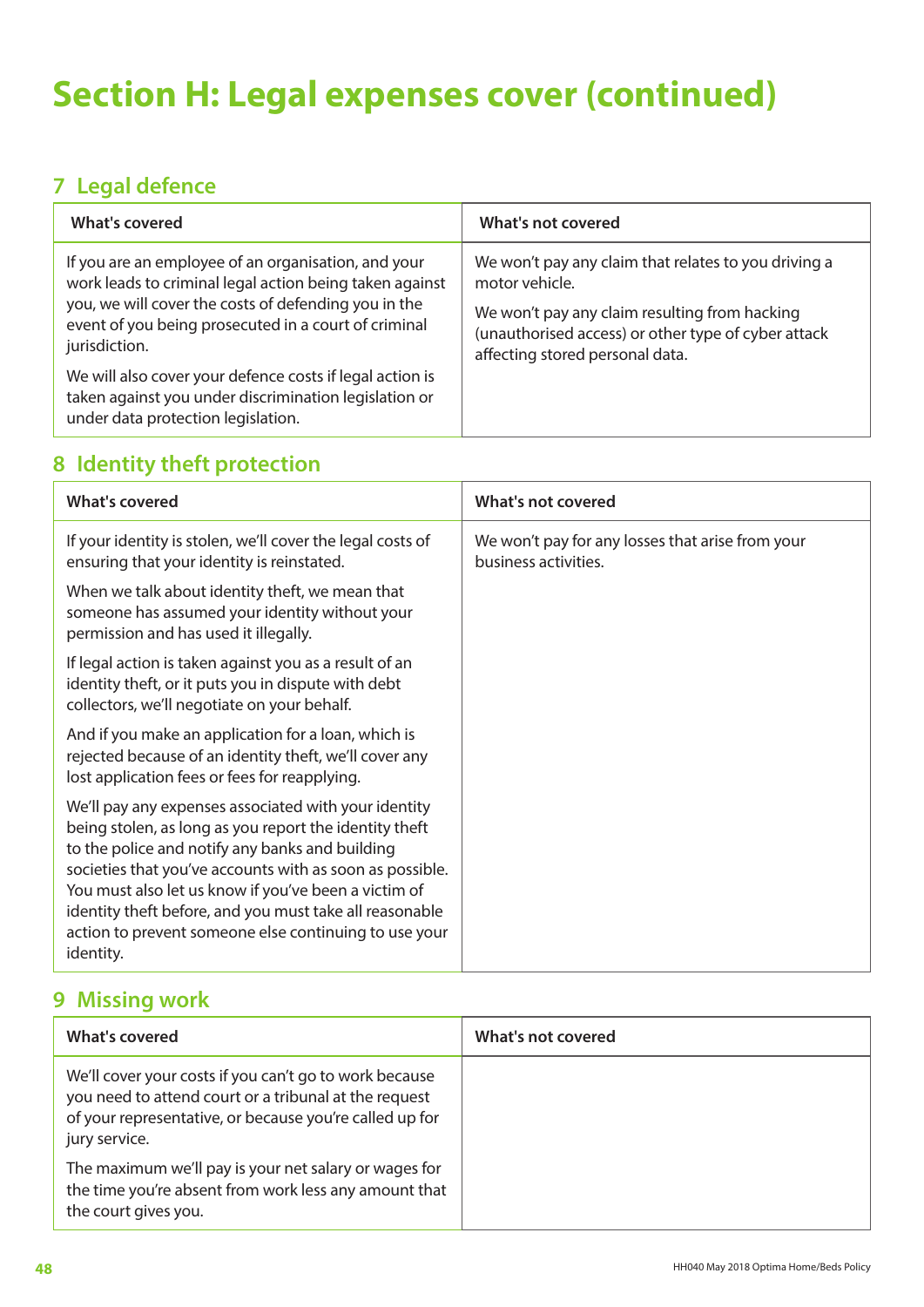# Section H: Legal expenses cover (continued)

## 7 Legal defence

| What's covered | What's not covered |
|---|---|
| If you are an employee of an organisation, and your work leads to criminal legal action being taken against you, we will cover the costs of defending you in the event of you being prosecuted in a court of criminal jurisdiction.<br><br>We will also cover your defence costs if legal action is taken against you under discrimination legislation or under data protection legislation. | We won't pay any claim that relates to you driving a motor vehicle.<br><br>We won't pay any claim resulting from hacking (unauthorised access) or other type of cyber attack affecting stored personal data. |

## 8 Identity theft protection

| What's covered | What's not covered |
|---|---|
| If your identity is stolen, we'll cover the legal costs of ensuring that your identity is reinstated.<br><br>When we talk about identity theft, we mean that someone has assumed your identity without your permission and has used it illegally.<br><br>If legal action is taken against you as a result of an identity theft, or it puts you in dispute with debt collectors, we'll negotiate on your behalf.<br><br>And if you make an application for a loan, which is rejected because of an identity theft, we'll cover any lost application fees or fees for reapplying.<br><br>We'll pay any expenses associated with your identity being stolen, as long as you report the identity theft to the police and notify any banks and building societies that you've accounts with as soon as possible. You must also let us know if you've been a victim of identity theft before, and you must take all reasonable action to prevent someone else continuing to use your identity. | We won't pay for any losses that arise from your business activities. |

## 9 Missing work

| What's covered | What's not covered |
|---|---|
| We'll cover your costs if you can't go to work because you need to attend court or a tribunal at the request of your representative, or because you're called up for jury service.<br><br>The maximum we'll pay is your net salary or wages for the time you're absent from work less any amount that the court gives you. | |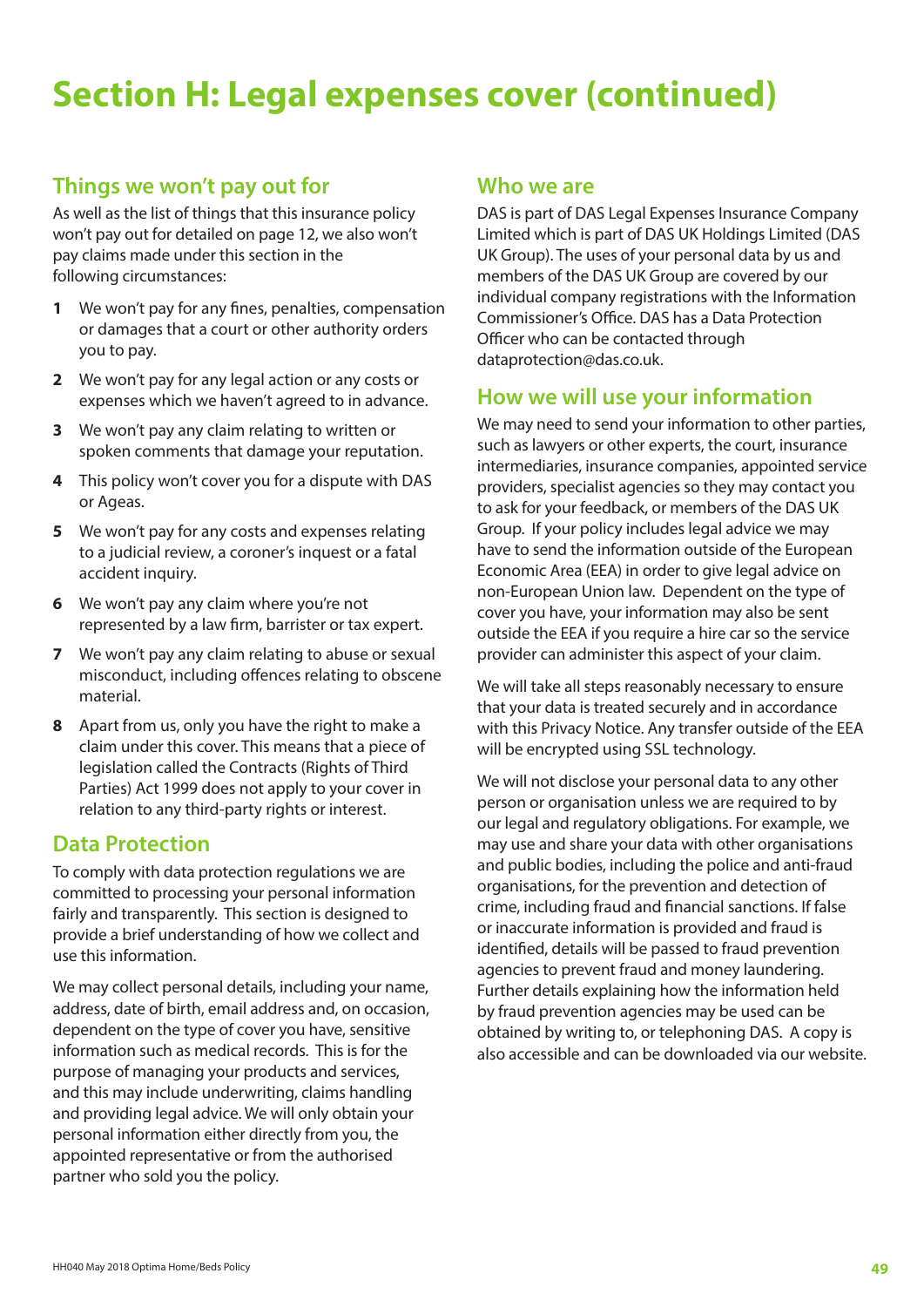# Section H: Legal expenses cover (continued)

## Things we won't pay out for

As well as the list of things that this insurance policy won't pay out for detailed on page 12, we also won't pay claims made under this section in the following circumstances:

1. We won't pay for any fines, penalties, compensation or damages that a court or other authority orders you to pay.
2. We won't pay for any legal action or any costs or expenses which we haven't agreed to in advance.
3. We won't pay any claim relating to written or spoken comments that damage your reputation.
4. This policy won't cover you for a dispute with DAS or Ageas.
5. We won't pay for any costs and expenses relating to a judicial review, a coroner's inquest or a fatal accident inquiry.
6. We won't pay any claim where you're not represented by a law firm, barrister or tax expert.
7. We won't pay any claim relating to abuse or sexual misconduct, including offences relating to obscene material.
8. Apart from us, only you have the right to make a claim under this cover. This means that a piece of legislation called the Contracts (Rights of Third Parties) Act 1999 does not apply to your cover in relation to any third-party rights or interest.

## Data Protection

To comply with data protection regulations we are committed to processing your personal information fairly and transparently. This section is designed to provide a brief understanding of how we collect and use this information.

We may collect personal details, including your name, address, date of birth, email address and, on occasion, dependent on the type of cover you have, sensitive information such as medical records. This is for the purpose of managing your products and services, and this may include underwriting, claims handling and providing legal advice. We will only obtain your personal information either directly from you, the appointed representative or from the authorised partner who sold you the policy.

## Who we are

DAS is part of DAS Legal Expenses Insurance Company Limited which is part of DAS UK Holdings Limited (DAS UK Group). The uses of your personal data by us and members of the DAS UK Group are covered by our individual company registrations with the Information Commissioner's Office. DAS has a Data Protection Officer who can be contacted through dataprotection@das.co.uk.

## How we will use your information

We may need to send your information to other parties, such as lawyers or other experts, the court, insurance intermediaries, insurance companies, appointed service providers, specialist agencies so they may contact you to ask for your feedback, or members of the DAS UK Group. If your policy includes legal advice we may have to send the information outside of the European Economic Area (EEA) in order to give legal advice on non-European Union law. Dependent on the type of cover you have, your information may also be sent outside the EEA if you require a hire car so the service provider can administer this aspect of your claim.

We will take all steps reasonably necessary to ensure that your data is treated securely and in accordance with this Privacy Notice. Any transfer outside of the EEA will be encrypted using SSL technology.

We will not disclose your personal data to any other person or organisation unless we are required to by our legal and regulatory obligations. For example, we may use and share your data with other organisations and public bodies, including the police and anti-fraud organisations, for the prevention and detection of crime, including fraud and financial sanctions. If false or inaccurate information is provided and fraud is identified, details will be passed to fraud prevention agencies to prevent fraud and money laundering. Further details explaining how the information held by fraud prevention agencies may be used can be obtained by writing to, or telephoning DAS. A copy is also accessible and can be downloaded via our website.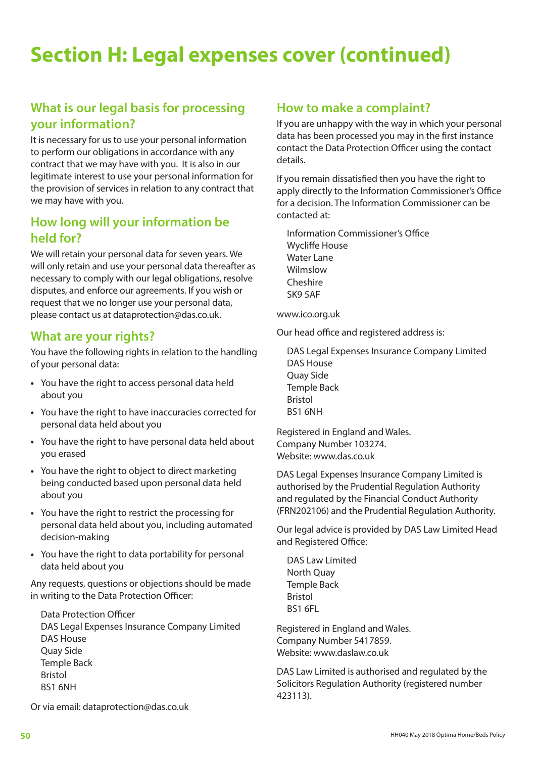# Section H: Legal expenses cover (continued)

## What is our legal basis for processing your information?

It is necessary for us to use your personal information to perform our obligations in accordance with any contract that we may have with you. It is also in our legitimate interest to use your personal information for the provision of services in relation to any contract that we may have with you.

## How long will your information be held for?

We will retain your personal data for seven years. We will only retain and use your personal data thereafter as necessary to comply with our legal obligations, resolve disputes, and enforce our agreements. If you wish or request that we no longer use your personal data, please contact us at dataprotection@das.co.uk.

## What are your rights?

You have the following rights in relation to the handling of your personal data:

- You have the right to access personal data held about you
- You have the right to have inaccuracies corrected for personal data held about you
- You have the right to have personal data held about you erased
- You have the right to object to direct marketing being conducted based upon personal data held about you
- You have the right to restrict the processing for personal data held about you, including automated decision-making
- You have the right to data portability for personal data held about you

Any requests, questions or objections should be made in writing to the Data Protection Officer:

Data Protection Officer
DAS Legal Expenses Insurance Company Limited
DAS House
Quay Side
Temple Back
Bristol
BS1 6NH

Or via email: dataprotection@das.co.uk

## How to make a complaint?

If you are unhappy with the way in which your personal data has been processed you may in the first instance contact the Data Protection Officer using the contact details.

If you remain dissatisfied then you have the right to apply directly to the Information Commissioner's Office for a decision. The Information Commissioner can be contacted at:

Information Commissioner's Office
Wycliffe House
Water Lane
Wilmslow
Cheshire
SK9 5AF

www.ico.org.uk

Our head office and registered address is:

DAS Legal Expenses Insurance Company Limited
DAS House
Quay Side
Temple Back
Bristol
BS1 6NH

Registered in England and Wales.
Company Number 103274.
Website: www.das.co.uk

DAS Legal Expenses Insurance Company Limited is authorised by the Prudential Regulation Authority and regulated by the Financial Conduct Authority (FRN202106) and the Prudential Regulation Authority.

Our legal advice is provided by DAS Law Limited Head and Registered Office:

DAS Law Limited
North Quay
Temple Back
Bristol
BS1 6FL

Registered in England and Wales.
Company Number 5417859.
Website: www.daslaw.co.uk

DAS Law Limited is authorised and regulated by the Solicitors Regulation Authority (registered number 423113).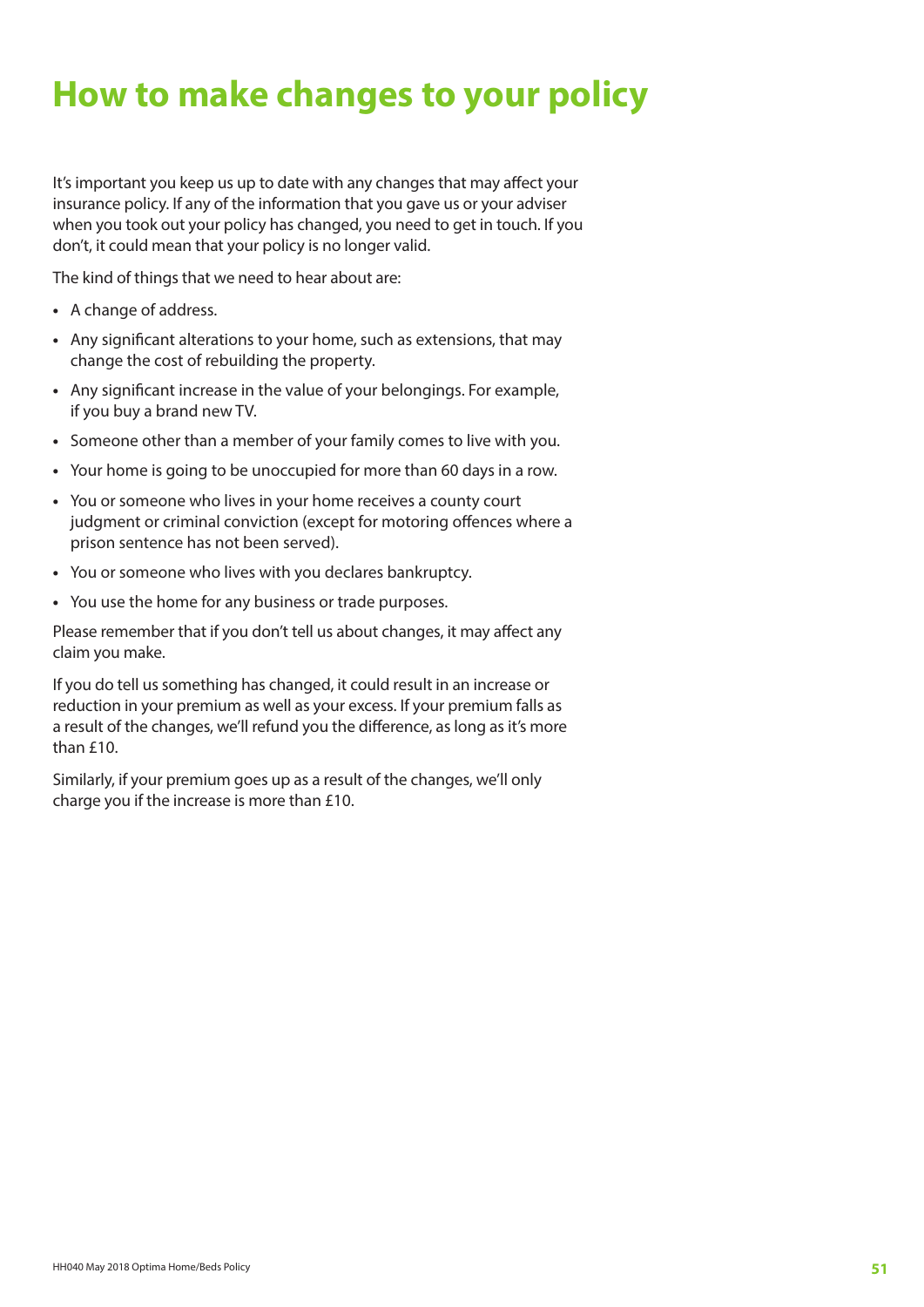# How to make changes to your policy

It's important you keep us up to date with any changes that may affect your insurance policy. If any of the information that you gave us or your adviser when you took out your policy has changed, you need to get in touch. If you don't, it could mean that your policy is no longer valid.

The kind of things that we need to hear about are:

- A change of address.
- Any significant alterations to your home, such as extensions, that may change the cost of rebuilding the property.
- Any significant increase in the value of your belongings. For example, if you buy a brand new TV.
- Someone other than a member of your family comes to live with you.
- Your home is going to be unoccupied for more than 60 days in a row.
- You or someone who lives in your home receives a county court judgment or criminal conviction (except for motoring offences where a prison sentence has not been served).
- You or someone who lives with you declares bankruptcy.
- You use the home for any business or trade purposes.

Please remember that if you don't tell us about changes, it may affect any claim you make.

If you do tell us something has changed, it could result in an increase or reduction in your premium as well as your excess. If your premium falls as a result of the changes, we'll refund you the difference, as long as it's more than £10.

Similarly, if your premium goes up as a result of the changes, we'll only charge you if the increase is more than £10.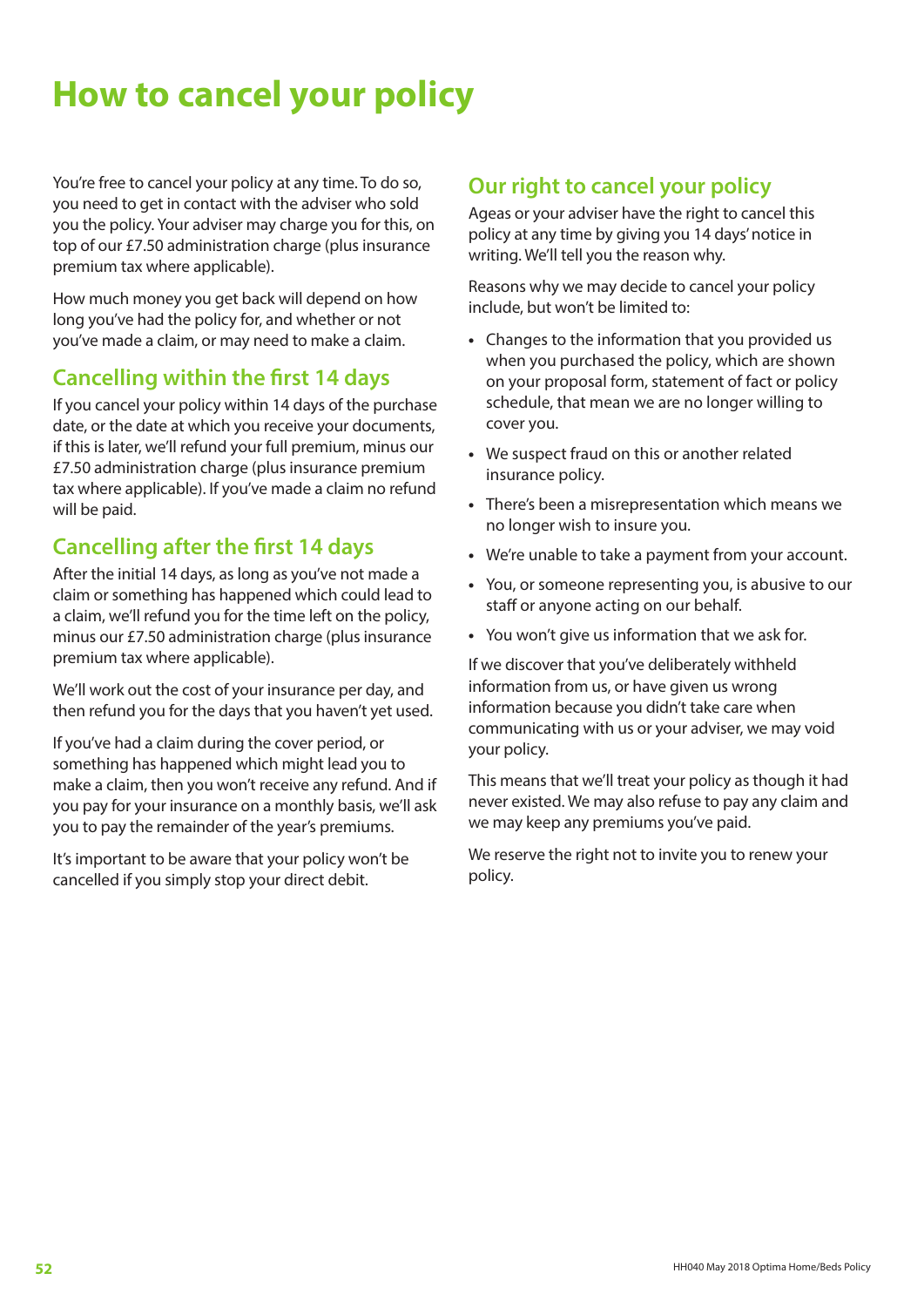# How to cancel your policy

You're free to cancel your policy at any time. To do so, you need to get in contact with the adviser who sold you the policy. Your adviser may charge you for this, on top of our £7.50 administration charge (plus insurance premium tax where applicable).

How much money you get back will depend on how long you've had the policy for, and whether or not you've made a claim, or may need to make a claim.

## Cancelling within the first 14 days

If you cancel your policy within 14 days of the purchase date, or the date at which you receive your documents, if this is later, we'll refund your full premium, minus our £7.50 administration charge (plus insurance premium tax where applicable). If you've made a claim no refund will be paid.

## Cancelling after the first 14 days

After the initial 14 days, as long as you've not made a claim or something has happened which could lead to a claim, we'll refund you for the time left on the policy, minus our £7.50 administration charge (plus insurance premium tax where applicable).

We'll work out the cost of your insurance per day, and then refund you for the days that you haven't yet used.

If you've had a claim during the cover period, or something has happened which might lead you to make a claim, then you won't receive any refund. And if you pay for your insurance on a monthly basis, we'll ask you to pay the remainder of the year's premiums.

It's important to be aware that your policy won't be cancelled if you simply stop your direct debit.

## Our right to cancel your policy

Ageas or your adviser have the right to cancel this policy at any time by giving you 14 days' notice in writing. We'll tell you the reason why.

Reasons why we may decide to cancel your policy include, but won't be limited to:

- Changes to the information that you provided us when you purchased the policy, which are shown on your proposal form, statement of fact or policy schedule, that mean we are no longer willing to cover you.
- We suspect fraud on this or another related insurance policy.
- There's been a misrepresentation which means we no longer wish to insure you.
- We're unable to take a payment from your account.
- You, or someone representing you, is abusive to our staff or anyone acting on our behalf.
- You won't give us information that we ask for.

If we discover that you've deliberately withheld information from us, or have given us wrong information because you didn't take care when communicating with us or your adviser, we may void your policy.

This means that we'll treat your policy as though it had never existed. We may also refuse to pay any claim and we may keep any premiums you've paid.

We reserve the right not to invite you to renew your policy.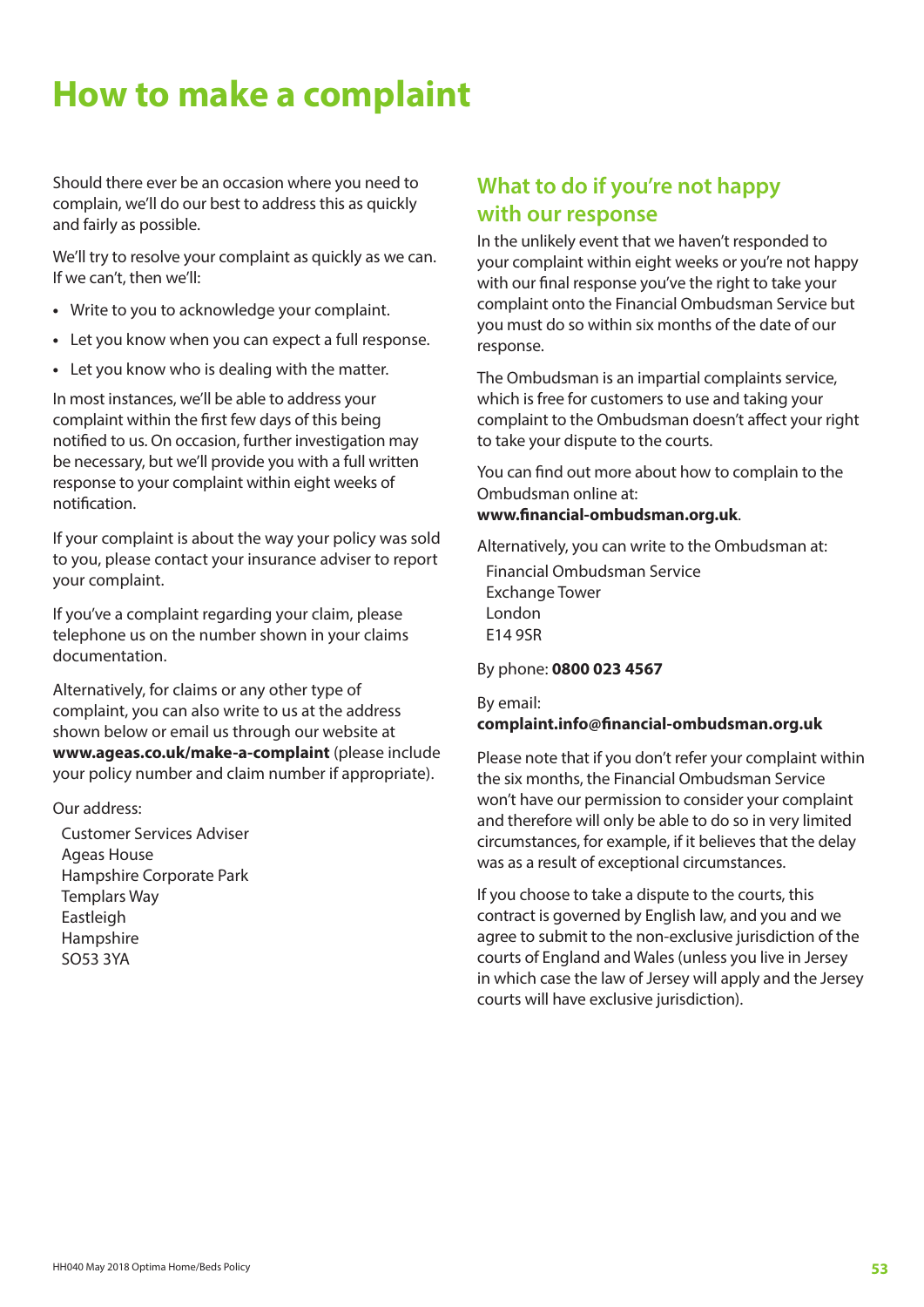# How to make a complaint

Should there ever be an occasion where you need to complain, we'll do our best to address this as quickly and fairly as possible.

We'll try to resolve your complaint as quickly as we can. If we can't, then we'll:

- Write to you to acknowledge your complaint.
- Let you know when you can expect a full response.
- Let you know who is dealing with the matter.

In most instances, we'll be able to address your complaint within the first few days of this being notified to us. On occasion, further investigation may be necessary, but we'll provide you with a full written response to your complaint within eight weeks of notification.

If your complaint is about the way your policy was sold to you, please contact your insurance adviser to report your complaint.

If you've a complaint regarding your claim, please telephone us on the number shown in your claims documentation.

Alternatively, for claims or any other type of complaint, you can also write to us at the address shown below or email us through our website at **www.ageas.co.uk/make-a-complaint** (please include your policy number and claim number if appropriate).

Our address:

Customer Services Adviser
Ageas House
Hampshire Corporate Park
Templars Way
Eastleigh
Hampshire
SO53 3YA

## What to do if you're not happy with our response

In the unlikely event that we haven't responded to your complaint within eight weeks or you're not happy with our final response you've the right to take your complaint onto the Financial Ombudsman Service but you must do so within six months of the date of our response.

The Ombudsman is an impartial complaints service, which is free for customers to use and taking your complaint to the Ombudsman doesn't affect your right to take your dispute to the courts.

You can find out more about how to complain to the Ombudsman online at:
**www.financial-ombudsman.org.uk**.

Alternatively, you can write to the Ombudsman at:

Financial Ombudsman Service
Exchange Tower
London
E14 9SR

By phone: **0800 023 4567**

By email:
**complaint.info@financial-ombudsman.org.uk**

Please note that if you don't refer your complaint within the six months, the Financial Ombudsman Service won't have our permission to consider your complaint and therefore will only be able to do so in very limited circumstances, for example, if it believes that the delay was as a result of exceptional circumstances.

If you choose to take a dispute to the courts, this contract is governed by English law, and you and we agree to submit to the non-exclusive jurisdiction of the courts of England and Wales (unless you live in Jersey in which case the law of Jersey will apply and the Jersey courts will have exclusive jurisdiction).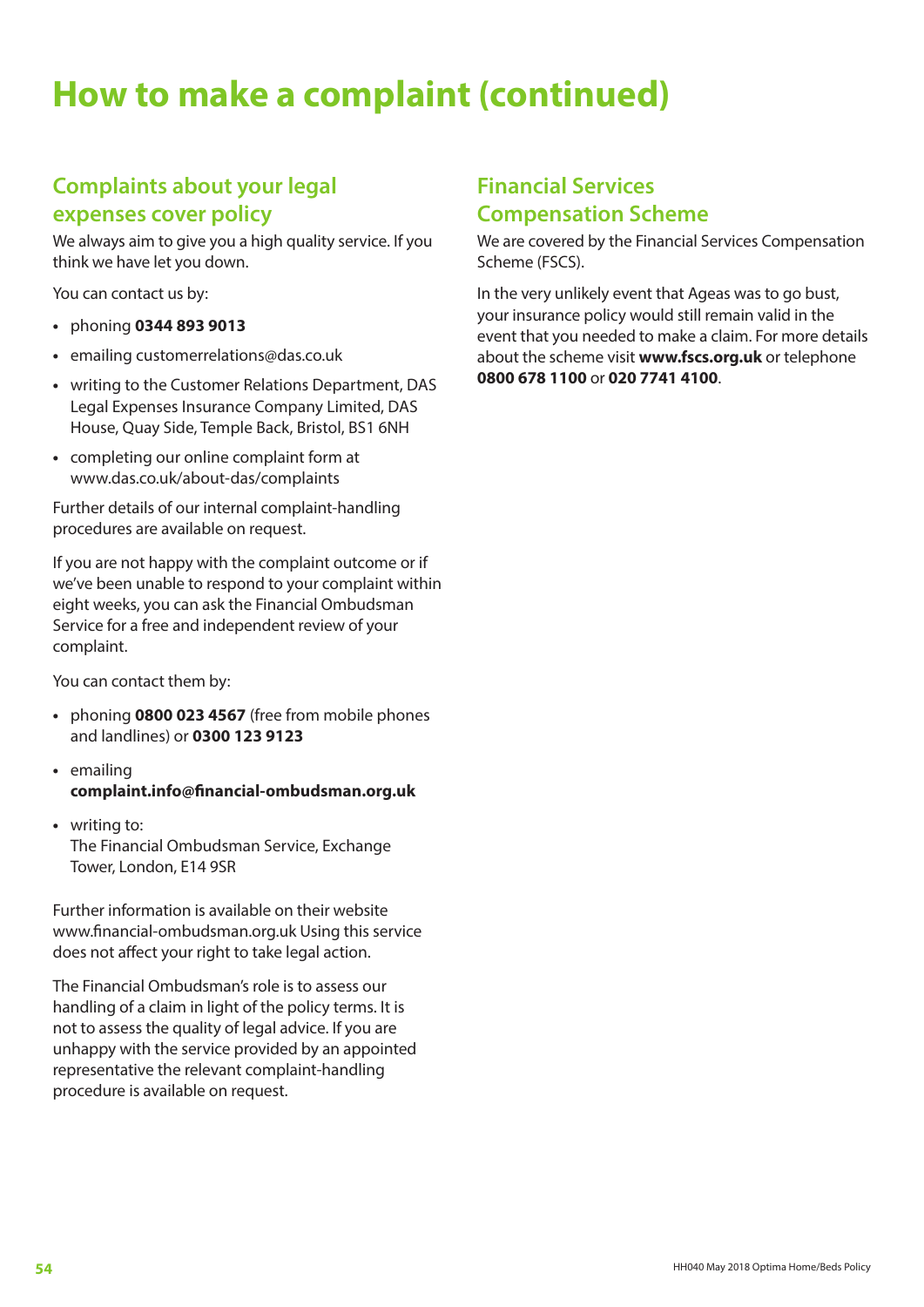# How to make a complaint (continued)

## Complaints about your legal expenses cover policy

We always aim to give you a high quality service. If you think we have let you down.

You can contact us by:

- phoning **0344 893 9013**
- emailing customerrelations@das.co.uk
- writing to the Customer Relations Department, DAS Legal Expenses Insurance Company Limited, DAS House, Quay Side, Temple Back, Bristol, BS1 6NH
- completing our online complaint form at www.das.co.uk/about-das/complaints

Further details of our internal complaint-handling procedures are available on request.

If you are not happy with the complaint outcome or if we've been unable to respond to your complaint within eight weeks, you can ask the Financial Ombudsman Service for a free and independent review of your complaint.

You can contact them by:

- phoning **0800 023 4567** (free from mobile phones and landlines) or **0300 123 9123**
- emailing **complaint.info@financial-ombudsman.org.uk**
- writing to:
  The Financial Ombudsman Service, Exchange Tower, London, E14 9SR

Further information is available on their website www.financial-ombudsman.org.uk Using this service does not affect your right to take legal action.

The Financial Ombudsman's role is to assess our handling of a claim in light of the policy terms. It is not to assess the quality of legal advice. If you are unhappy with the service provided by an appointed representative the relevant complaint-handling procedure is available on request.

## Financial Services Compensation Scheme

We are covered by the Financial Services Compensation Scheme (FSCS).

In the very unlikely event that Ageas was to go bust, your insurance policy would still remain valid in the event that you needed to make a claim. For more details about the scheme visit **www.fscs.org.uk** or telephone **0800 678 1100** or **020 7741 4100**.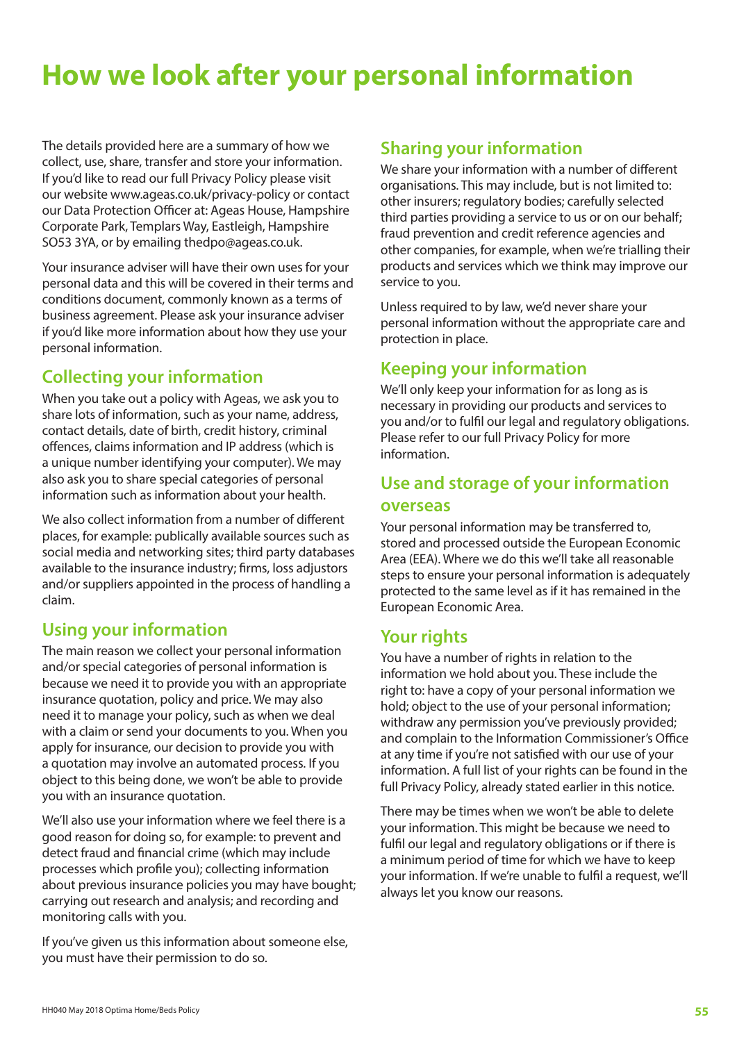# How we look after your personal information

The details provided here are a summary of how we collect, use, share, transfer and store your information. If you'd like to read our full Privacy Policy please visit our website www.ageas.co.uk/privacy-policy or contact our Data Protection Officer at: Ageas House, Hampshire Corporate Park, Templars Way, Eastleigh, Hampshire SO53 3YA, or by emailing thedpo@ageas.co.uk.

Your insurance adviser will have their own uses for your personal data and this will be covered in their terms and conditions document, commonly known as a terms of business agreement. Please ask your insurance adviser if you'd like more information about how they use your personal information.

## Collecting your information

When you take out a policy with Ageas, we ask you to share lots of information, such as your name, address, contact details, date of birth, credit history, criminal offences, claims information and IP address (which is a unique number identifying your computer). We may also ask you to share special categories of personal information such as information about your health.

We also collect information from a number of different places, for example: publically available sources such as social media and networking sites; third party databases available to the insurance industry; firms, loss adjustors and/or suppliers appointed in the process of handling a claim.

## Using your information

The main reason we collect your personal information and/or special categories of personal information is because we need it to provide you with an appropriate insurance quotation, policy and price. We may also need it to manage your policy, such as when we deal with a claim or send your documents to you. When you apply for insurance, our decision to provide you with a quotation may involve an automated process. If you object to this being done, we won't be able to provide you with an insurance quotation.

We'll also use your information where we feel there is a good reason for doing so, for example: to prevent and detect fraud and financial crime (which may include processes which profile you); collecting information about previous insurance policies you may have bought; carrying out research and analysis; and recording and monitoring calls with you.

If you've given us this information about someone else, you must have their permission to do so.

## Sharing your information

We share your information with a number of different organisations. This may include, but is not limited to: other insurers; regulatory bodies; carefully selected third parties providing a service to us or on our behalf; fraud prevention and credit reference agencies and other companies, for example, when we're trialling their products and services which we think may improve our service to you.

Unless required to by law, we'd never share your personal information without the appropriate care and protection in place.

## Keeping your information

We'll only keep your information for as long as is necessary in providing our products and services to you and/or to fulfil our legal and regulatory obligations. Please refer to our full Privacy Policy for more information.

## Use and storage of your information overseas

Your personal information may be transferred to, stored and processed outside the European Economic Area (EEA). Where we do this we'll take all reasonable steps to ensure your personal information is adequately protected to the same level as if it has remained in the European Economic Area.

## Your rights

You have a number of rights in relation to the information we hold about you. These include the right to: have a copy of your personal information we hold; object to the use of your personal information; withdraw any permission you've previously provided; and complain to the Information Commissioner's Office at any time if you're not satisfied with our use of your information. A full list of your rights can be found in the full Privacy Policy, already stated earlier in this notice.

There may be times when we won't be able to delete your information. This might be because we need to fulfil our legal and regulatory obligations or if there is a minimum period of time for which we have to keep your information. If we're unable to fulfil a request, we'll always let you know our reasons.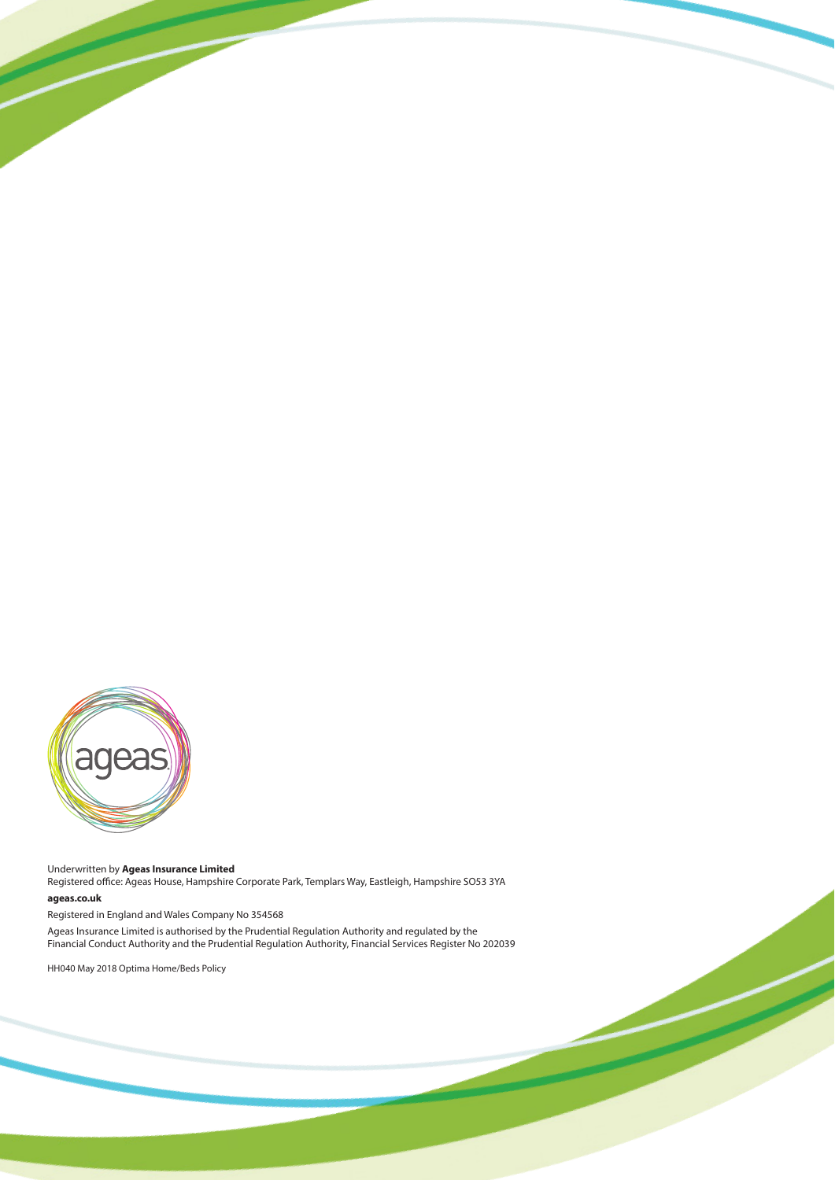Underwritten by **Ageas Insurance Limited**
Registered office: Ageas House, Hampshire Corporate Park, Templars Way, Eastleigh, Hampshire SO53 3YA

**ageas.co.uk**

Registered in England and Wales Company No 354568

Ageas Insurance Limited is authorised by the Prudential Regulation Authority and regulated by the Financial Conduct Authority and the Prudential Regulation Authority, Financial Services Register No 202039

HH040 May 2018 Optima Home/Beds Policy